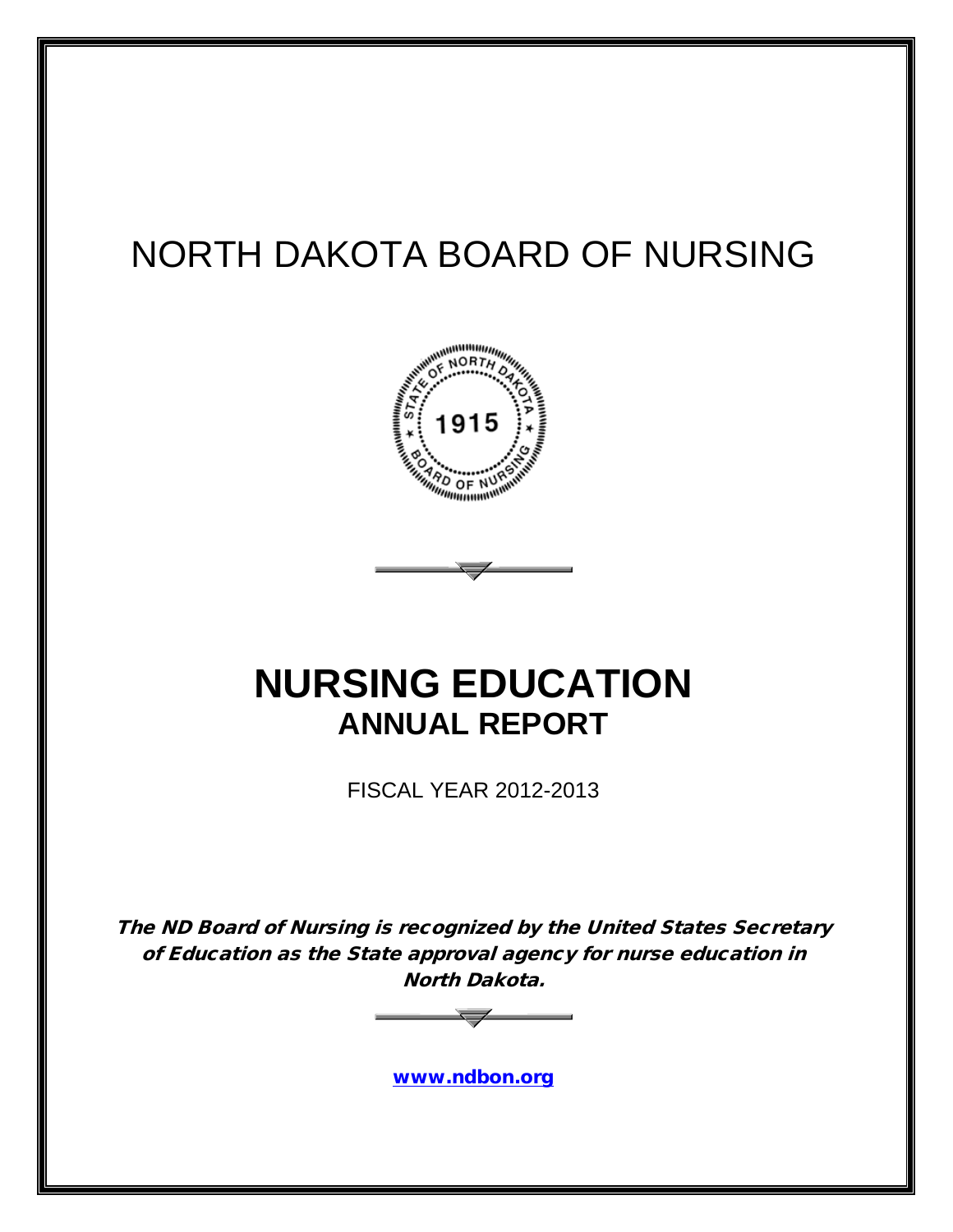# NORTH DAKOTA BOARD OF NURSING

# NURSING EDUCATION

## ANNUAL REPORT

FISCAL YEAR 2012-2013

***The ND Board of Nursing is recognized by the United States Secretary of Education as the State approval agency for nurse education in North Dakota.***

www.ndbon.org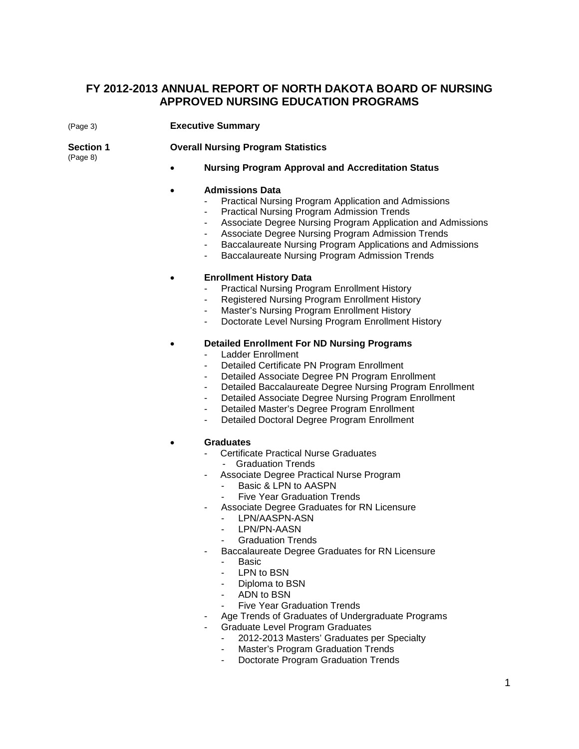# FY 2012-2013 ANNUAL REPORT OF NORTH DAKOTA BOARD OF NURSING APPROVED NURSING EDUCATION PROGRAMS

(Page 3) **Executive Summary**

**Section 1** (Page 8) **Overall Nursing Program Statistics**

- **Nursing Program Approval and Accreditation Status**

- **Admissions Data**
  - Practical Nursing Program Application and Admissions
  - Practical Nursing Program Admission Trends
  - Associate Degree Nursing Program Application and Admissions
  - Associate Degree Nursing Program Admission Trends
  - Baccalaureate Nursing Program Applications and Admissions
  - Baccalaureate Nursing Program Admission Trends

- **Enrollment History Data**
  - Practical Nursing Program Enrollment History
  - Registered Nursing Program Enrollment History
  - Master's Nursing Program Enrollment History
  - Doctorate Level Nursing Program Enrollment History

- **Detailed Enrollment For ND Nursing Programs**
  - Ladder Enrollment
  - Detailed Certificate PN Program Enrollment
  - Detailed Associate Degree PN Program Enrollment
  - Detailed Baccalaureate Degree Nursing Program Enrollment
  - Detailed Associate Degree Nursing Program Enrollment
  - Detailed Master's Degree Program Enrollment
  - Detailed Doctoral Degree Program Enrollment

- **Graduates**
  - Certificate Practical Nurse Graduates
    - Graduation Trends
  - Associate Degree Practical Nurse Program
    - Basic & LPN to AASPN
    - Five Year Graduation Trends
  - Associate Degree Graduates for RN Licensure
    - LPN/AASPN-ASN
    - LPN/PN-AASN
    - Graduation Trends
  - Baccalaureate Degree Graduates for RN Licensure
    - Basic
    - LPN to BSN
    - Diploma to BSN
    - ADN to BSN
    - Five Year Graduation Trends
  - Age Trends of Graduates of Undergraduate Programs
  - Graduate Level Program Graduates
    - 2012-2013 Masters' Graduates per Specialty
    - Master's Program Graduation Trends
    - Doctorate Program Graduation Trends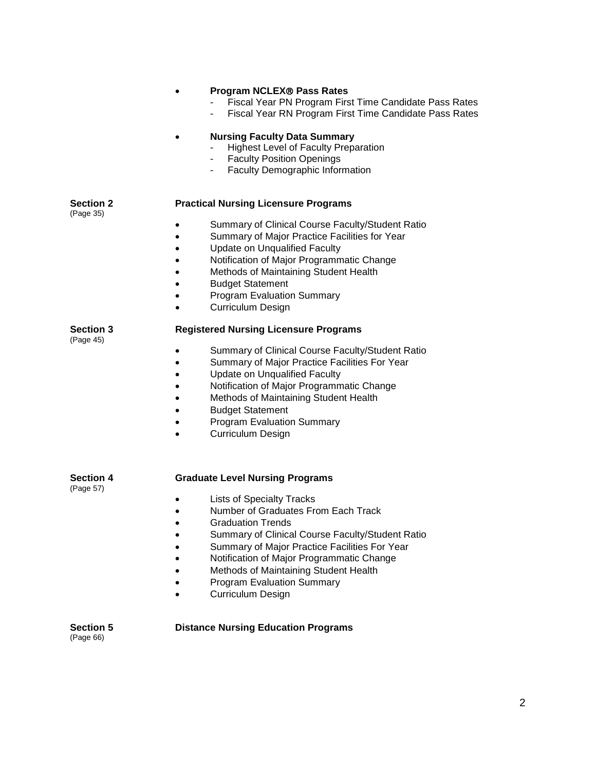- **Program NCLEX® Pass Rates**
  - Fiscal Year PN Program First Time Candidate Pass Rates
  - Fiscal Year RN Program First Time Candidate Pass Rates

- **Nursing Faculty Data Summary**
  - Highest Level of Faculty Preparation
  - Faculty Position Openings
  - Faculty Demographic Information

**Section 2** (Page 35) — **Practical Nursing Licensure Programs**

- Summary of Clinical Course Faculty/Student Ratio
- Summary of Major Practice Facilities for Year
- Update on Unqualified Faculty
- Notification of Major Programmatic Change
- Methods of Maintaining Student Health
- Budget Statement
- Program Evaluation Summary
- Curriculum Design

**Section 3** (Page 45) — **Registered Nursing Licensure Programs**

- Summary of Clinical Course Faculty/Student Ratio
- Summary of Major Practice Facilities For Year
- Update on Unqualified Faculty
- Notification of Major Programmatic Change
- Methods of Maintaining Student Health
- Budget Statement
- Program Evaluation Summary
- Curriculum Design

**Section 4** (Page 57) — **Graduate Level Nursing Programs**

- Lists of Specialty Tracks
- Number of Graduates From Each Track
- Graduation Trends
- Summary of Clinical Course Faculty/Student Ratio
- Summary of Major Practice Facilities For Year
- Notification of Major Programmatic Change
- Methods of Maintaining Student Health
- Program Evaluation Summary
- Curriculum Design

**Section 5** (Page 66) — **Distance Nursing Education Programs**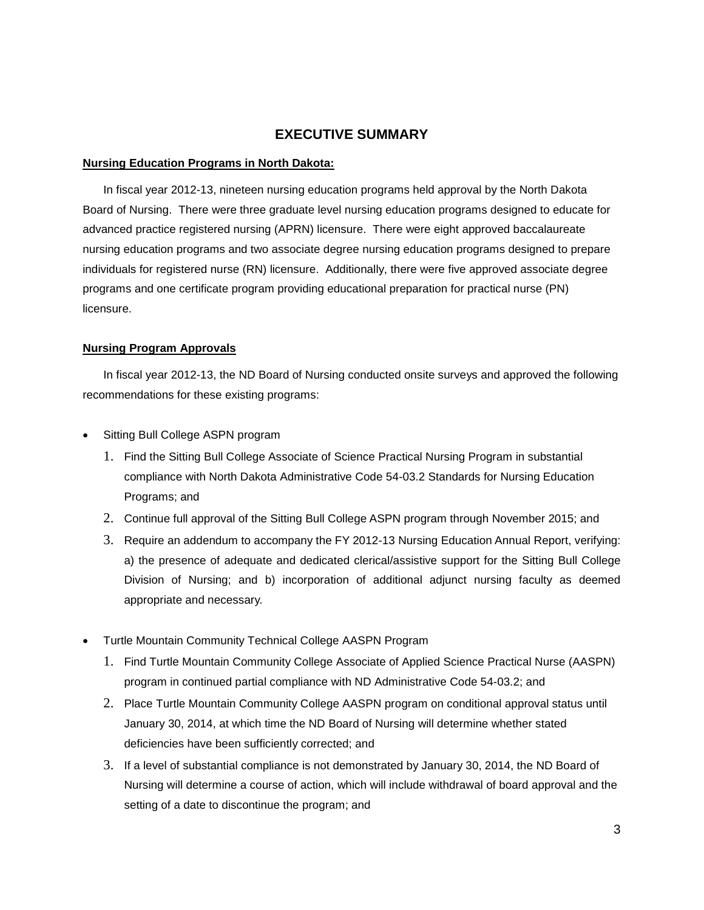# EXECUTIVE SUMMARY

**Nursing Education Programs in North Dakota:**

In fiscal year 2012-13, nineteen nursing education programs held approval by the North Dakota Board of Nursing. There were three graduate level nursing education programs designed to educate for advanced practice registered nursing (APRN) licensure. There were eight approved baccalaureate nursing education programs and two associate degree nursing education programs designed to prepare individuals for registered nurse (RN) licensure. Additionally, there were five approved associate degree programs and one certificate program providing educational preparation for practical nurse (PN) licensure.

**Nursing Program Approvals**

In fiscal year 2012-13, the ND Board of Nursing conducted onsite surveys and approved the following recommendations for these existing programs:

- Sitting Bull College ASPN program
  1. Find the Sitting Bull College Associate of Science Practical Nursing Program in substantial compliance with North Dakota Administrative Code 54-03.2 Standards for Nursing Education Programs; and
  2. Continue full approval of the Sitting Bull College ASPN program through November 2015; and
  3. Require an addendum to accompany the FY 2012-13 Nursing Education Annual Report, verifying: a) the presence of adequate and dedicated clerical/assistive support for the Sitting Bull College Division of Nursing; and b) incorporation of additional adjunct nursing faculty as deemed appropriate and necessary.

- Turtle Mountain Community Technical College AASPN Program
  1. Find Turtle Mountain Community College Associate of Applied Science Practical Nurse (AASPN) program in continued partial compliance with ND Administrative Code 54-03.2; and
  2. Place Turtle Mountain Community College AASPN program on conditional approval status until January 30, 2014, at which time the ND Board of Nursing will determine whether stated deficiencies have been sufficiently corrected; and
  3. If a level of substantial compliance is not demonstrated by January 30, 2014, the ND Board of Nursing will determine a course of action, which will include withdrawal of board approval and the setting of a date to discontinue the program; and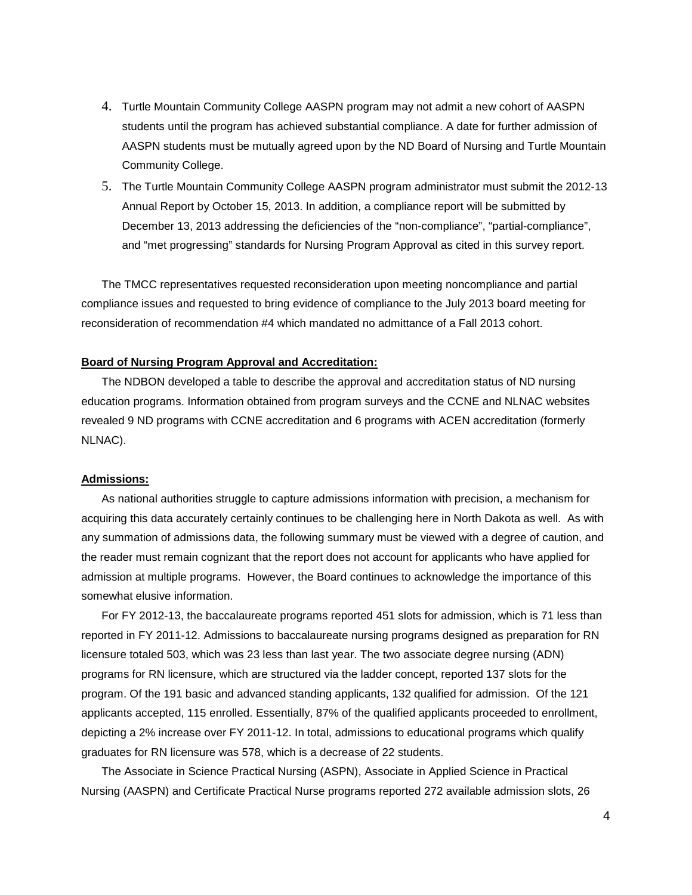4. Turtle Mountain Community College AASPN program may not admit a new cohort of AASPN students until the program has achieved substantial compliance. A date for further admission of AASPN students must be mutually agreed upon by the ND Board of Nursing and Turtle Mountain Community College.
5. The Turtle Mountain Community College AASPN program administrator must submit the 2012-13 Annual Report by October 15, 2013. In addition, a compliance report will be submitted by December 13, 2013 addressing the deficiencies of the "non-compliance", "partial-compliance", and "met progressing" standards for Nursing Program Approval as cited in this survey report.

The TMCC representatives requested reconsideration upon meeting noncompliance and partial compliance issues and requested to bring evidence of compliance to the July 2013 board meeting for reconsideration of recommendation #4 which mandated no admittance of a Fall 2013 cohort.

**Board of Nursing Program Approval and Accreditation:**

The NDBON developed a table to describe the approval and accreditation status of ND nursing education programs. Information obtained from program surveys and the CCNE and NLNAC websites revealed 9 ND programs with CCNE accreditation and 6 programs with ACEN accreditation (formerly NLNAC).

**Admissions:**

As national authorities struggle to capture admissions information with precision, a mechanism for acquiring this data accurately certainly continues to be challenging here in North Dakota as well. As with any summation of admissions data, the following summary must be viewed with a degree of caution, and the reader must remain cognizant that the report does not account for applicants who have applied for admission at multiple programs. However, the Board continues to acknowledge the importance of this somewhat elusive information.

For FY 2012-13, the baccalaureate programs reported 451 slots for admission, which is 71 less than reported in FY 2011-12. Admissions to baccalaureate nursing programs designed as preparation for RN licensure totaled 503, which was 23 less than last year. The two associate degree nursing (ADN) programs for RN licensure, which are structured via the ladder concept, reported 137 slots for the program. Of the 191 basic and advanced standing applicants, 132 qualified for admission. Of the 121 applicants accepted, 115 enrolled. Essentially, 87% of the qualified applicants proceeded to enrollment, depicting a 2% increase over FY 2011-12. In total, admissions to educational programs which qualify graduates for RN licensure was 578, which is a decrease of 22 students.

The Associate in Science Practical Nursing (ASPN), Associate in Applied Science in Practical Nursing (AASPN) and Certificate Practical Nurse programs reported 272 available admission slots, 26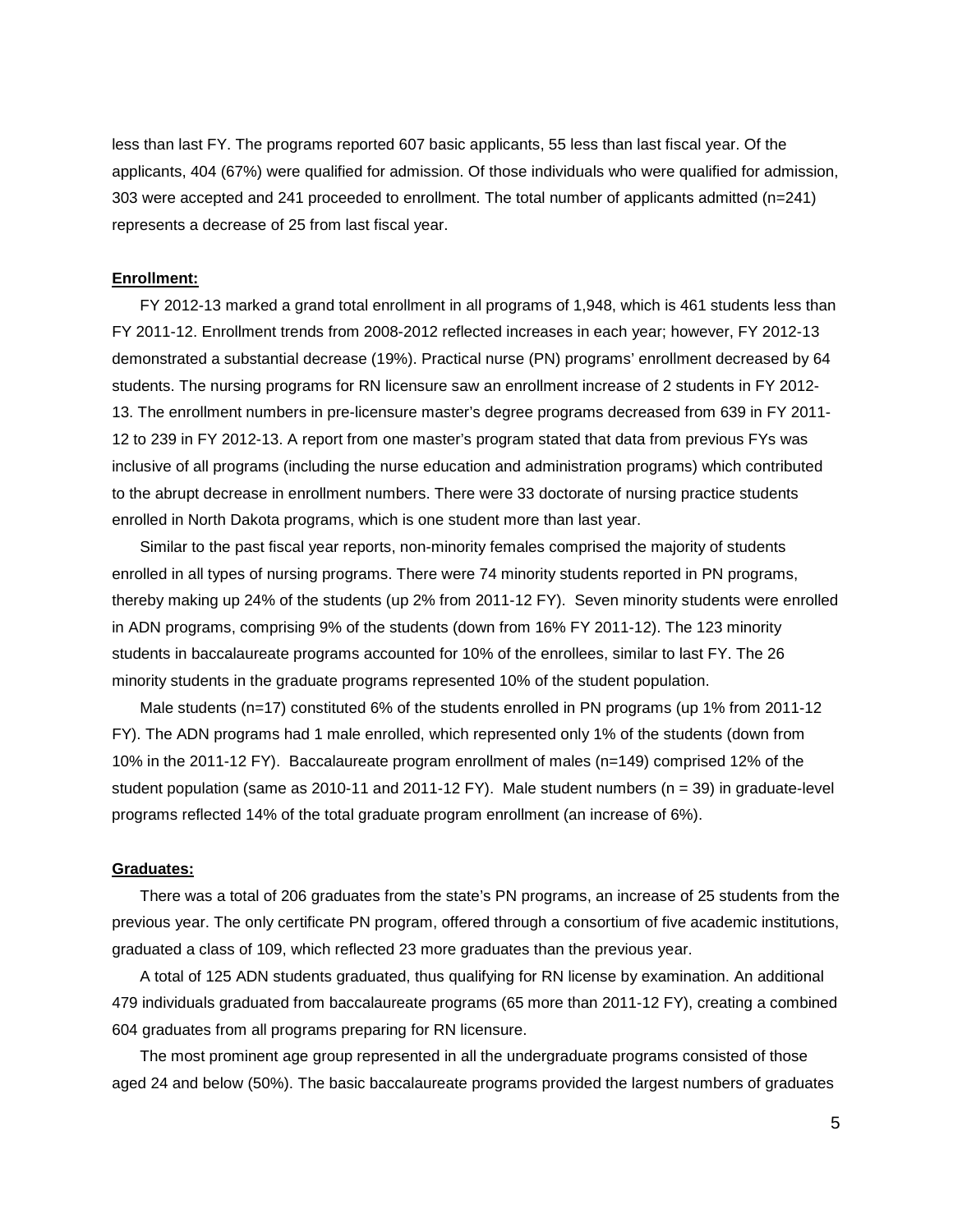less than last FY. The programs reported 607 basic applicants, 55 less than last fiscal year. Of the applicants, 404 (67%) were qualified for admission. Of those individuals who were qualified for admission, 303 were accepted and 241 proceeded to enrollment. The total number of applicants admitted (n=241) represents a decrease of 25 from last fiscal year.

**Enrollment:**

FY 2012-13 marked a grand total enrollment in all programs of 1,948, which is 461 students less than FY 2011-12. Enrollment trends from 2008-2012 reflected increases in each year; however, FY 2012-13 demonstrated a substantial decrease (19%). Practical nurse (PN) programs' enrollment decreased by 64 students. The nursing programs for RN licensure saw an enrollment increase of 2 students in FY 2012-13. The enrollment numbers in pre-licensure master's degree programs decreased from 639 in FY 2011-12 to 239 in FY 2012-13. A report from one master's program stated that data from previous FYs was inclusive of all programs (including the nurse education and administration programs) which contributed to the abrupt decrease in enrollment numbers. There were 33 doctorate of nursing practice students enrolled in North Dakota programs, which is one student more than last year.

Similar to the past fiscal year reports, non-minority females comprised the majority of students enrolled in all types of nursing programs. There were 74 minority students reported in PN programs, thereby making up 24% of the students (up 2% from 2011-12 FY). Seven minority students were enrolled in ADN programs, comprising 9% of the students (down from 16% FY 2011-12). The 123 minority students in baccalaureate programs accounted for 10% of the enrollees, similar to last FY. The 26 minority students in the graduate programs represented 10% of the student population.

Male students (n=17) constituted 6% of the students enrolled in PN programs (up 1% from 2011-12 FY). The ADN programs had 1 male enrolled, which represented only 1% of the students (down from 10% in the 2011-12 FY). Baccalaureate program enrollment of males (n=149) comprised 12% of the student population (same as 2010-11 and 2011-12 FY). Male student numbers (n = 39) in graduate-level programs reflected 14% of the total graduate program enrollment (an increase of 6%).

**Graduates:**

There was a total of 206 graduates from the state's PN programs, an increase of 25 students from the previous year. The only certificate PN program, offered through a consortium of five academic institutions, graduated a class of 109, which reflected 23 more graduates than the previous year.

A total of 125 ADN students graduated, thus qualifying for RN license by examination. An additional 479 individuals graduated from baccalaureate programs (65 more than 2011-12 FY), creating a combined 604 graduates from all programs preparing for RN licensure.

The most prominent age group represented in all the undergraduate programs consisted of those aged 24 and below (50%). The basic baccalaureate programs provided the largest numbers of graduates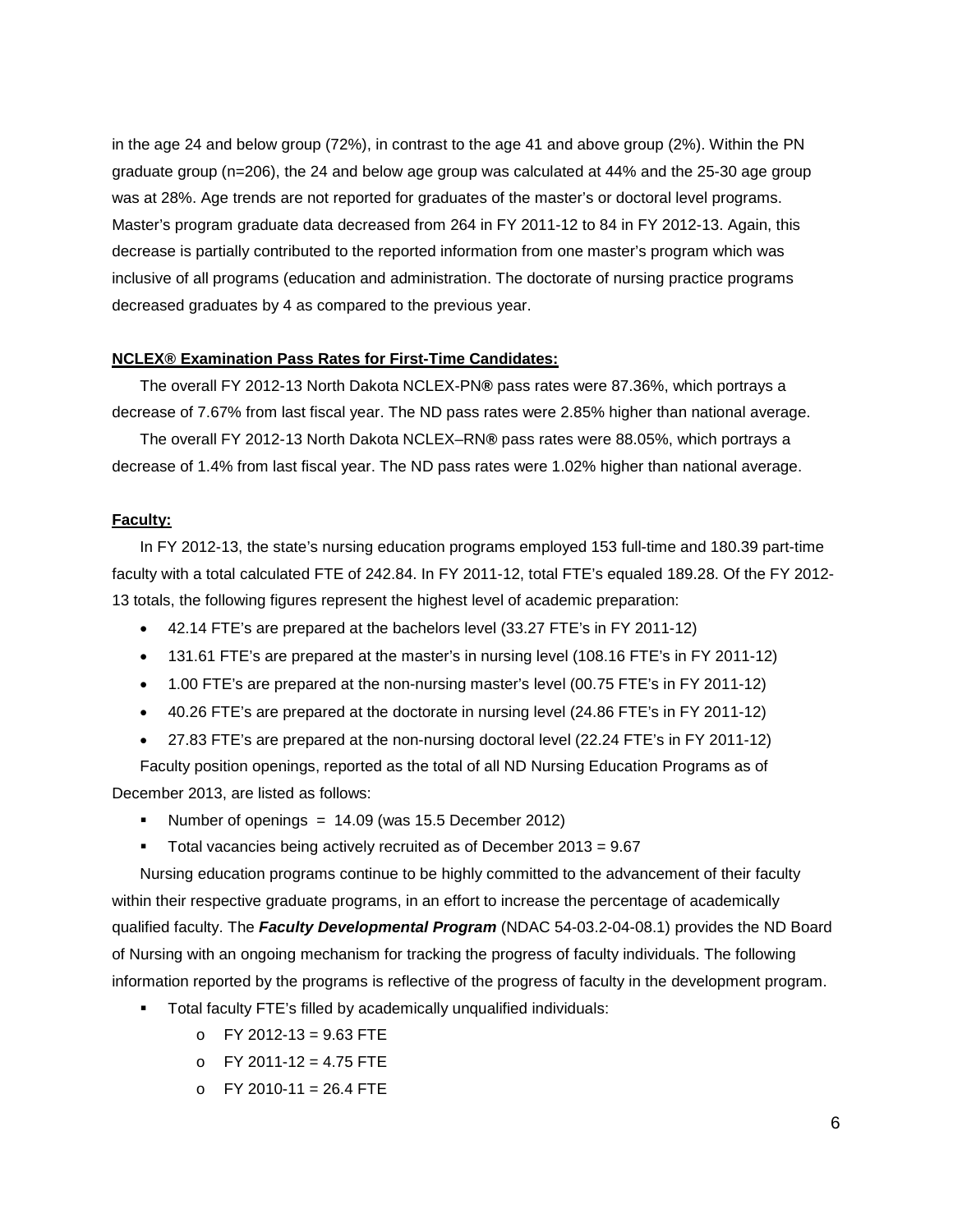in the age 24 and below group (72%), in contrast to the age 41 and above group (2%). Within the PN graduate group (n=206), the 24 and below age group was calculated at 44% and the 25-30 age group was at 28%. Age trends are not reported for graduates of the master's or doctoral level programs. Master's program graduate data decreased from 264 in FY 2011-12 to 84 in FY 2012-13. Again, this decrease is partially contributed to the reported information from one master's program which was inclusive of all programs (education and administration. The doctorate of nursing practice programs decreased graduates by 4 as compared to the previous year.

**NCLEX® Examination Pass Rates for First-Time Candidates:**

The overall FY 2012-13 North Dakota NCLEX-PN® pass rates were 87.36%, which portrays a decrease of 7.67% from last fiscal year. The ND pass rates were 2.85% higher than national average.

The overall FY 2012-13 North Dakota NCLEX–RN® pass rates were 88.05%, which portrays a decrease of 1.4% from last fiscal year. The ND pass rates were 1.02% higher than national average.

**Faculty:**

In FY 2012-13, the state's nursing education programs employed 153 full-time and 180.39 part-time faculty with a total calculated FTE of 242.84. In FY 2011-12, total FTE's equaled 189.28. Of the FY 2012-13 totals, the following figures represent the highest level of academic preparation:

- 42.14 FTE's are prepared at the bachelors level (33.27 FTE's in FY 2011-12)
- 131.61 FTE's are prepared at the master's in nursing level (108.16 FTE's in FY 2011-12)
- 1.00 FTE's are prepared at the non-nursing master's level (00.75 FTE's in FY 2011-12)
- 40.26 FTE's are prepared at the doctorate in nursing level (24.86 FTE's in FY 2011-12)
- 27.83 FTE's are prepared at the non-nursing doctoral level (22.24 FTE's in FY 2011-12)

Faculty position openings, reported as the total of all ND Nursing Education Programs as of December 2013, are listed as follows:

- Number of openings = 14.09 (was 15.5 December 2012)
- Total vacancies being actively recruited as of December 2013 = 9.67

Nursing education programs continue to be highly committed to the advancement of their faculty within their respective graduate programs, in an effort to increase the percentage of academically qualified faculty. The ***Faculty Developmental Program*** (NDAC 54-03.2-04-08.1) provides the ND Board of Nursing with an ongoing mechanism for tracking the progress of faculty individuals. The following information reported by the programs is reflective of the progress of faculty in the development program.

- Total faculty FTE's filled by academically unqualified individuals:
  - FY 2012-13 = 9.63 FTE
  - FY 2011-12 = 4.75 FTE
  - FY 2010-11 = 26.4 FTE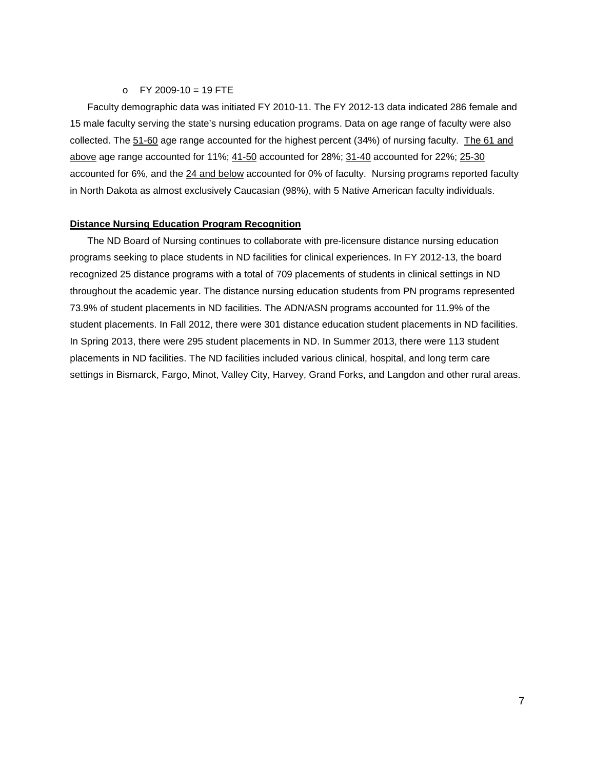- FY 2009-10 = 19 FTE

Faculty demographic data was initiated FY 2010-11. The FY 2012-13 data indicated 286 female and 15 male faculty serving the state's nursing education programs. Data on age range of faculty were also collected. The 51-60 age range accounted for the highest percent (34%) of nursing faculty. The 61 and above age range accounted for 11%; 41-50 accounted for 28%; 31-40 accounted for 22%; 25-30 accounted for 6%, and the 24 and below accounted for 0% of faculty. Nursing programs reported faculty in North Dakota as almost exclusively Caucasian (98%), with 5 Native American faculty individuals.

**Distance Nursing Education Program Recognition**

The ND Board of Nursing continues to collaborate with pre-licensure distance nursing education programs seeking to place students in ND facilities for clinical experiences. In FY 2012-13, the board recognized 25 distance programs with a total of 709 placements of students in clinical settings in ND throughout the academic year. The distance nursing education students from PN programs represented 73.9% of student placements in ND facilities. The ADN/ASN programs accounted for 11.9% of the student placements. In Fall 2012, there were 301 distance education student placements in ND facilities. In Spring 2013, there were 295 student placements in ND. In Summer 2013, there were 113 student placements in ND facilities. The ND facilities included various clinical, hospital, and long term care settings in Bismarck, Fargo, Minot, Valley City, Harvey, Grand Forks, and Langdon and other rural areas.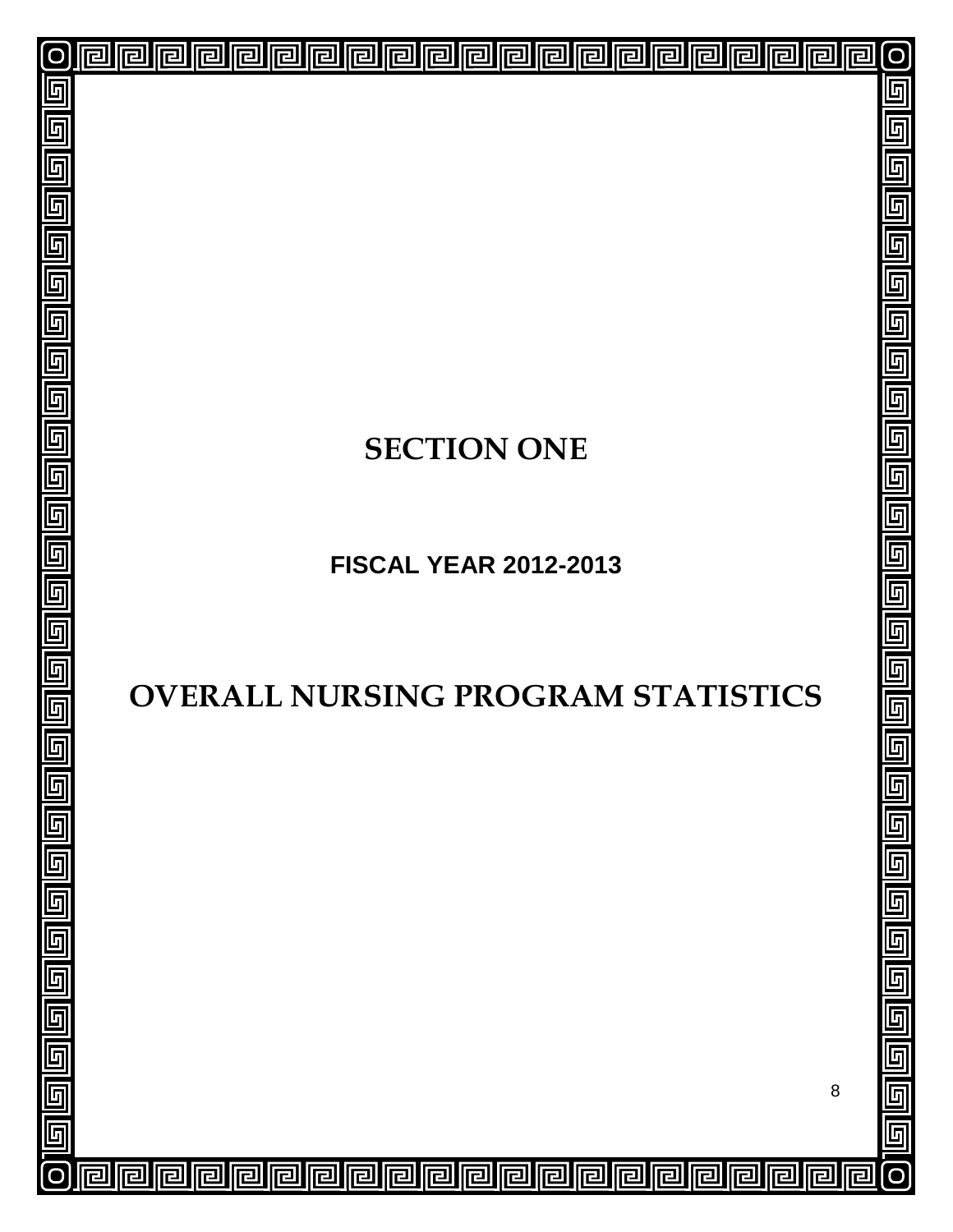# SECTION ONE

## FISCAL YEAR 2012-2013

# OVERALL NURSING PROGRAM STATISTICS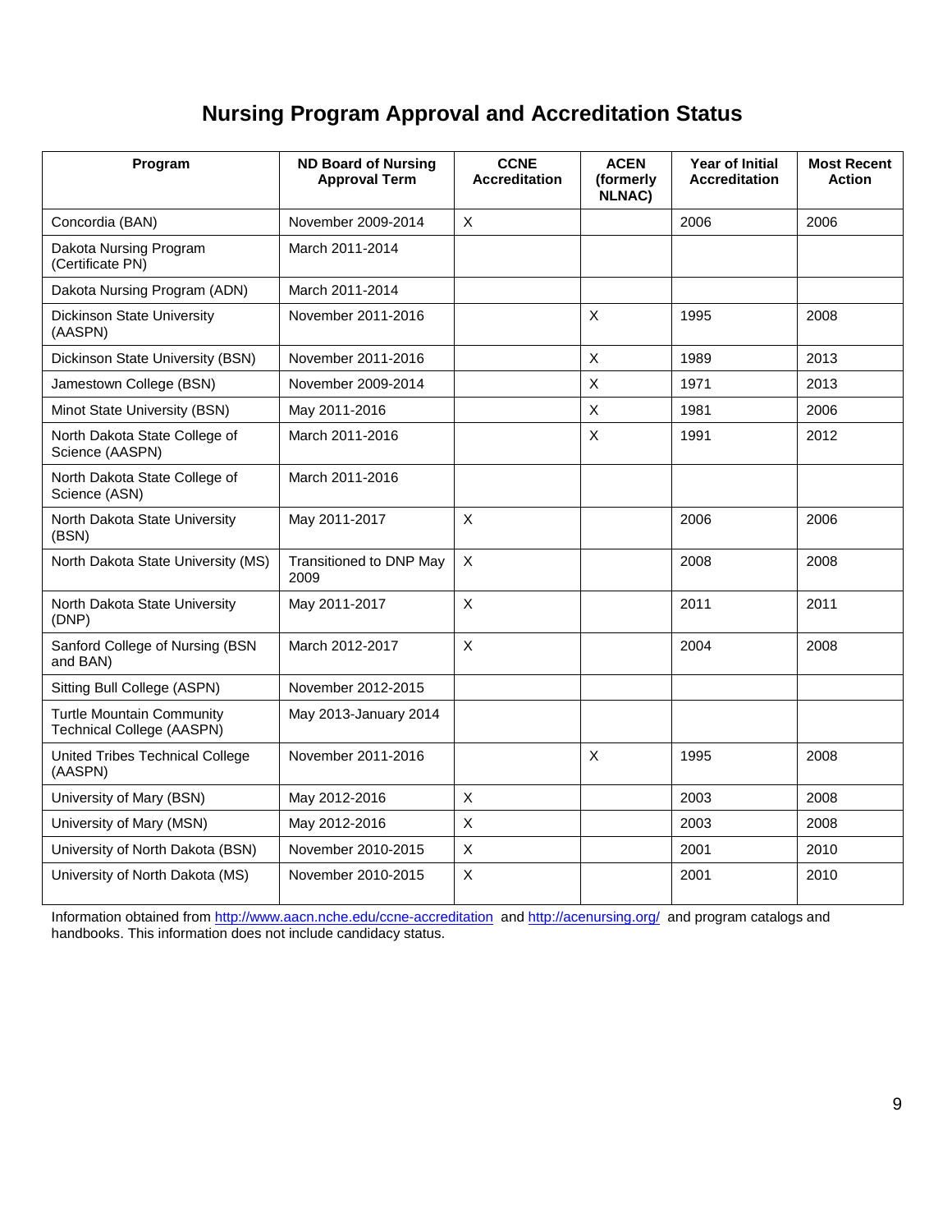# Nursing Program Approval and Accreditation Status

| Program | ND Board of Nursing Approval Term | CCNE Accreditation | ACEN (formerly NLNAC) | Year of Initial Accreditation | Most Recent Action |
|---|---|---|---|---|---|
| Concordia (BAN) | November 2009-2014 | X | | 2006 | 2006 |
| Dakota Nursing Program (Certificate PN) | March 2011-2014 | | | | |
| Dakota Nursing Program (ADN) | March 2011-2014 | | | | |
| Dickinson State University (AASPN) | November 2011-2016 | | X | 1995 | 2008 |
| Dickinson State University (BSN) | November 2011-2016 | | X | 1989 | 2013 |
| Jamestown College (BSN) | November 2009-2014 | | X | 1971 | 2013 |
| Minot State University (BSN) | May 2011-2016 | | X | 1981 | 2006 |
| North Dakota State College of Science (AASPN) | March 2011-2016 | | X | 1991 | 2012 |
| North Dakota State College of Science (ASN) | March 2011-2016 | | | | |
| North Dakota State University (BSN) | May 2011-2017 | X | | 2006 | 2006 |
| North Dakota State University (MS) | Transitioned to DNP May 2009 | X | | 2008 | 2008 |
| North Dakota State University (DNP) | May 2011-2017 | X | | 2011 | 2011 |
| Sanford College of Nursing (BSN and BAN) | March 2012-2017 | X | | 2004 | 2008 |
| Sitting Bull College (ASPN) | November 2012-2015 | | | | |
| Turtle Mountain Community Technical College (AASPN) | May 2013-January 2014 | | | | |
| United Tribes Technical College (AASPN) | November 2011-2016 | | X | 1995 | 2008 |
| University of Mary (BSN) | May 2012-2016 | X | | 2003 | 2008 |
| University of Mary (MSN) | May 2012-2016 | X | | 2003 | 2008 |
| University of North Dakota (BSN) | November 2010-2015 | X | | 2001 | 2010 |
| University of North Dakota (MS) | November 2010-2015 | X | | 2001 | 2010 |

Information obtained from http://www.aacn.nche.edu/ccne-accreditation and http://acenursing.org/ and program catalogs and handbooks. This information does not include candidacy status.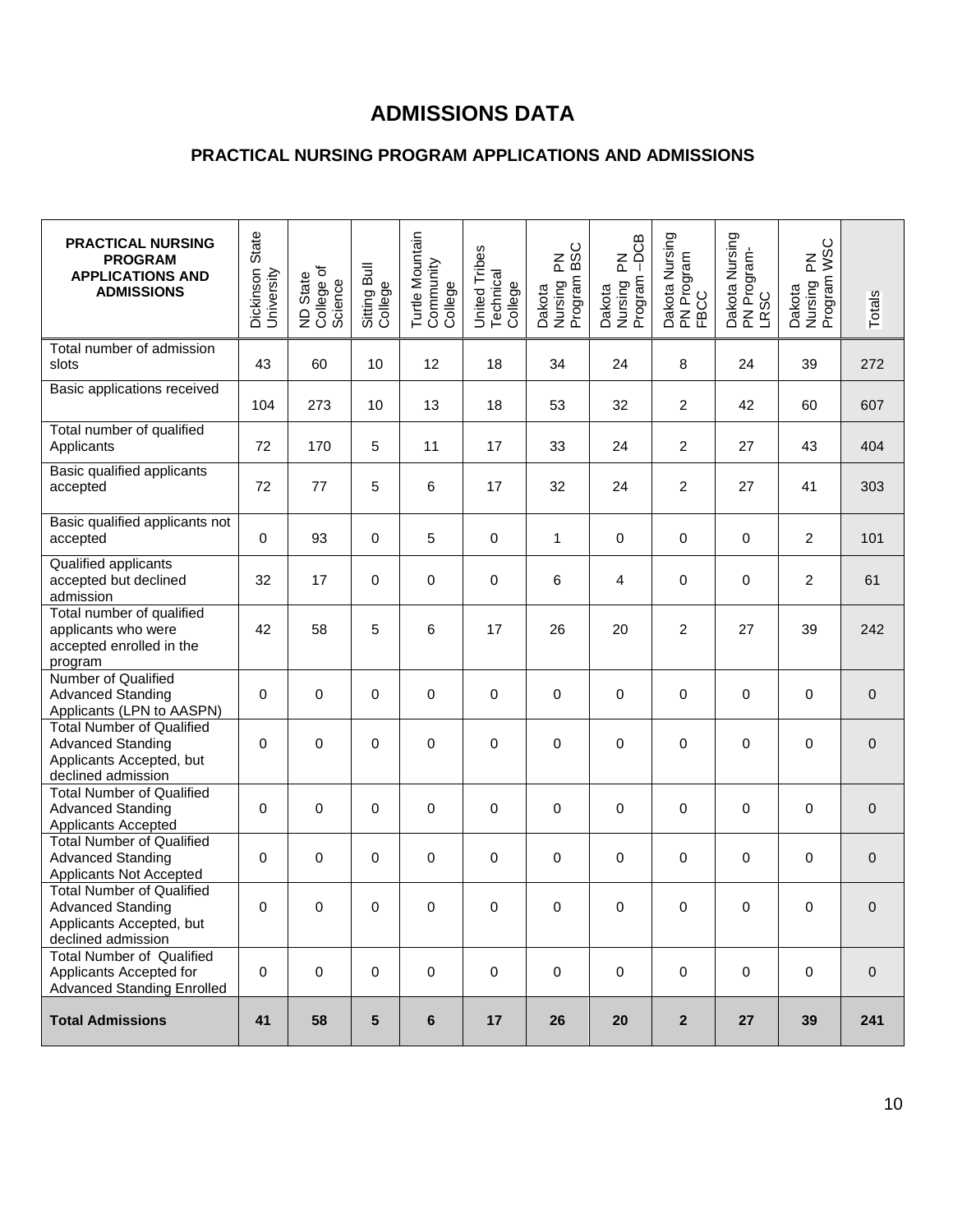# ADMISSIONS DATA

## PRACTICAL NURSING PROGRAM APPLICATIONS AND ADMISSIONS

| PRACTICAL NURSING PROGRAM APPLICATIONS AND ADMISSIONS | Dickinson State University | ND State College of Science | Sitting Bull College | Turtle Mountain Community College | United Tribes Technical College | Dakota Nursing PN Program BSC | Dakota Nursing PN Program –DCB | Dakota Nursing PN Program FBCC | Dakota Nursing PN Program-LRSC | Dakota Nursing PN Program WSC | Totals |
|---|---|---|---|---|---|---|---|---|---|---|---|
| Total number of admission slots | 43 | 60 | 10 | 12 | 18 | 34 | 24 | 8 | 24 | 39 | 272 |
| Basic applications received | 104 | 273 | 10 | 13 | 18 | 53 | 32 | 2 | 42 | 60 | 607 |
| Total number of qualified Applicants | 72 | 170 | 5 | 11 | 17 | 33 | 24 | 2 | 27 | 43 | 404 |
| Basic qualified applicants accepted | 72 | 77 | 5 | 6 | 17 | 32 | 24 | 2 | 27 | 41 | 303 |
| Basic qualified applicants not accepted | 0 | 93 | 0 | 5 | 0 | 1 | 0 | 0 | 0 | 2 | 101 |
| Qualified applicants accepted but declined admission | 32 | 17 | 0 | 0 | 0 | 6 | 4 | 0 | 0 | 2 | 61 |
| Total number of qualified applicants who were accepted enrolled in the program | 42 | 58 | 5 | 6 | 17 | 26 | 20 | 2 | 27 | 39 | 242 |
| Number of Qualified Advanced Standing Applicants (LPN to AASPN) | 0 | 0 | 0 | 0 | 0 | 0 | 0 | 0 | 0 | 0 | 0 |
| Total Number of Qualified Advanced Standing Applicants Accepted, but declined admission | 0 | 0 | 0 | 0 | 0 | 0 | 0 | 0 | 0 | 0 | 0 |
| Total Number of Qualified Advanced Standing Applicants Accepted | 0 | 0 | 0 | 0 | 0 | 0 | 0 | 0 | 0 | 0 | 0 |
| Total Number of Qualified Advanced Standing Applicants Not Accepted | 0 | 0 | 0 | 0 | 0 | 0 | 0 | 0 | 0 | 0 | 0 |
| Total Number of Qualified Advanced Standing Applicants Accepted, but declined admission | 0 | 0 | 0 | 0 | 0 | 0 | 0 | 0 | 0 | 0 | 0 |
| Total Number of Qualified Applicants Accepted for Advanced Standing Enrolled | 0 | 0 | 0 | 0 | 0 | 0 | 0 | 0 | 0 | 0 | 0 |
| **Total Admissions** | **41** | **58** | **5** | **6** | **17** | **26** | **20** | **2** | **27** | **39** | **241** |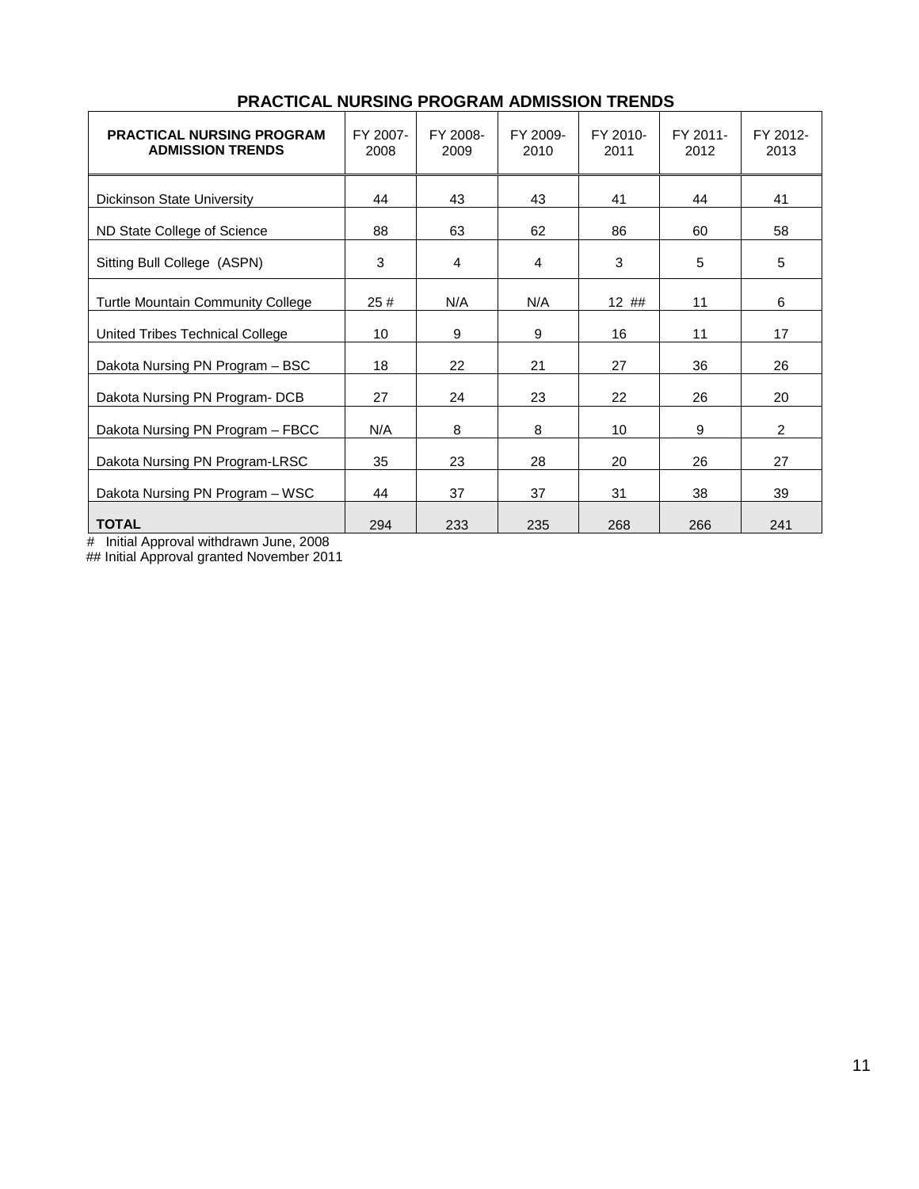## PRACTICAL NURSING PROGRAM ADMISSION TRENDS

| **PRACTICAL NURSING PROGRAM ADMISSION TRENDS** | FY 2007-2008 | FY 2008-2009 | FY 2009-2010 | FY 2010-2011 | FY 2011-2012 | FY 2012-2013 |
|---|---|---|---|---|---|---|
| Dickinson State University | 44 | 43 | 43 | 41 | 44 | 41 |
| ND State College of Science | 88 | 63 | 62 | 86 | 60 | 58 |
| Sitting Bull College (ASPN) | 3 | 4 | 4 | 3 | 5 | 5 |
| Turtle Mountain Community College | 25 # | N/A | N/A | 12 ## | 11 | 6 |
| United Tribes Technical College | 10 | 9 | 9 | 16 | 11 | 17 |
| Dakota Nursing PN Program – BSC | 18 | 22 | 21 | 27 | 36 | 26 |
| Dakota Nursing PN Program- DCB | 27 | 24 | 23 | 22 | 26 | 20 |
| Dakota Nursing PN Program – FBCC | N/A | 8 | 8 | 10 | 9 | 2 |
| Dakota Nursing PN Program-LRSC | 35 | 23 | 28 | 20 | 26 | 27 |
| Dakota Nursing PN Program – WSC | 44 | 37 | 37 | 31 | 38 | 39 |
| **TOTAL** | 294 | 233 | 235 | 268 | 266 | 241 |

# Initial Approval withdrawn June, 2008

## Initial Approval granted November 2011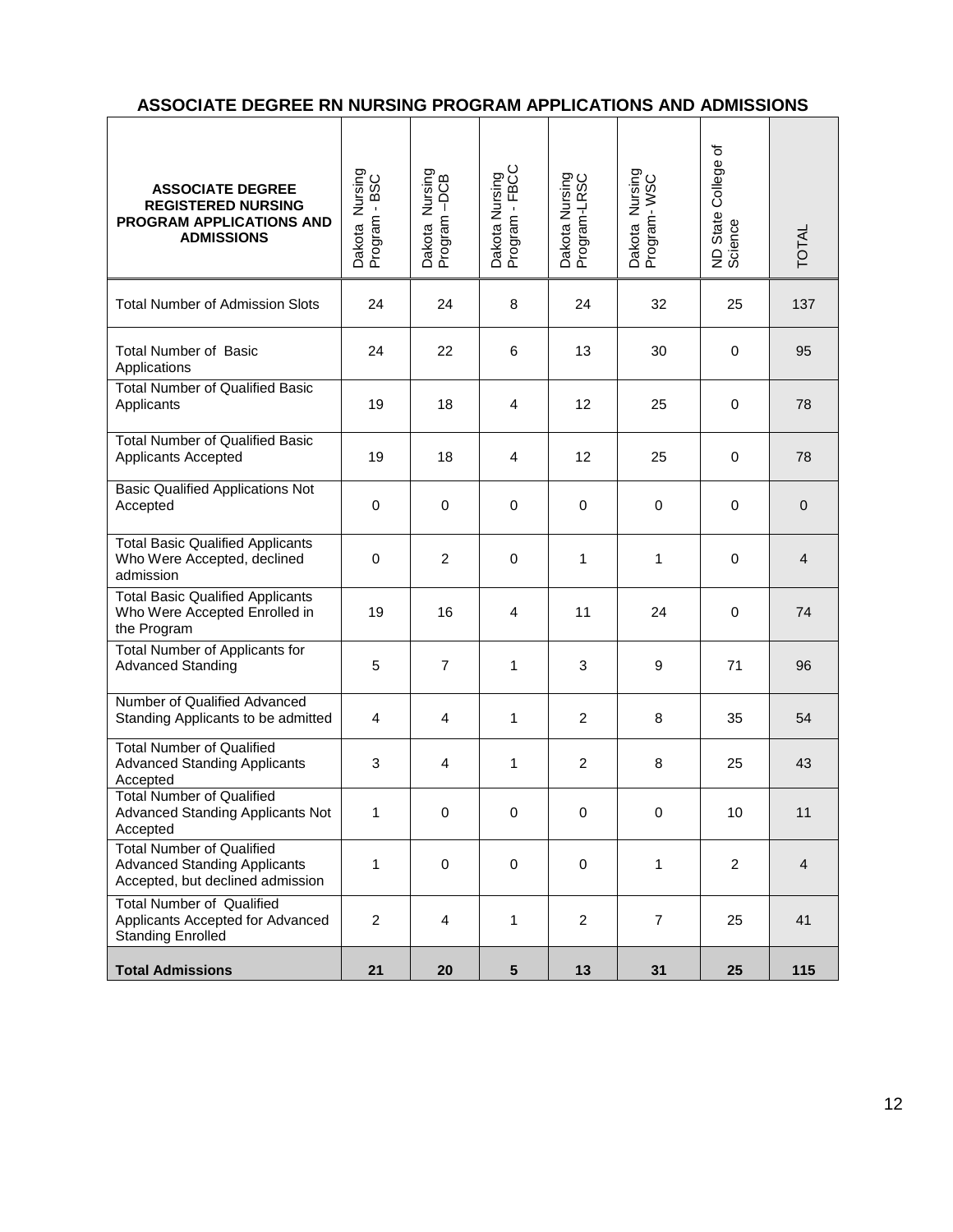## ASSOCIATE DEGREE RN NURSING PROGRAM APPLICATIONS AND ADMISSIONS

| ASSOCIATE DEGREE REGISTERED NURSING PROGRAM APPLICATIONS AND ADMISSIONS | Dakota Nursing Program - BSC | Dakota Nursing Program –DCB | Dakota Nursing Program - FBCC | Dakota Nursing Program-LRSC | Dakota Nursing Program- WSC | ND State College of Science | TOTAL |
|---|---|---|---|---|---|---|---|
| Total Number of Admission Slots | 24 | 24 | 8 | 24 | 32 | 25 | 137 |
| Total Number of Basic Applications | 24 | 22 | 6 | 13 | 30 | 0 | 95 |
| Total Number of Qualified Basic Applicants | 19 | 18 | 4 | 12 | 25 | 0 | 78 |
| Total Number of Qualified Basic Applicants Accepted | 19 | 18 | 4 | 12 | 25 | 0 | 78 |
| Basic Qualified Applications Not Accepted | 0 | 0 | 0 | 0 | 0 | 0 | 0 |
| Total Basic Qualified Applicants Who Were Accepted, declined admission | 0 | 2 | 0 | 1 | 1 | 0 | 4 |
| Total Basic Qualified Applicants Who Were Accepted Enrolled in the Program | 19 | 16 | 4 | 11 | 24 | 0 | 74 |
| Total Number of Applicants for Advanced Standing | 5 | 7 | 1 | 3 | 9 | 71 | 96 |
| Number of Qualified Advanced Standing Applicants to be admitted | 4 | 4 | 1 | 2 | 8 | 35 | 54 |
| Total Number of Qualified Advanced Standing Applicants Accepted | 3 | 4 | 1 | 2 | 8 | 25 | 43 |
| Total Number of Qualified Advanced Standing Applicants Not Accepted | 1 | 0 | 0 | 0 | 0 | 10 | 11 |
| Total Number of Qualified Advanced Standing Applicants Accepted, but declined admission | 1 | 0 | 0 | 0 | 1 | 2 | 4 |
| Total Number of Qualified Applicants Accepted for Advanced Standing Enrolled | 2 | 4 | 1 | 2 | 7 | 25 | 41 |
| **Total Admissions** | **21** | **20** | **5** | **13** | **31** | **25** | **115** |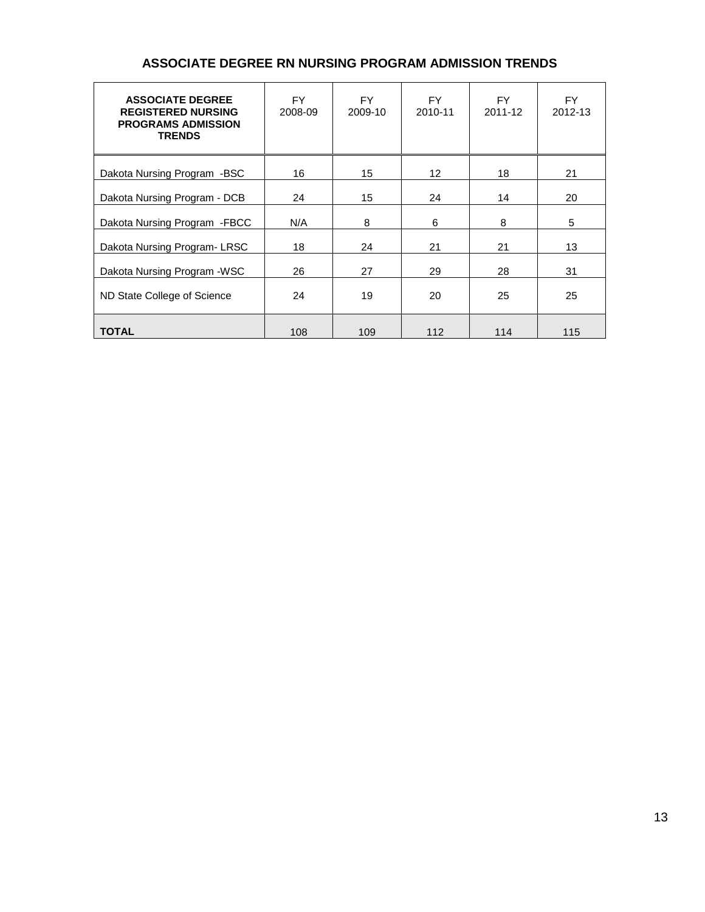## ASSOCIATE DEGREE RN NURSING PROGRAM ADMISSION TRENDS

| **ASSOCIATE DEGREE REGISTERED NURSING PROGRAMS ADMISSION TRENDS** | FY 2008-09 | FY 2009-10 | FY 2010-11 | FY 2011-12 | FY 2012-13 |
|---|---|---|---|---|---|
| Dakota Nursing Program -BSC | 16 | 15 | 12 | 18 | 21 |
| Dakota Nursing Program - DCB | 24 | 15 | 24 | 14 | 20 |
| Dakota Nursing Program -FBCC | N/A | 8 | 6 | 8 | 5 |
| Dakota Nursing Program- LRSC | 18 | 24 | 21 | 21 | 13 |
| Dakota Nursing Program -WSC | 26 | 27 | 29 | 28 | 31 |
| ND State College of Science | 24 | 19 | 20 | 25 | 25 |
| **TOTAL** | 108 | 109 | 112 | 114 | 115 |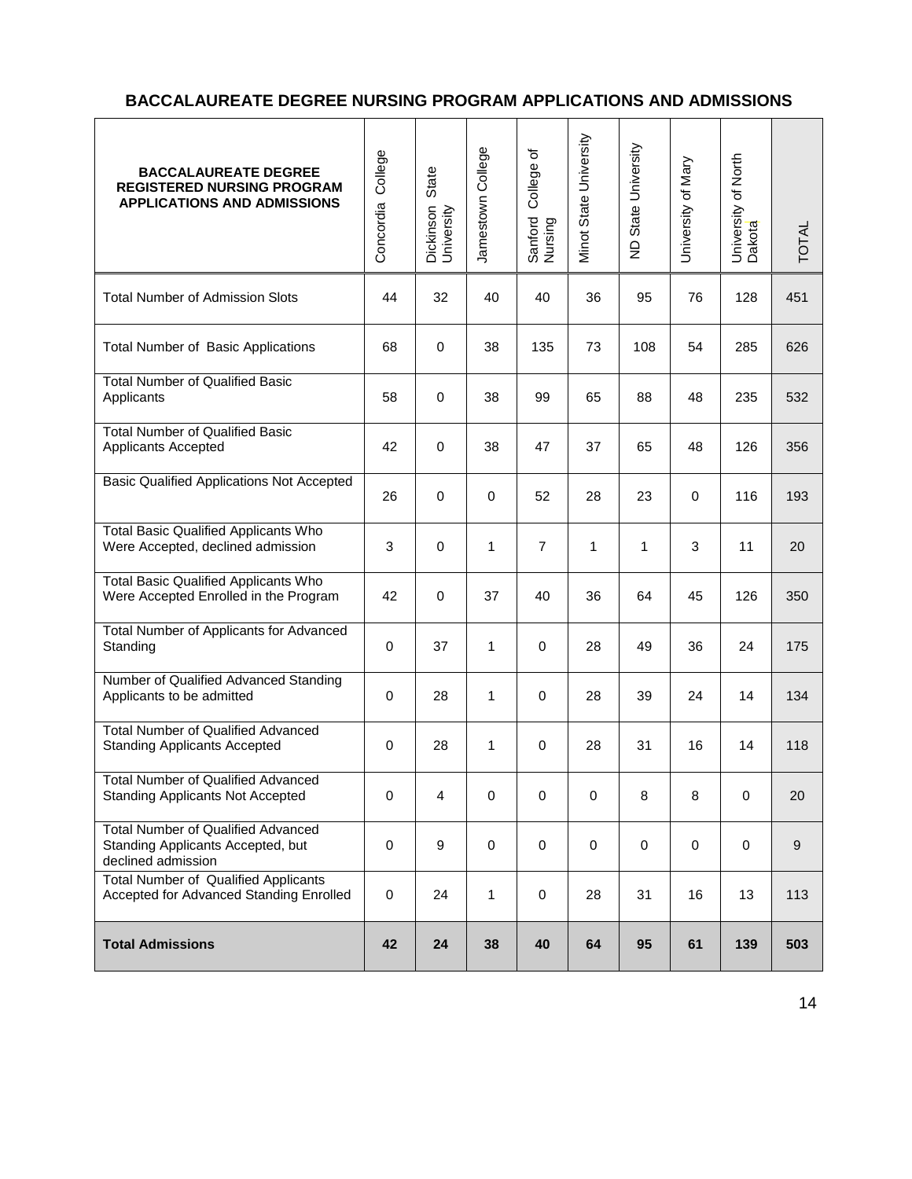## BACCALAUREATE DEGREE NURSING PROGRAM APPLICATIONS AND ADMISSIONS

| BACCALAUREATE DEGREE REGISTERED NURSING PROGRAM APPLICATIONS AND ADMISSIONS | Concordia College | Dickinson State University | Jamestown College | Sanford College of Nursing | Minot State University | ND State University | University of Mary | University of North Dakota | TOTAL |
|---|---|---|---|---|---|---|---|---|---|
| Total Number of Admission Slots | 44 | 32 | 40 | 40 | 36 | 95 | 76 | 128 | 451 |
| Total Number of Basic Applications | 68 | 0 | 38 | 135 | 73 | 108 | 54 | 285 | 626 |
| Total Number of Qualified Basic Applicants | 58 | 0 | 38 | 99 | 65 | 88 | 48 | 235 | 532 |
| Total Number of Qualified Basic Applicants Accepted | 42 | 0 | 38 | 47 | 37 | 65 | 48 | 126 | 356 |
| Basic Qualified Applications Not Accepted | 26 | 0 | 0 | 52 | 28 | 23 | 0 | 116 | 193 |
| Total Basic Qualified Applicants Who Were Accepted, declined admission | 3 | 0 | 1 | 7 | 1 | 1 | 3 | 11 | 20 |
| Total Basic Qualified Applicants Who Were Accepted Enrolled in the Program | 42 | 0 | 37 | 40 | 36 | 64 | 45 | 126 | 350 |
| Total Number of Applicants for Advanced Standing | 0 | 37 | 1 | 0 | 28 | 49 | 36 | 24 | 175 |
| Number of Qualified Advanced Standing Applicants to be admitted | 0 | 28 | 1 | 0 | 28 | 39 | 24 | 14 | 134 |
| Total Number of Qualified Advanced Standing Applicants Accepted | 0 | 28 | 1 | 0 | 28 | 31 | 16 | 14 | 118 |
| Total Number of Qualified Advanced Standing Applicants Not Accepted | 0 | 4 | 0 | 0 | 0 | 8 | 8 | 0 | 20 |
| Total Number of Qualified Advanced Standing Applicants Accepted, but declined admission | 0 | 9 | 0 | 0 | 0 | 0 | 0 | 0 | 9 |
| Total Number of Qualified Applicants Accepted for Advanced Standing Enrolled | 0 | 24 | 1 | 0 | 28 | 31 | 16 | 13 | 113 |
| **Total Admissions** | **42** | **24** | **38** | **40** | **64** | **95** | **61** | **139** | **503** |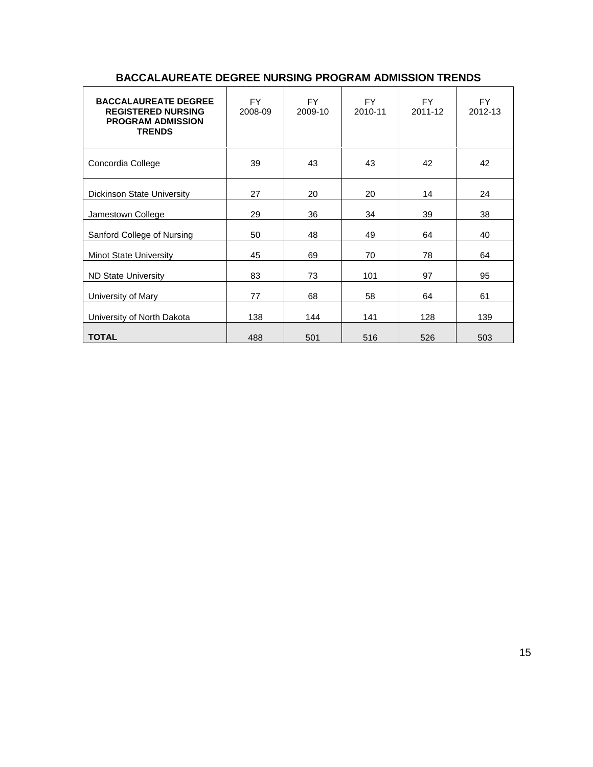## BACCALAUREATE DEGREE NURSING PROGRAM ADMISSION TRENDS

| **BACCALAUREATE DEGREE REGISTERED NURSING PROGRAM ADMISSION TRENDS** | FY 2008-09 | FY 2009-10 | FY 2010-11 | FY 2011-12 | FY 2012-13 |
|---|---|---|---|---|---|
| Concordia College | 39 | 43 | 43 | 42 | 42 |
| Dickinson State University | 27 | 20 | 20 | 14 | 24 |
| Jamestown College | 29 | 36 | 34 | 39 | 38 |
| Sanford College of Nursing | 50 | 48 | 49 | 64 | 40 |
| Minot State University | 45 | 69 | 70 | 78 | 64 |
| ND State University | 83 | 73 | 101 | 97 | 95 |
| University of Mary | 77 | 68 | 58 | 64 | 61 |
| University of North Dakota | 138 | 144 | 141 | 128 | 139 |
| **TOTAL** | 488 | 501 | 516 | 526 | 503 |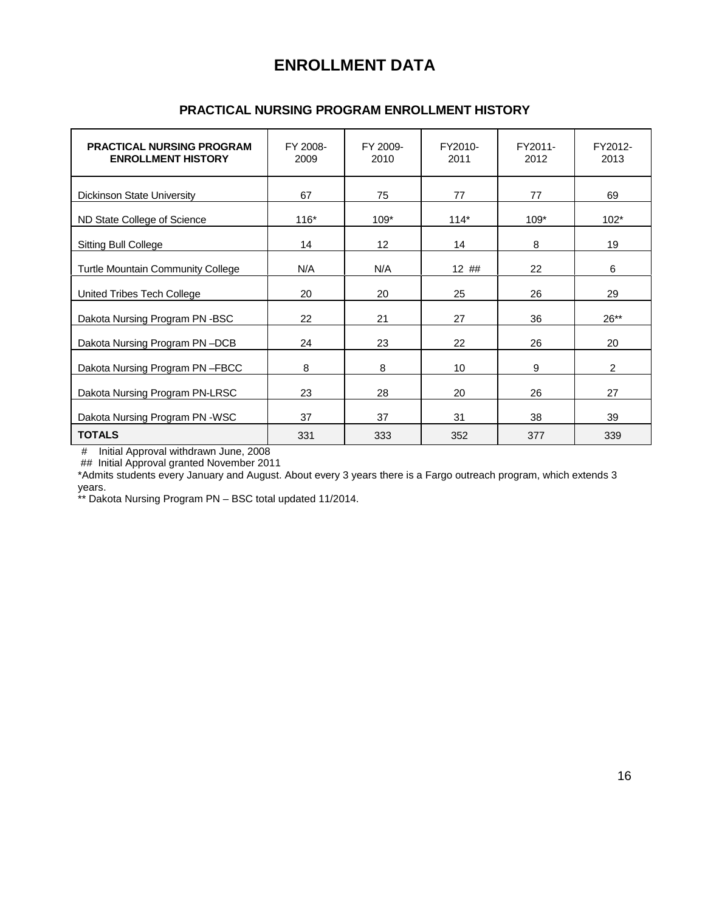# ENROLLMENT DATA

## PRACTICAL NURSING PROGRAM ENROLLMENT HISTORY

| PRACTICAL NURSING PROGRAM ENROLLMENT HISTORY | FY 2008-2009 | FY 2009-2010 | FY2010-2011 | FY2011-2012 | FY2012-2013 |
|---|---|---|---|---|---|
| Dickinson State University | 67 | 75 | 77 | 77 | 69 |
| ND State College of Science | 116* | 109* | 114* | 109* | 102* |
| Sitting Bull College | 14 | 12 | 14 | 8 | 19 |
| Turtle Mountain Community College | N/A | N/A | 12 ## | 22 | 6 |
| United Tribes Tech College | 20 | 20 | 25 | 26 | 29 |
| Dakota Nursing Program PN -BSC | 22 | 21 | 27 | 36 | 26** |
| Dakota Nursing Program PN –DCB | 24 | 23 | 22 | 26 | 20 |
| Dakota Nursing Program PN –FBCC | 8 | 8 | 10 | 9 | 2 |
| Dakota Nursing Program PN-LRSC | 23 | 28 | 20 | 26 | 27 |
| Dakota Nursing Program PN -WSC | 37 | 37 | 31 | 38 | 39 |
| **TOTALS** | 331 | 333 | 352 | 377 | 339 |

# Initial Approval withdrawn June, 2008

## Initial Approval granted November 2011

*Admits students every January and August. About every 3 years there is a Fargo outreach program, which extends 3 years.

** Dakota Nursing Program PN – BSC total updated 11/2014.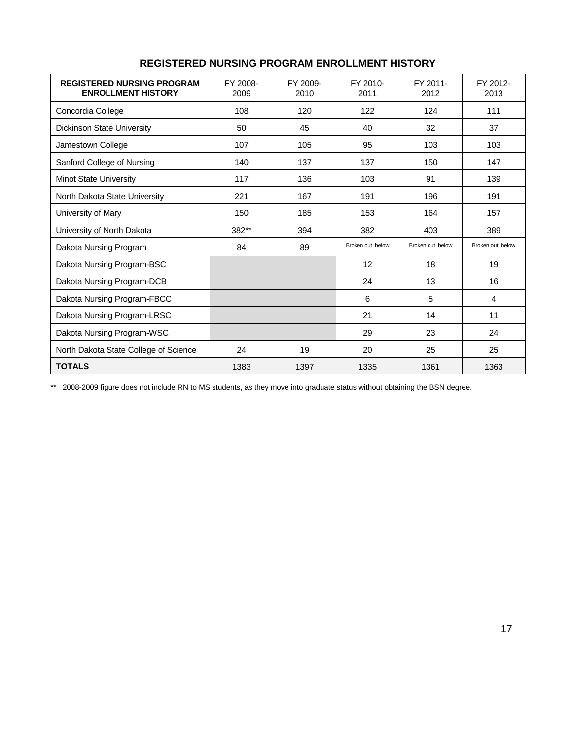## REGISTERED NURSING PROGRAM ENROLLMENT HISTORY

| REGISTERED NURSING PROGRAM ENROLLMENT HISTORY | FY 2008-2009 | FY 2009-2010 | FY 2010-2011 | FY 2011-2012 | FY 2012-2013 |
|---|---|---|---|---|---|
| Concordia College | 108 | 120 | 122 | 124 | 111 |
| Dickinson State University | 50 | 45 | 40 | 32 | 37 |
| Jamestown College | 107 | 105 | 95 | 103 | 103 |
| Sanford College of Nursing | 140 | 137 | 137 | 150 | 147 |
| Minot State University | 117 | 136 | 103 | 91 | 139 |
| North Dakota State University | 221 | 167 | 191 | 196 | 191 |
| University of Mary | 150 | 185 | 153 | 164 | 157 |
| University of North Dakota | 382** | 394 | 382 | 403 | 389 |
| Dakota Nursing Program | 84 | 89 | Broken out below | Broken out below | Broken out below |
| Dakota Nursing Program-BSC | | | 12 | 18 | 19 |
| Dakota Nursing Program-DCB | | | 24 | 13 | 16 |
| Dakota Nursing Program-FBCC | | | 6 | 5 | 4 |
| Dakota Nursing Program-LRSC | | | 21 | 14 | 11 |
| Dakota Nursing Program-WSC | | | 29 | 23 | 24 |
| North Dakota State College of Science | 24 | 19 | 20 | 25 | 25 |
| **TOTALS** | 1383 | 1397 | 1335 | 1361 | 1363 |

** 2008-2009 figure does not include RN to MS students, as they move into graduate status without obtaining the BSN degree.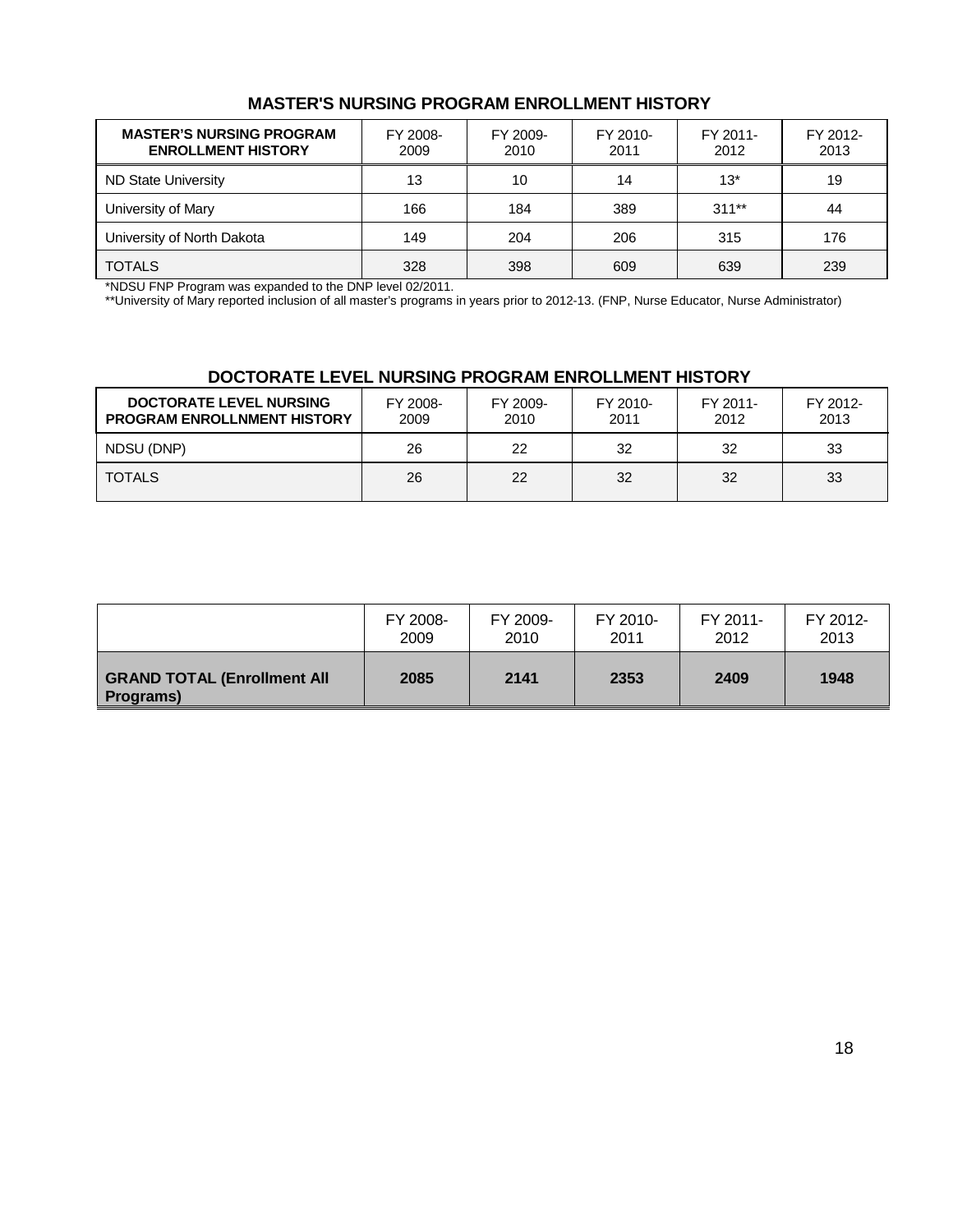## MASTER'S NURSING PROGRAM ENROLLMENT HISTORY

| MASTER'S NURSING PROGRAM ENROLLMENT HISTORY | FY 2008-2009 | FY 2009-2010 | FY 2010-2011 | FY 2011-2012 | FY 2012-2013 |
|---|---|---|---|---|---|
| ND State University | 13 | 10 | 14 | 13* | 19 |
| University of Mary | 166 | 184 | 389 | 311** | 44 |
| University of North Dakota | 149 | 204 | 206 | 315 | 176 |
| TOTALS | 328 | 398 | 609 | 639 | 239 |

*NDSU FNP Program was expanded to the DNP level 02/2011.

**University of Mary reported inclusion of all master's programs in years prior to 2012-13. (FNP, Nurse Educator, Nurse Administrator)

## DOCTORATE LEVEL NURSING PROGRAM ENROLLMENT HISTORY

| DOCTORATE LEVEL NURSING PROGRAM ENROLLNMENT HISTORY | FY 2008-2009 | FY 2009-2010 | FY 2010-2011 | FY 2011-2012 | FY 2012-2013 |
|---|---|---|---|---|---|
| NDSU (DNP) | 26 | 22 | 32 | 32 | 33 |
| TOTALS | 26 | 22 | 32 | 32 | 33 |

| | FY 2008-2009 | FY 2009-2010 | FY 2010-2011 | FY 2011-2012 | FY 2012-2013 |
|---|---|---|---|---|---|
| **GRAND TOTAL (Enrollment All Programs)** | **2085** | **2141** | **2353** | **2409** | **1948** |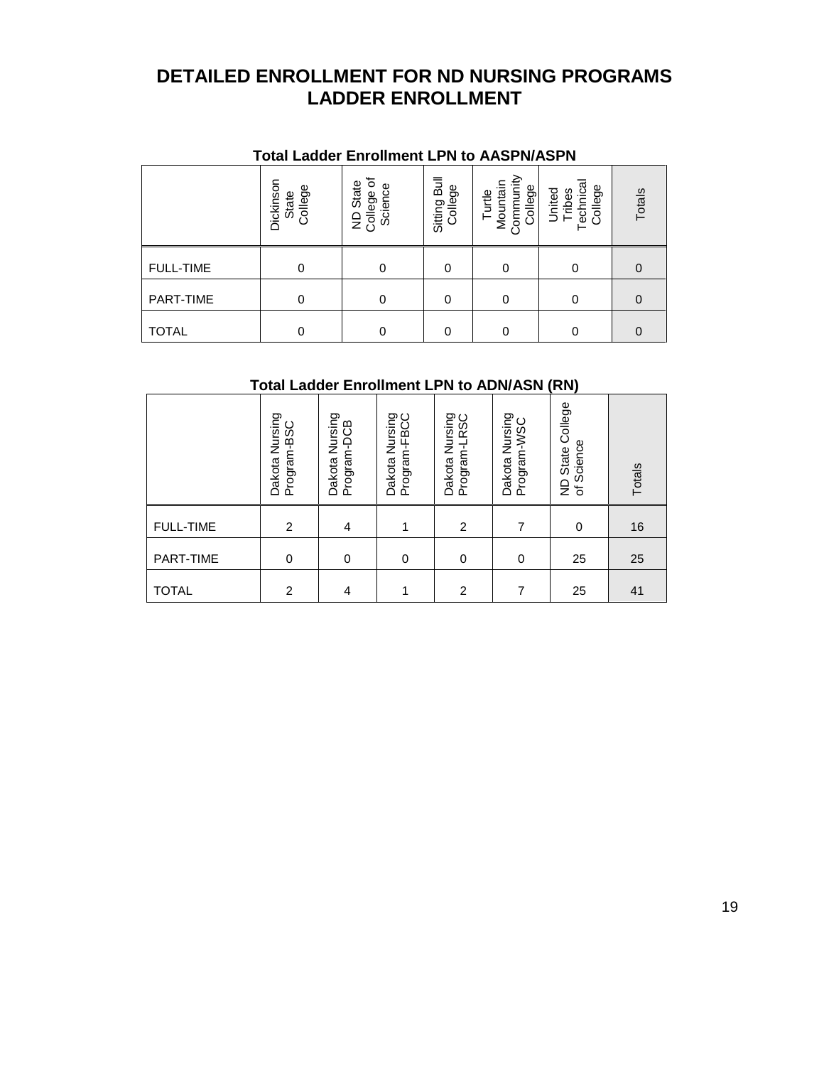# DETAILED ENROLLMENT FOR ND NURSING PROGRAMS
# LADDER ENROLLMENT

### Total Ladder Enrollment LPN to AASPN/ASPN

| | Dickinson State College | ND State College of Science | Sitting Bull College | Turtle Mountain Community College | United Tribes Technical College | Totals |
|---|---|---|---|---|---|---|
| FULL-TIME | 0 | 0 | 0 | 0 | 0 | 0 |
| PART-TIME | 0 | 0 | 0 | 0 | 0 | 0 |
| TOTAL | 0 | 0 | 0 | 0 | 0 | 0 |

### Total Ladder Enrollment LPN to ADN/ASN (RN)

| | Dakota Nursing Program-BSC | Dakota Nursing Program-DCB | Dakota Nursing Program-FBCC | Dakota Nursing Program-LRSC | Dakota Nursing Program-WSC | ND State College of Science | Totals |
|---|---|---|---|---|---|---|---|
| FULL-TIME | 2 | 4 | 1 | 2 | 7 | 0 | 16 |
| PART-TIME | 0 | 0 | 0 | 0 | 0 | 25 | 25 |
| TOTAL | 2 | 4 | 1 | 2 | 7 | 25 | 41 |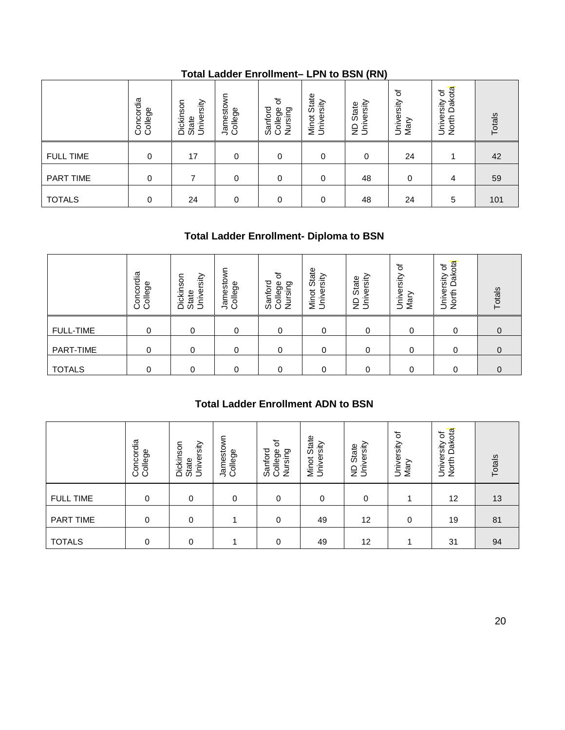## Total Ladder Enrollment– LPN to BSN (RN)

| | Concordia College | Dickinson State University | Jamestown College | Sanford College of Nursing | Minot State University | ND State University | University of Mary | University of North Dakota | Totals |
|---|---|---|---|---|---|---|---|---|---|
| FULL TIME | 0 | 17 | 0 | 0 | 0 | 0 | 24 | 1 | 42 |
| PART TIME | 0 | 7 | 0 | 0 | 0 | 48 | 0 | 4 | 59 |
| TOTALS | 0 | 24 | 0 | 0 | 0 | 48 | 24 | 5 | 101 |

## Total Ladder Enrollment- Diploma to BSN

| | Concordia College | Dickinson State University | Jamestown College | Sanford College of Nursing | Minot State University | ND State University | University of Mary | University of North Dakota | Totals |
|---|---|---|---|---|---|---|---|---|---|
| FULL-TIME | 0 | 0 | 0 | 0 | 0 | 0 | 0 | 0 | 0 |
| PART-TIME | 0 | 0 | 0 | 0 | 0 | 0 | 0 | 0 | 0 |
| TOTALS | 0 | 0 | 0 | 0 | 0 | 0 | 0 | 0 | 0 |

## Total Ladder Enrollment ADN to BSN

| | Concordia College | Dickinson State University | Jamestown College | Sanford College of Nursing | Minot State University | ND State University | University of Mary | University of North Dakota | Totals |
|---|---|---|---|---|---|---|---|---|---|
| FULL TIME | 0 | 0 | 0 | 0 | 0 | 0 | 1 | 12 | 13 |
| PART TIME | 0 | 0 | 1 | 0 | 49 | 12 | 0 | 19 | 81 |
| TOTALS | 0 | 0 | 1 | 0 | 49 | 12 | 1 | 31 | 94 |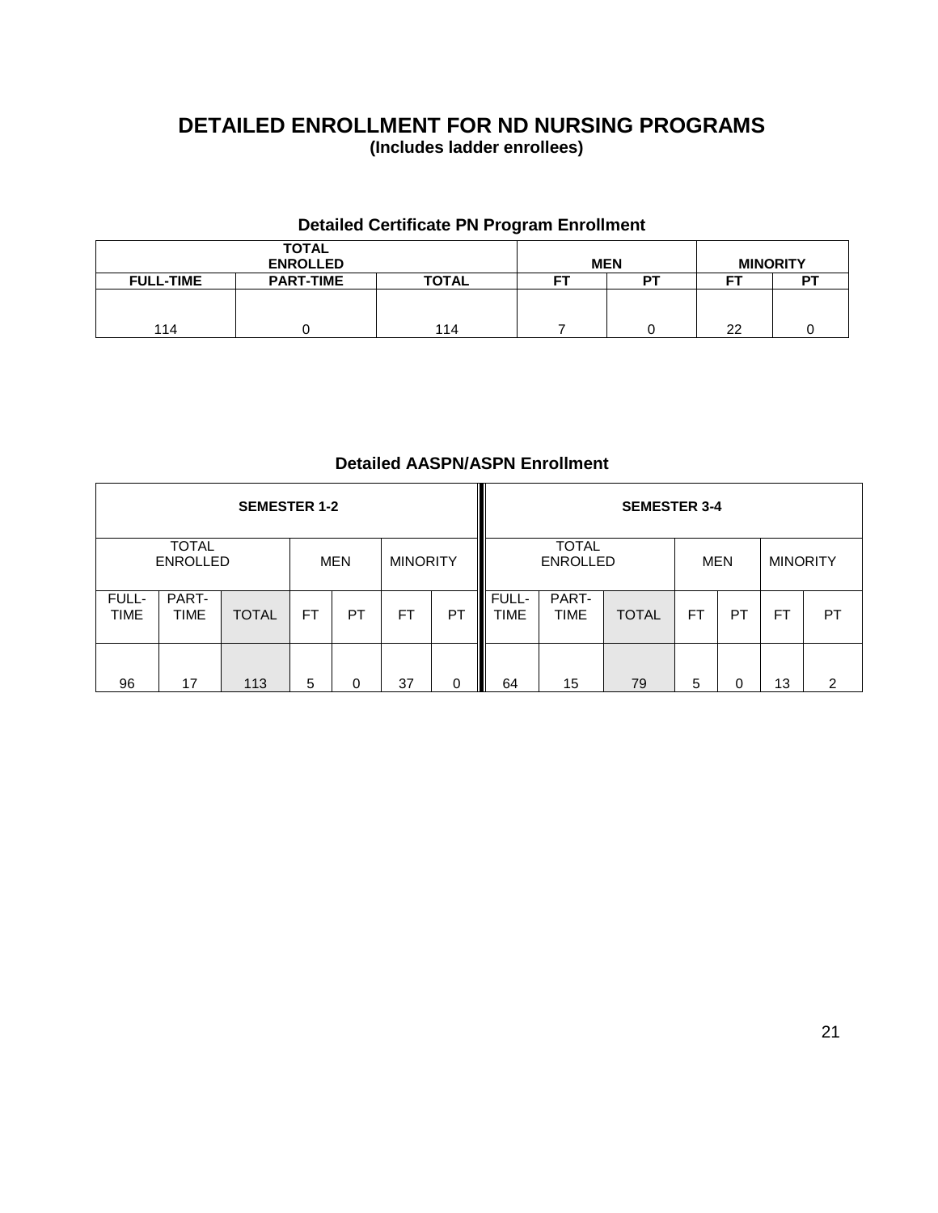# DETAILED ENROLLMENT FOR ND NURSING PROGRAMS

**(Includes ladder enrollees)**

### Detailed Certificate PN Program Enrollment

| TOTAL ENROLLED | | | MEN | | MINORITY | |
|---|---|---|---|---|---|---|
| FULL-TIME | PART-TIME | TOTAL | FT | PT | FT | PT |
| 114 | 0 | 114 | 7 | 0 | 22 | 0 |

### Detailed AASPN/ASPN Enrollment

| SEMESTER 1-2 | | | | | | | SEMESTER 3-4 | | | | | | |
|---|---|---|---|---|---|---|---|---|---|---|---|---|---|
| TOTAL ENROLLED | | | MEN | | MINORITY | | TOTAL ENROLLED | | | MEN | | MINORITY | |
| FULL-TIME | PART-TIME | TOTAL | FT | PT | FT | PT | FULL-TIME | PART-TIME | TOTAL | FT | PT | FT | PT |
| 96 | 17 | 113 | 5 | 0 | 37 | 0 | 64 | 15 | 79 | 5 | 0 | 13 | 2 |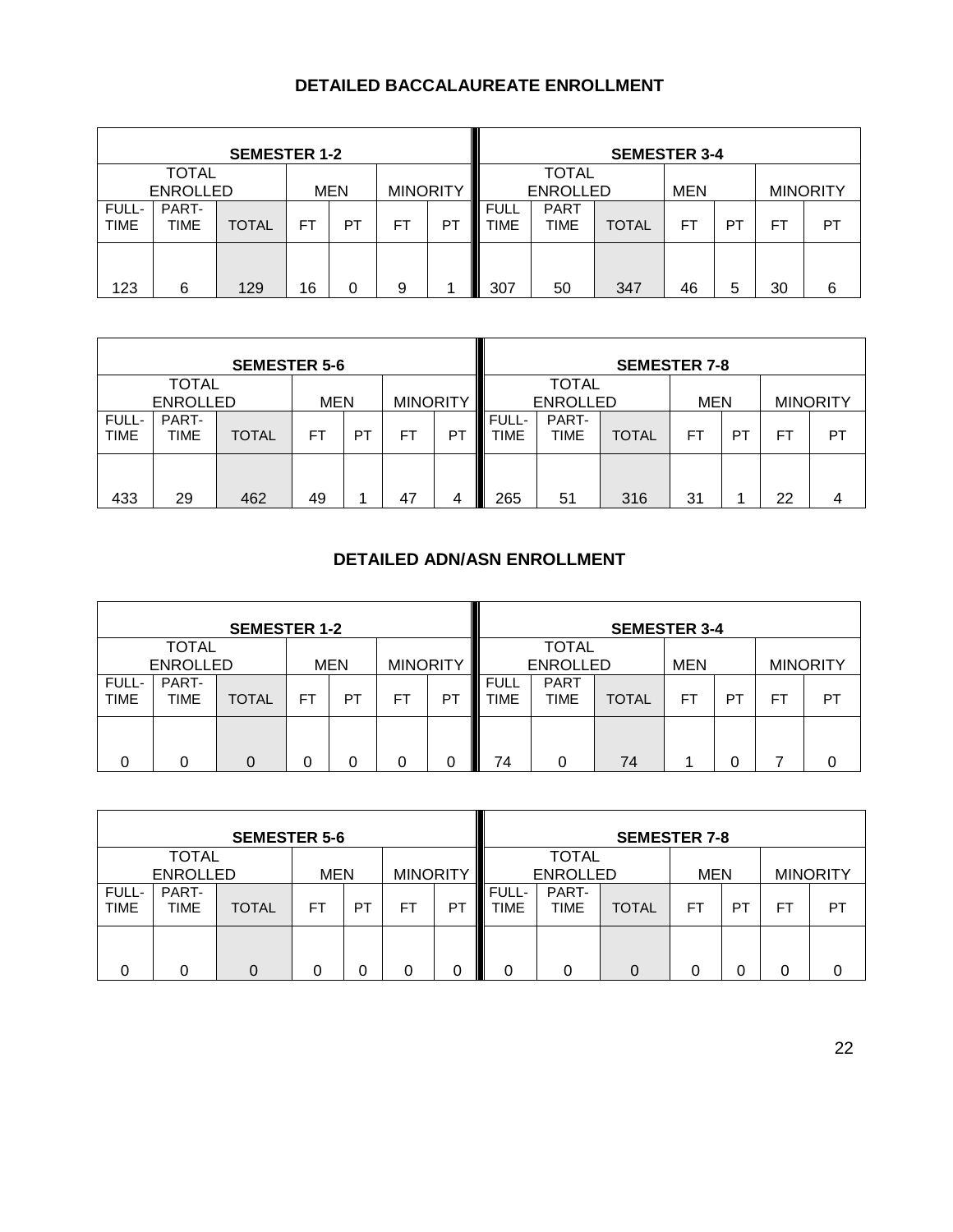## DETAILED BACCALAUREATE ENROLLMENT

| SEMESTER 1-2 | | | | | | | SEMESTER 3-4 | | | | | | |
|---|---|---|---|---|---|---|---|---|---|---|---|---|---|
| TOTAL ENROLLED | | | MEN | | MINORITY | | TOTAL ENROLLED | | | MEN | | MINORITY | |
| FULL-TIME | PART-TIME | TOTAL | FT | PT | FT | PT | FULL TIME | PART TIME | TOTAL | FT | PT | FT | PT |
| 123 | 6 | 129 | 16 | 0 | 9 | 1 | 307 | 50 | 347 | 46 | 5 | 30 | 6 |

| SEMESTER 5-6 | | | | | | | SEMESTER 7-8 | | | | | | |
|---|---|---|---|---|---|---|---|---|---|---|---|---|---|
| TOTAL ENROLLED | | | MEN | | MINORITY | | TOTAL ENROLLED | | | MEN | | MINORITY | |
| FULL-TIME | PART-TIME | TOTAL | FT | PT | FT | PT | FULL-TIME | PART-TIME | TOTAL | FT | PT | FT | PT |
| 433 | 29 | 462 | 49 | 1 | 47 | 4 | 265 | 51 | 316 | 31 | 1 | 22 | 4 |

## DETAILED ADN/ASN ENROLLMENT

| SEMESTER 1-2 | | | | | | | SEMESTER 3-4 | | | | | | |
|---|---|---|---|---|---|---|---|---|---|---|---|---|---|
| TOTAL ENROLLED | | | MEN | | MINORITY | | TOTAL ENROLLED | | | MEN | | MINORITY | |
| FULL-TIME | PART-TIME | TOTAL | FT | PT | FT | PT | FULL TIME | PART TIME | TOTAL | FT | PT | FT | PT |
| 0 | 0 | 0 | 0 | 0 | 0 | 0 | 74 | 0 | 74 | 1 | 0 | 7 | 0 |

| SEMESTER 5-6 | | | | | | | SEMESTER 7-8 | | | | | | |
|---|---|---|---|---|---|---|---|---|---|---|---|---|---|
| TOTAL ENROLLED | | | MEN | | MINORITY | | TOTAL ENROLLED | | | MEN | | MINORITY | |
| FULL-TIME | PART-TIME | TOTAL | FT | PT | FT | PT | FULL-TIME | PART-TIME | TOTAL | FT | PT | FT | PT |
| 0 | 0 | 0 | 0 | 0 | 0 | 0 | 0 | 0 | 0 | 0 | 0 | 0 | 0 |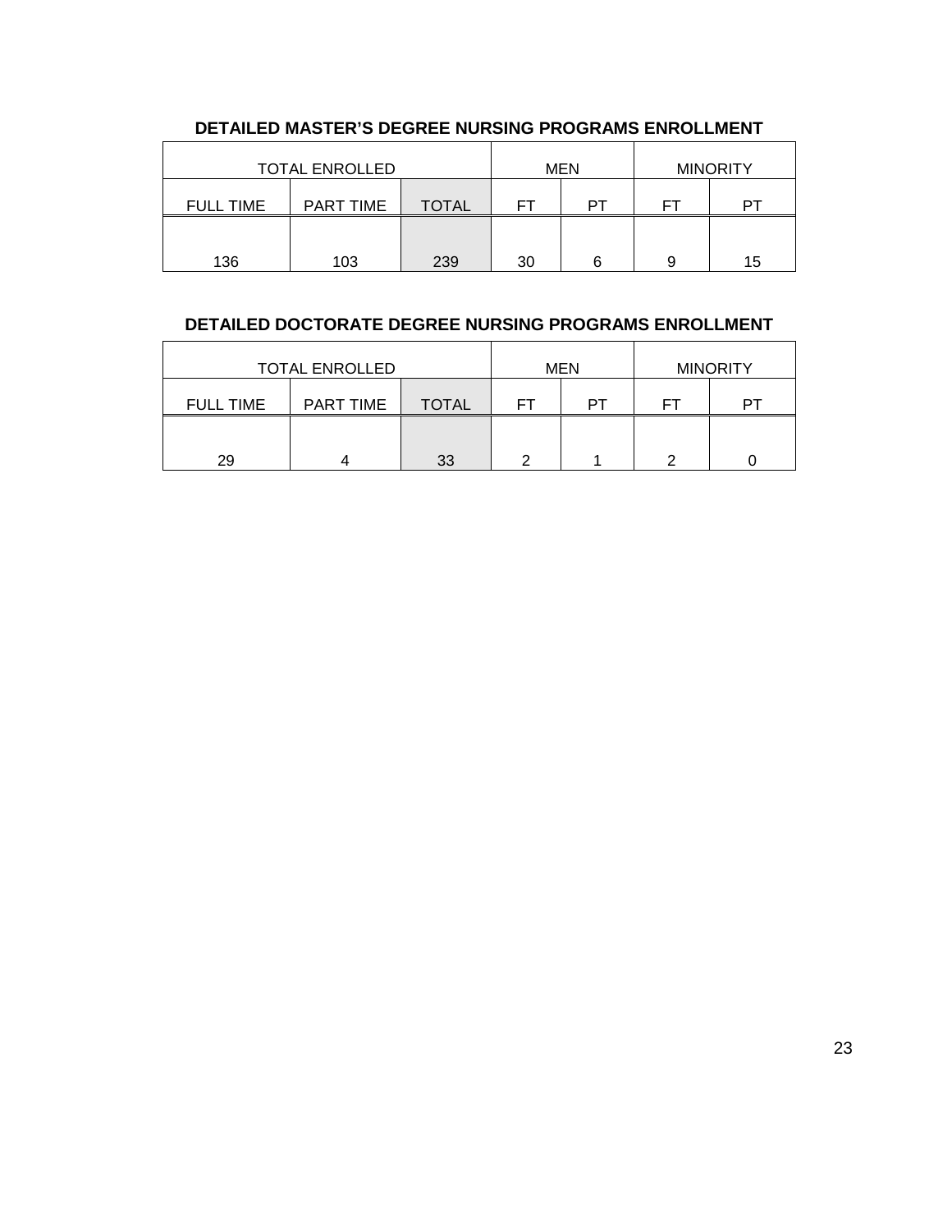## DETAILED MASTER'S DEGREE NURSING PROGRAMS ENROLLMENT

| TOTAL ENROLLED | | | MEN | | MINORITY | |
|---|---|---|---|---|---|---|
| FULL TIME | PART TIME | TOTAL | FT | PT | FT | PT |
| 136 | 103 | 239 | 30 | 6 | 9 | 15 |

## DETAILED DOCTORATE DEGREE NURSING PROGRAMS ENROLLMENT

| TOTAL ENROLLED | | | MEN | | MINORITY | |
|---|---|---|---|---|---|---|
| FULL TIME | PART TIME | TOTAL | FT | PT | FT | PT |
| 29 | 4 | 33 | 2 | 1 | 2 | 0 |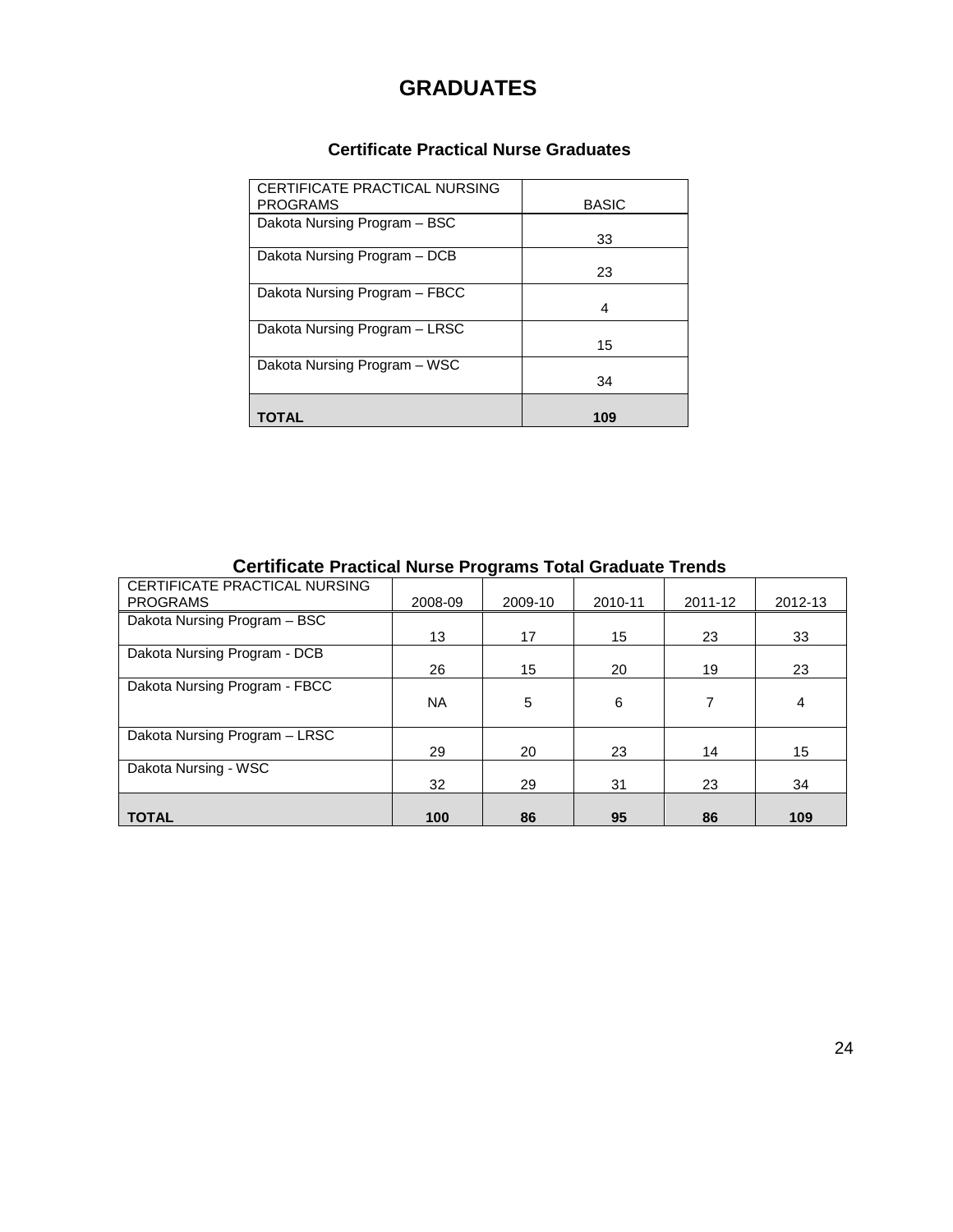# GRADUATES

### Certificate Practical Nurse Graduates

| CERTIFICATE PRACTICAL NURSING PROGRAMS | BASIC |
|---|---|
| Dakota Nursing Program – BSC | 33 |
| Dakota Nursing Program – DCB | 23 |
| Dakota Nursing Program – FBCC | 4 |
| Dakota Nursing Program – LRSC | 15 |
| Dakota Nursing Program – WSC | 34 |
| **TOTAL** | **109** |

### Certificate Practical Nurse Programs Total Graduate Trends

| CERTIFICATE PRACTICAL NURSING PROGRAMS | 2008-09 | 2009-10 | 2010-11 | 2011-12 | 2012-13 |
|---|---|---|---|---|---|
| Dakota Nursing Program – BSC | 13 | 17 | 15 | 23 | 33 |
| Dakota Nursing Program - DCB | 26 | 15 | 20 | 19 | 23 |
| Dakota Nursing Program - FBCC | NA | 5 | 6 | 7 | 4 |
| Dakota Nursing Program – LRSC | 29 | 20 | 23 | 14 | 15 |
| Dakota Nursing - WSC | 32 | 29 | 31 | 23 | 34 |
| **TOTAL** | **100** | **86** | **95** | **86** | **109** |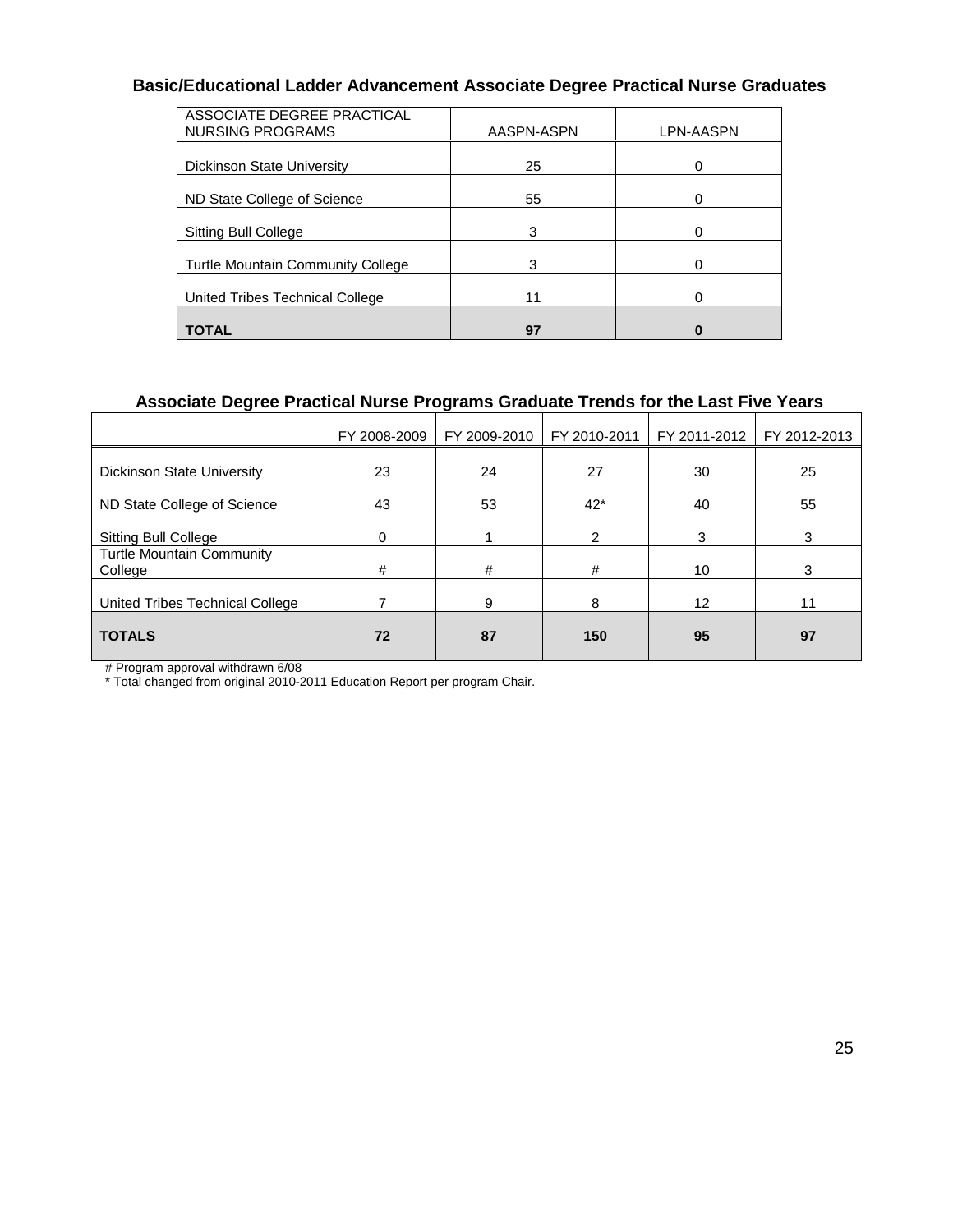## Basic/Educational Ladder Advancement Associate Degree Practical Nurse Graduates

| ASSOCIATE DEGREE PRACTICAL NURSING PROGRAMS | AASPN-ASPN | LPN-AASPN |
|---|---|---|
| Dickinson State University | 25 | 0 |
| ND State College of Science | 55 | 0 |
| Sitting Bull College | 3 | 0 |
| Turtle Mountain Community College | 3 | 0 |
| United Tribes Technical College | 11 | 0 |
| **TOTAL** | **97** | **0** |

## Associate Degree Practical Nurse Programs Graduate Trends for the Last Five Years

| | FY 2008-2009 | FY 2009-2010 | FY 2010-2011 | FY 2011-2012 | FY 2012-2013 |
|---|---|---|---|---|---|
| Dickinson State University | 23 | 24 | 27 | 30 | 25 |
| ND State College of Science | 43 | 53 | 42* | 40 | 55 |
| Sitting Bull College | 0 | 1 | 2 | 3 | 3 |
| Turtle Mountain Community College | # | # | # | 10 | 3 |
| United Tribes Technical College | 7 | 9 | 8 | 12 | 11 |
| **TOTALS** | **72** | **87** | **150** | **95** | **97** |

# Program approval withdrawn 6/08

* Total changed from original 2010-2011 Education Report per program Chair.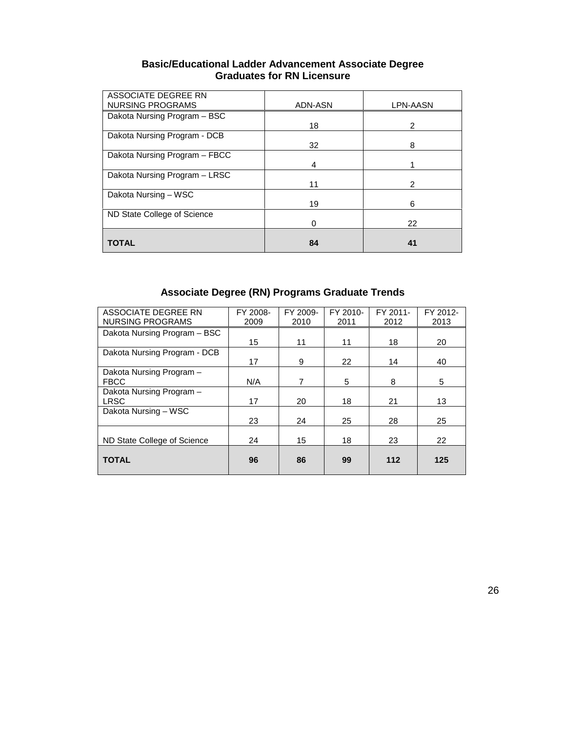### Basic/Educational Ladder Advancement Associate Degree Graduates for RN Licensure

| ASSOCIATE DEGREE RN NURSING PROGRAMS | ADN-ASN | LPN-AASN |
|---|---|---|
| Dakota Nursing Program – BSC | 18 | 2 |
| Dakota Nursing Program - DCB | 32 | 8 |
| Dakota Nursing Program – FBCC | 4 | 1 |
| Dakota Nursing Program – LRSC | 11 | 2 |
| Dakota Nursing – WSC | 19 | 6 |
| ND State College of Science | 0 | 22 |
| **TOTAL** | **84** | **41** |

### Associate Degree (RN) Programs Graduate Trends

| ASSOCIATE DEGREE RN NURSING PROGRAMS | FY 2008-2009 | FY 2009-2010 | FY 2010-2011 | FY 2011-2012 | FY 2012-2013 |
|---|---|---|---|---|---|
| Dakota Nursing Program – BSC | 15 | 11 | 11 | 18 | 20 |
| Dakota Nursing Program - DCB | 17 | 9 | 22 | 14 | 40 |
| Dakota Nursing Program – FBCC | N/A | 7 | 5 | 8 | 5 |
| Dakota Nursing Program – LRSC | 17 | 20 | 18 | 21 | 13 |
| Dakota Nursing – WSC | 23 | 24 | 25 | 28 | 25 |
| ND State College of Science | 24 | 15 | 18 | 23 | 22 |
| **TOTAL** | **96** | **86** | **99** | **112** | **125** |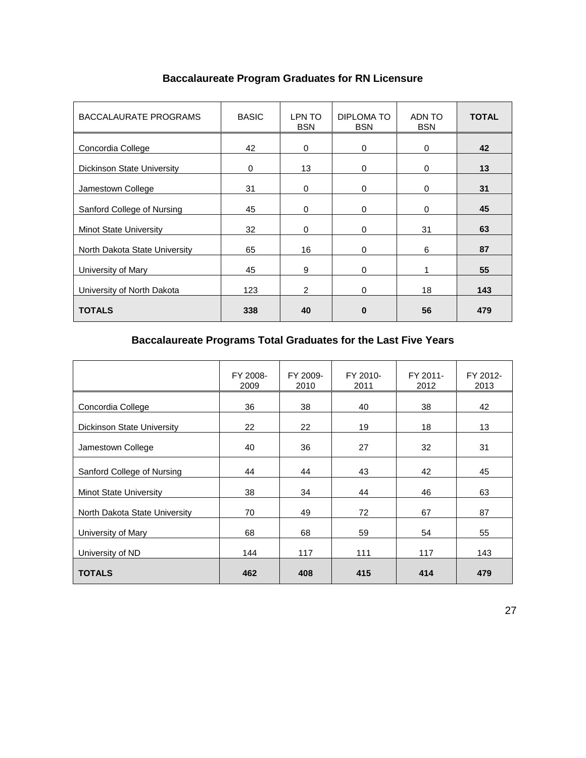## Baccalaureate Program Graduates for RN Licensure

| BACCALAURATE PROGRAMS | BASIC | LPN TO BSN | DIPLOMA TO BSN | ADN TO BSN | **TOTAL** |
|---|---|---|---|---|---|
| Concordia College | 42 | 0 | 0 | 0 | **42** |
| Dickinson State University | 0 | 13 | 0 | 0 | **13** |
| Jamestown College | 31 | 0 | 0 | 0 | **31** |
| Sanford College of Nursing | 45 | 0 | 0 | 0 | **45** |
| Minot State University | 32 | 0 | 0 | 31 | **63** |
| North Dakota State University | 65 | 16 | 0 | 6 | **87** |
| University of Mary | 45 | 9 | 0 | 1 | **55** |
| University of North Dakota | 123 | 2 | 0 | 18 | **143** |
| **TOTALS** | **338** | **40** | **0** | **56** | **479** |

## Baccalaureate Programs Total Graduates for the Last Five Years

| | FY 2008-2009 | FY 2009-2010 | FY 2010-2011 | FY 2011-2012 | FY 2012-2013 |
|---|---|---|---|---|---|
| Concordia College | 36 | 38 | 40 | 38 | 42 |
| Dickinson State University | 22 | 22 | 19 | 18 | 13 |
| Jamestown College | 40 | 36 | 27 | 32 | 31 |
| Sanford College of Nursing | 44 | 44 | 43 | 42 | 45 |
| Minot State University | 38 | 34 | 44 | 46 | 63 |
| North Dakota State University | 70 | 49 | 72 | 67 | 87 |
| University of Mary | 68 | 68 | 59 | 54 | 55 |
| University of ND | 144 | 117 | 111 | 117 | 143 |
| **TOTALS** | **462** | **408** | **415** | **414** | **479** |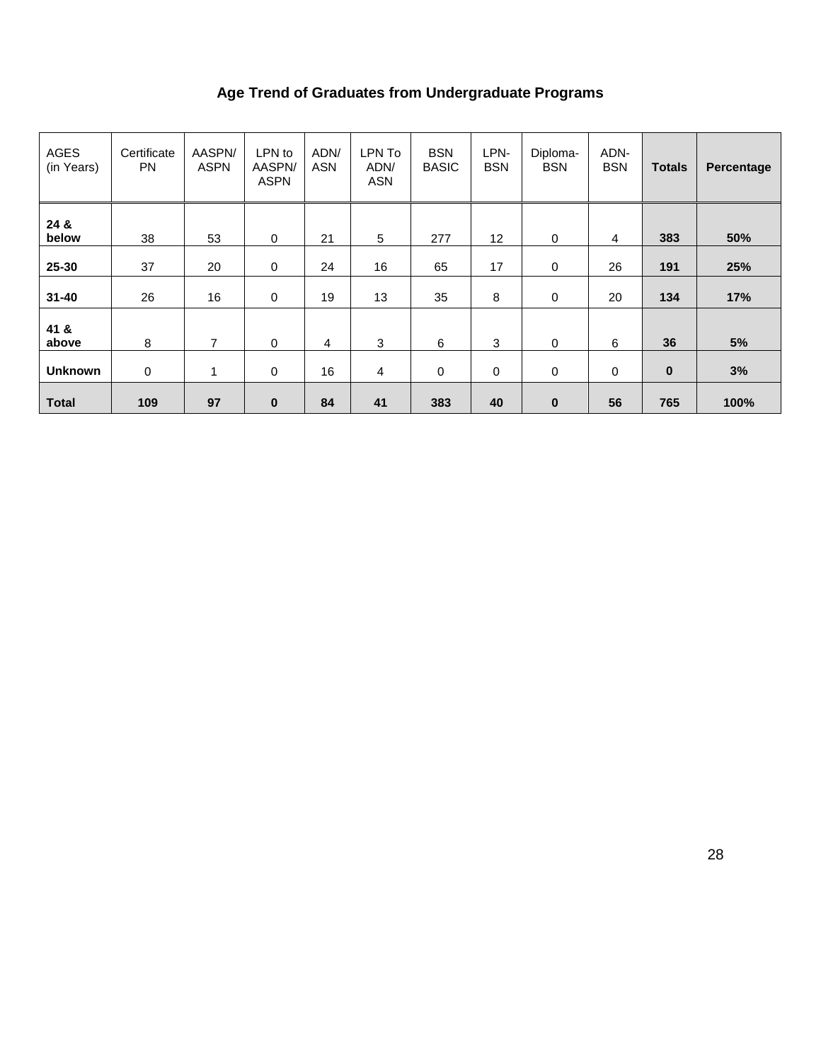# Age Trend of Graduates from Undergraduate Programs

| AGES (in Years) | Certificate PN | AASPN/ ASPN | LPN to AASPN/ ASPN | ADN/ ASN | LPN To ADN/ ASN | BSN BASIC | LPN-BSN | Diploma-BSN | ADN-BSN | **Totals** | **Percentage** |
|---|---|---|---|---|---|---|---|---|---|---|---|
| **24 & below** | 38 | 53 | 0 | 21 | 5 | 277 | 12 | 0 | 4 | **383** | **50%** |
| **25-30** | 37 | 20 | 0 | 24 | 16 | 65 | 17 | 0 | 26 | **191** | **25%** |
| **31-40** | 26 | 16 | 0 | 19 | 13 | 35 | 8 | 0 | 20 | **134** | **17%** |
| **41 & above** | 8 | 7 | 0 | 4 | 3 | 6 | 3 | 0 | 6 | **36** | **5%** |
| **Unknown** | 0 | 1 | 0 | 16 | 4 | 0 | 0 | 0 | 0 | **0** | **3%** |
| **Total** | **109** | **97** | **0** | **84** | **41** | **383** | **40** | **0** | **56** | **765** | **100%** |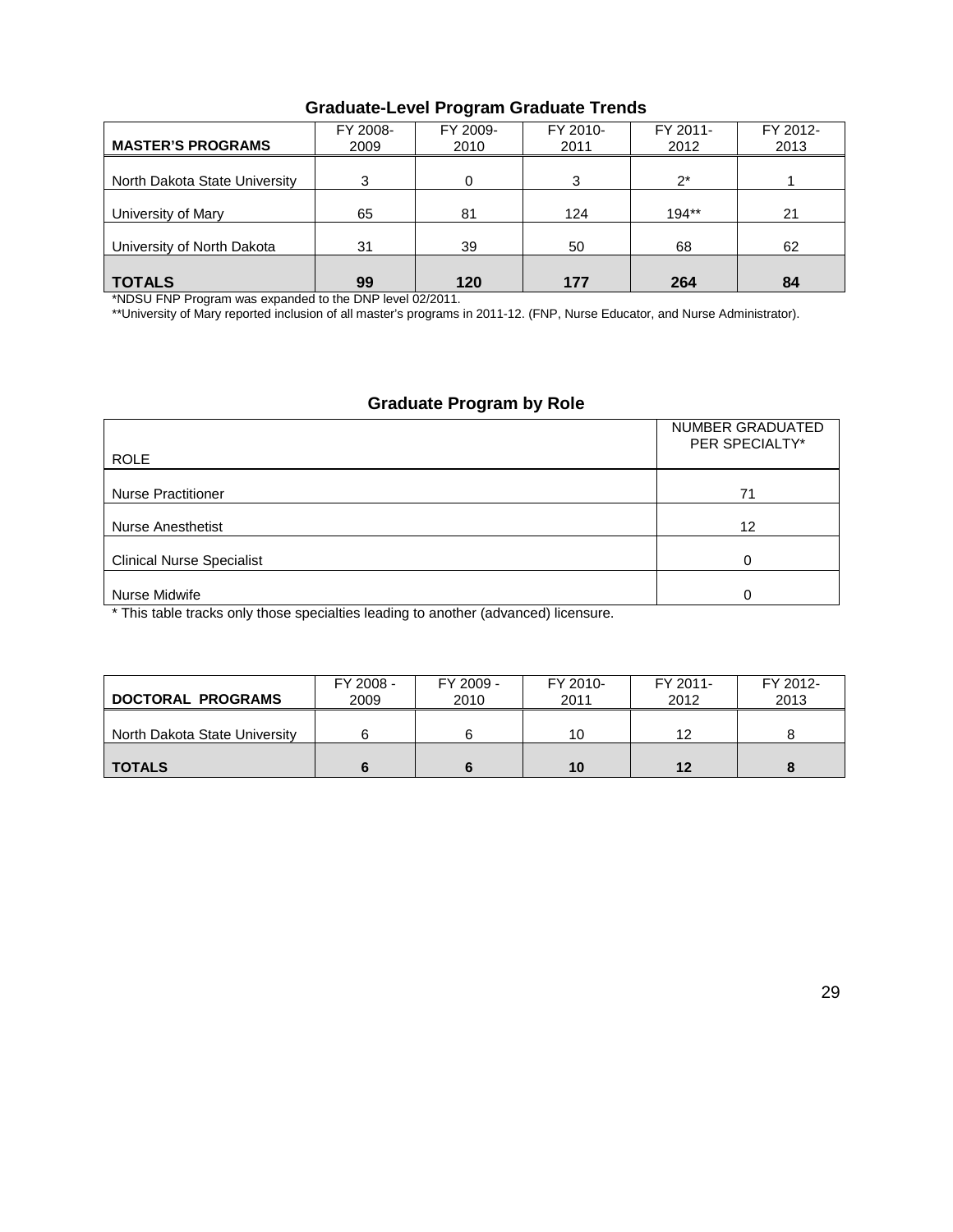## Graduate-Level Program Graduate Trends

| MASTER'S PROGRAMS | FY 2008-2009 | FY 2009-2010 | FY 2010-2011 | FY 2011-2012 | FY 2012-2013 |
|---|---|---|---|---|---|
| North Dakota State University | 3 | 0 | 3 | 2* | 1 |
| University of Mary | 65 | 81 | 124 | 194** | 21 |
| University of North Dakota | 31 | 39 | 50 | 68 | 62 |
| **TOTALS** | **99** | **120** | **177** | **264** | **84** |

*NDSU FNP Program was expanded to the DNP level 02/2011.

**University of Mary reported inclusion of all master's programs in 2011-12. (FNP, Nurse Educator, and Nurse Administrator).

## Graduate Program by Role

| ROLE | NUMBER GRADUATED PER SPECIALTY* |
|---|---|
| Nurse Practitioner | 71 |
| Nurse Anesthetist | 12 |
| Clinical Nurse Specialist | 0 |
| Nurse Midwife | 0 |

* This table tracks only those specialties leading to another (advanced) licensure.

| DOCTORAL PROGRAMS | FY 2008 - 2009 | FY 2009 - 2010 | FY 2010-2011 | FY 2011-2012 | FY 2012-2013 |
|---|---|---|---|---|---|
| North Dakota State University | 6 | 6 | 10 | 12 | 8 |
| **TOTALS** | **6** | **6** | **10** | **12** | **8** |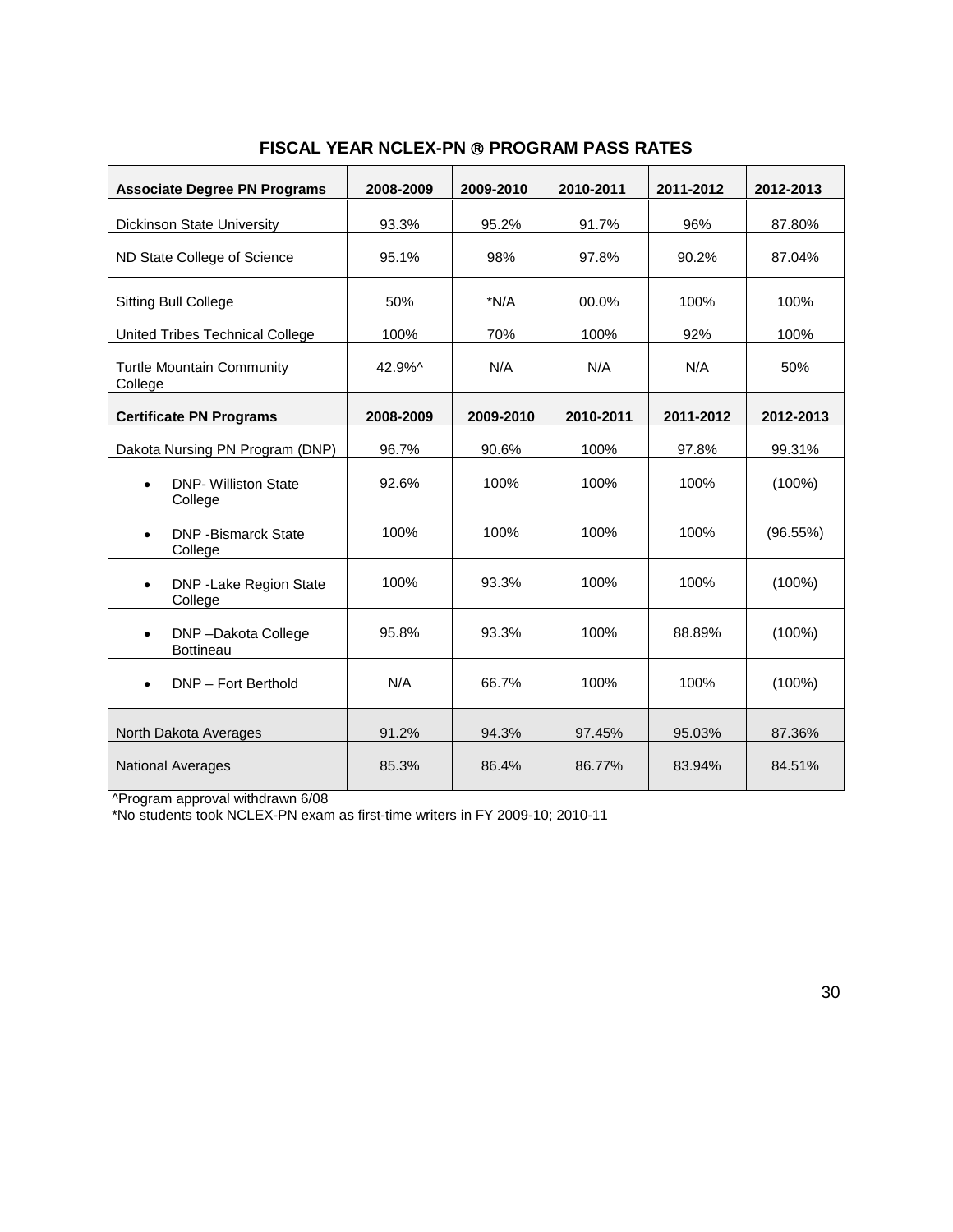## FISCAL YEAR NCLEX-PN ® PROGRAM PASS RATES

| Associate Degree PN Programs | 2008-2009 | 2009-2010 | 2010-2011 | 2011-2012 | 2012-2013 |
|---|---|---|---|---|---|
| Dickinson State University | 93.3% | 95.2% | 91.7% | 96% | 87.80% |
| ND State College of Science | 95.1% | 98% | 97.8% | 90.2% | 87.04% |
| Sitting Bull College | 50% | *N/A | 00.0% | 100% | 100% |
| United Tribes Technical College | 100% | 70% | 100% | 92% | 100% |
| Turtle Mountain Community College | 42.9%^ | N/A | N/A | N/A | 50% |
| **Certificate PN Programs** | **2008-2009** | **2009-2010** | **2010-2011** | **2011-2012** | **2012-2013** |
| Dakota Nursing PN Program (DNP) | 96.7% | 90.6% | 100% | 97.8% | 99.31% |
| • DNP- Williston State College | 92.6% | 100% | 100% | 100% | (100%) |
| • DNP -Bismarck State College | 100% | 100% | 100% | 100% | (96.55%) |
| • DNP -Lake Region State College | 100% | 93.3% | 100% | 100% | (100%) |
| • DNP –Dakota College Bottineau | 95.8% | 93.3% | 100% | 88.89% | (100%) |
| • DNP – Fort Berthold | N/A | 66.7% | 100% | 100% | (100%) |
| North Dakota Averages | 91.2% | 94.3% | 97.45% | 95.03% | 87.36% |
| National Averages | 85.3% | 86.4% | 86.77% | 83.94% | 84.51% |

^Program approval withdrawn 6/08

*No students took NCLEX-PN exam as first-time writers in FY 2009-10; 2010-11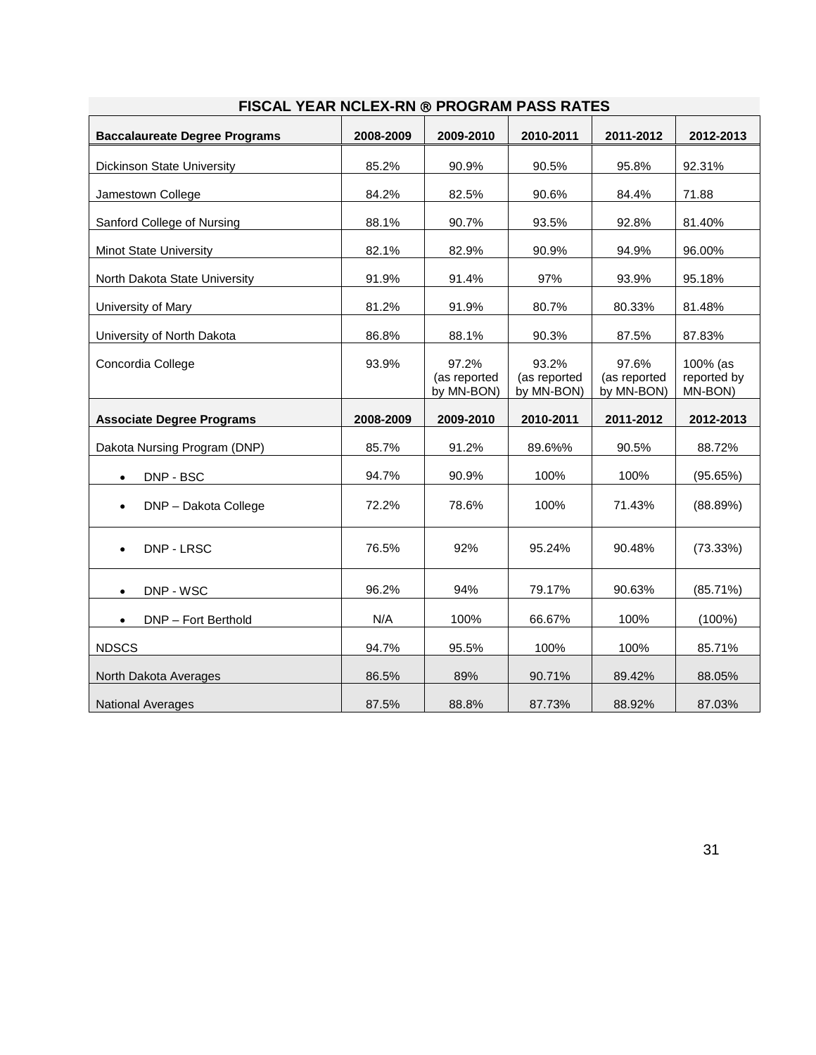## FISCAL YEAR NCLEX-RN ® PROGRAM PASS RATES

| Baccalaureate Degree Programs | 2008-2009 | 2009-2010 | 2010-2011 | 2011-2012 | 2012-2013 |
|---|---|---|---|---|---|
| Dickinson State University | 85.2% | 90.9% | 90.5% | 95.8% | 92.31% |
| Jamestown College | 84.2% | 82.5% | 90.6% | 84.4% | 71.88 |
| Sanford College of Nursing | 88.1% | 90.7% | 93.5% | 92.8% | 81.40% |
| Minot State University | 82.1% | 82.9% | 90.9% | 94.9% | 96.00% |
| North Dakota State University | 91.9% | 91.4% | 97% | 93.9% | 95.18% |
| University of Mary | 81.2% | 91.9% | 80.7% | 80.33% | 81.48% |
| University of North Dakota | 86.8% | 88.1% | 90.3% | 87.5% | 87.83% |
| Concordia College | 93.9% | 97.2% (as reported by MN-BON) | 93.2% (as reported by MN-BON) | 97.6% (as reported by MN-BON) | 100% (as reported by MN-BON) |
| **Associate Degree Programs** | **2008-2009** | **2009-2010** | **2010-2011** | **2011-2012** | **2012-2013** |
| Dakota Nursing Program (DNP) | 85.7% | 91.2% | 89.6%% | 90.5% | 88.72% |
| • DNP - BSC | 94.7% | 90.9% | 100% | 100% | (95.65%) |
| • DNP – Dakota College | 72.2% | 78.6% | 100% | 71.43% | (88.89%) |
| • DNP - LRSC | 76.5% | 92% | 95.24% | 90.48% | (73.33%) |
| • DNP - WSC | 96.2% | 94% | 79.17% | 90.63% | (85.71%) |
| • DNP – Fort Berthold | N/A | 100% | 66.67% | 100% | (100%) |
| NDSCS | 94.7% | 95.5% | 100% | 100% | 85.71% |
| North Dakota Averages | 86.5% | 89% | 90.71% | 89.42% | 88.05% |
| National Averages | 87.5% | 88.8% | 87.73% | 88.92% | 87.03% |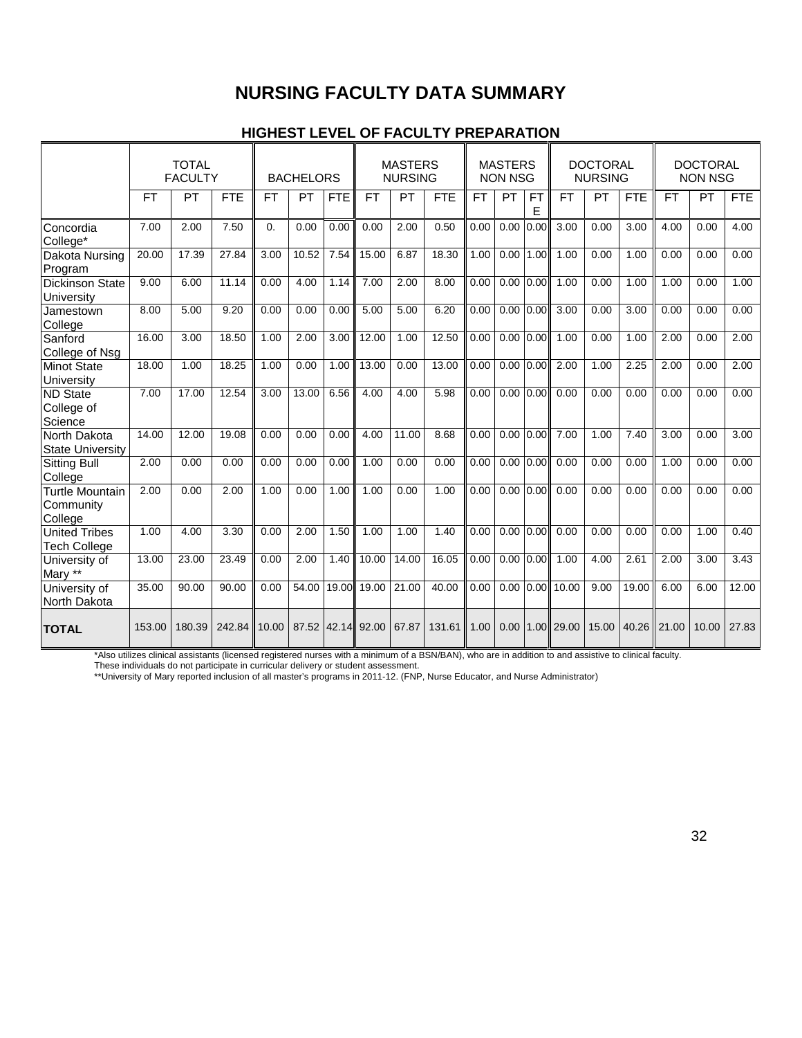# NURSING FACULTY DATA SUMMARY

## HIGHEST LEVEL OF FACULTY PREPARATION

| | TOTAL FACULTY | | | BACHELORS | | | MASTERS NURSING | | | MASTERS NON NSG | | | DOCTORAL NURSING | | | DOCTORAL NON NSG | | |
|---|---|---|---|---|---|---|---|---|---|---|---|---|---|---|---|---|---|---|
| | FT | PT | FTE | FT | PT | FTE | FT | PT | FTE | FT | PT | FTE | FT | PT | FTE | FT | PT | FTE |
| Concordia College* | 7.00 | 2.00 | 7.50 | 0. | 0.00 | 0.00 | 0.00 | 2.00 | 0.50 | 0.00 | 0.00 | 0.00 | 3.00 | 0.00 | 3.00 | 4.00 | 0.00 | 4.00 |
| Dakota Nursing Program | 20.00 | 17.39 | 27.84 | 3.00 | 10.52 | 7.54 | 15.00 | 6.87 | 18.30 | 1.00 | 0.00 | 1.00 | 1.00 | 0.00 | 1.00 | 0.00 | 0.00 | 0.00 |
| Dickinson State University | 9.00 | 6.00 | 11.14 | 0.00 | 4.00 | 1.14 | 7.00 | 2.00 | 8.00 | 0.00 | 0.00 | 0.00 | 1.00 | 0.00 | 1.00 | 1.00 | 0.00 | 1.00 |
| Jamestown College | 8.00 | 5.00 | 9.20 | 0.00 | 0.00 | 0.00 | 5.00 | 5.00 | 6.20 | 0.00 | 0.00 | 0.00 | 3.00 | 0.00 | 3.00 | 0.00 | 0.00 | 0.00 |
| Sanford College of Nsg | 16.00 | 3.00 | 18.50 | 1.00 | 2.00 | 3.00 | 12.00 | 1.00 | 12.50 | 0.00 | 0.00 | 0.00 | 1.00 | 0.00 | 1.00 | 2.00 | 0.00 | 2.00 |
| Minot State University | 18.00 | 1.00 | 18.25 | 1.00 | 0.00 | 1.00 | 13.00 | 0.00 | 13.00 | 0.00 | 0.00 | 0.00 | 2.00 | 1.00 | 2.25 | 2.00 | 0.00 | 2.00 |
| ND State College of Science | 7.00 | 17.00 | 12.54 | 3.00 | 13.00 | 6.56 | 4.00 | 4.00 | 5.98 | 0.00 | 0.00 | 0.00 | 0.00 | 0.00 | 0.00 | 0.00 | 0.00 | 0.00 |
| North Dakota State University | 14.00 | 12.00 | 19.08 | 0.00 | 0.00 | 0.00 | 4.00 | 11.00 | 8.68 | 0.00 | 0.00 | 0.00 | 7.00 | 1.00 | 7.40 | 3.00 | 0.00 | 3.00 |
| Sitting Bull College | 2.00 | 0.00 | 0.00 | 0.00 | 0.00 | 0.00 | 1.00 | 0.00 | 0.00 | 0.00 | 0.00 | 0.00 | 0.00 | 0.00 | 0.00 | 1.00 | 0.00 | 0.00 |
| Turtle Mountain Community College | 2.00 | 0.00 | 2.00 | 1.00 | 0.00 | 1.00 | 1.00 | 0.00 | 1.00 | 0.00 | 0.00 | 0.00 | 0.00 | 0.00 | 0.00 | 0.00 | 0.00 | 0.00 |
| United Tribes Tech College | 1.00 | 4.00 | 3.30 | 0.00 | 2.00 | 1.50 | 1.00 | 1.00 | 1.40 | 0.00 | 0.00 | 0.00 | 0.00 | 0.00 | 0.00 | 0.00 | 1.00 | 0.40 |
| University of Mary ** | 13.00 | 23.00 | 23.49 | 0.00 | 2.00 | 1.40 | 10.00 | 14.00 | 16.05 | 0.00 | 0.00 | 0.00 | 1.00 | 4.00 | 2.61 | 2.00 | 3.00 | 3.43 |
| University of North Dakota | 35.00 | 90.00 | 90.00 | 0.00 | 54.00 | 19.00 | 19.00 | 21.00 | 40.00 | 0.00 | 0.00 | 0.00 | 10.00 | 9.00 | 19.00 | 6.00 | 6.00 | 12.00 |
| **TOTAL** | 153.00 | 180.39 | 242.84 | 10.00 | 87.52 | 42.14 | 92.00 | 67.87 | 131.61 | 1.00 | 0.00 | 1.00 | 29.00 | 15.00 | 40.26 | 21.00 | 10.00 | 27.83 |

*Also utilizes clinical assistants (licensed registered nurses with a minimum of a BSN/BAN), who are in addition to and assistive to clinical faculty. These individuals do not participate in curricular delivery or student assessment.

**University of Mary reported inclusion of all master's programs in 2011-12. (FNP, Nurse Educator, and Nurse Administrator)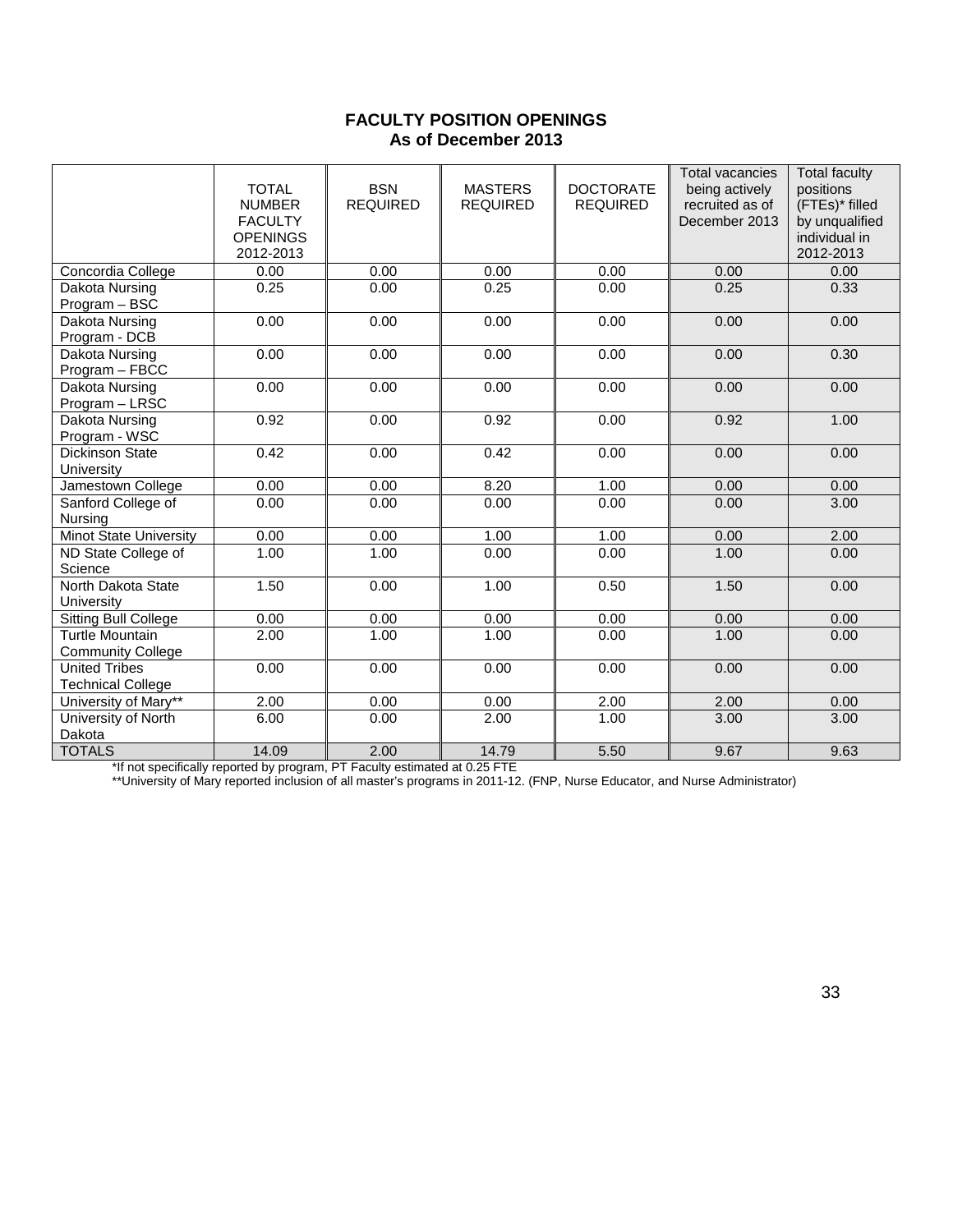## FACULTY POSITION OPENINGS
### As of December 2013

| | TOTAL NUMBER FACULTY OPENINGS 2012-2013 | BSN REQUIRED | MASTERS REQUIRED | DOCTORATE REQUIRED | Total vacancies being actively recruited as of December 2013 | Total faculty positions (FTEs)* filled by unqualified individual in 2012-2013 |
|---|---|---|---|---|---|---|
| Concordia College | 0.00 | 0.00 | 0.00 | 0.00 | 0.00 | 0.00 |
| Dakota Nursing Program – BSC | 0.25 | 0.00 | 0.25 | 0.00 | 0.25 | 0.33 |
| Dakota Nursing Program - DCB | 0.00 | 0.00 | 0.00 | 0.00 | 0.00 | 0.00 |
| Dakota Nursing Program – FBCC | 0.00 | 0.00 | 0.00 | 0.00 | 0.00 | 0.30 |
| Dakota Nursing Program – LRSC | 0.00 | 0.00 | 0.00 | 0.00 | 0.00 | 0.00 |
| Dakota Nursing Program - WSC | 0.92 | 0.00 | 0.92 | 0.00 | 0.92 | 1.00 |
| Dickinson State University | 0.42 | 0.00 | 0.42 | 0.00 | 0.00 | 0.00 |
| Jamestown College | 0.00 | 0.00 | 8.20 | 1.00 | 0.00 | 0.00 |
| Sanford College of Nursing | 0.00 | 0.00 | 0.00 | 0.00 | 0.00 | 3.00 |
| Minot State University | 0.00 | 0.00 | 1.00 | 1.00 | 0.00 | 2.00 |
| ND State College of Science | 1.00 | 1.00 | 0.00 | 0.00 | 1.00 | 0.00 |
| North Dakota State University | 1.50 | 0.00 | 1.00 | 0.50 | 1.50 | 0.00 |
| Sitting Bull College | 0.00 | 0.00 | 0.00 | 0.00 | 0.00 | 0.00 |
| Turtle Mountain Community College | 2.00 | 1.00 | 1.00 | 0.00 | 1.00 | 0.00 |
| United Tribes Technical College | 0.00 | 0.00 | 0.00 | 0.00 | 0.00 | 0.00 |
| University of Mary** | 2.00 | 0.00 | 0.00 | 2.00 | 2.00 | 0.00 |
| University of North Dakota | 6.00 | 0.00 | 2.00 | 1.00 | 3.00 | 3.00 |
| TOTALS | 14.09 | 2.00 | 14.79 | 5.50 | 9.67 | 9.63 |

*If not specifically reported by program, PT Faculty estimated at 0.25 FTE

**University of Mary reported inclusion of all master's programs in 2011-12. (FNP, Nurse Educator, and Nurse Administrator)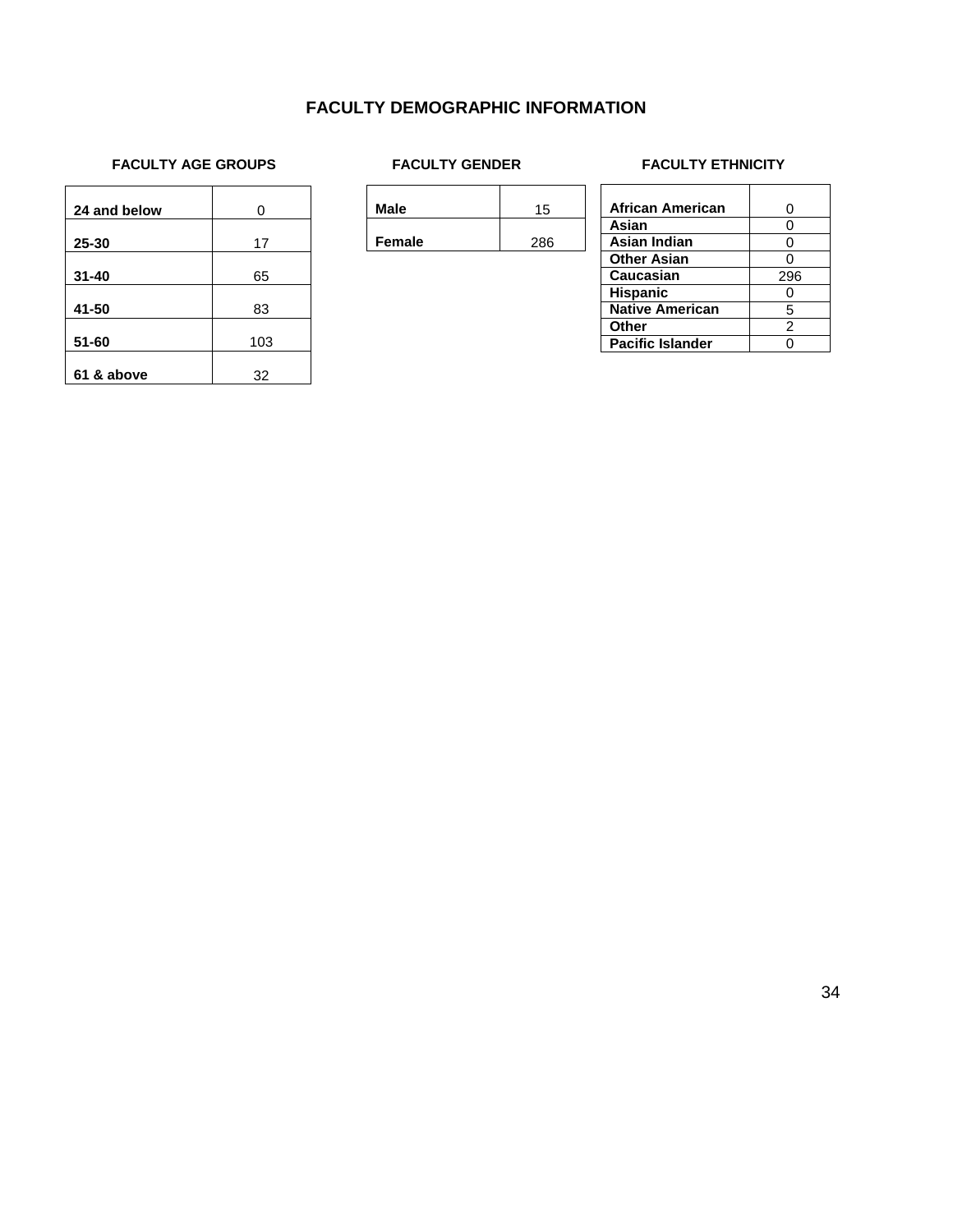# FACULTY DEMOGRAPHIC INFORMATION

### FACULTY AGE GROUPS

| Age Group | Count |
|---|---|
| **24 and below** | 0 |
| **25-30** | 17 |
| **31-40** | 65 |
| **41-50** | 83 |
| **51-60** | 103 |
| **61 & above** | 32 |

### FACULTY GENDER

| Gender | Count |
|---|---|
| **Male** | 15 |
| **Female** | 286 |

### FACULTY ETHNICITY

| Ethnicity | Count |
|---|---|
| **African American** | 0 |
| **Asian** | 0 |
| **Asian Indian** | 0 |
| **Other Asian** | 0 |
| **Caucasian** | 296 |
| **Hispanic** | 0 |
| **Native American** | 5 |
| **Other** | 2 |
| **Pacific Islander** | 0 |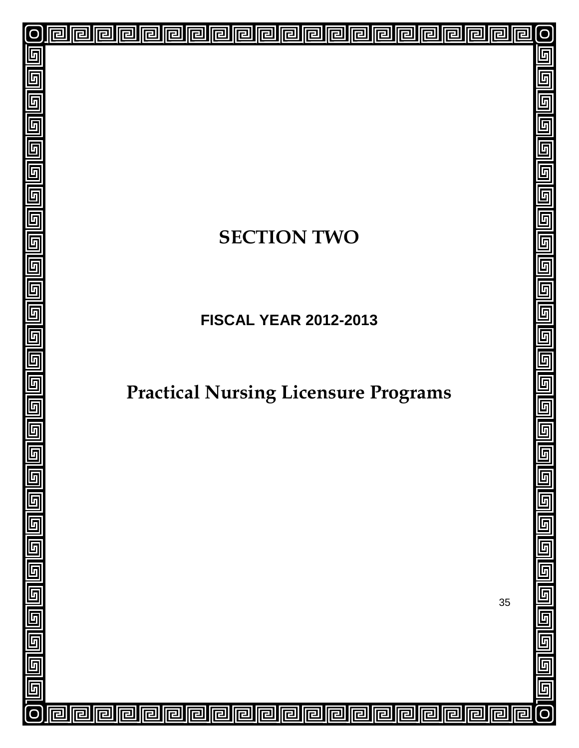# SECTION TWO

## FISCAL YEAR 2012-2013

# Practical Nursing Licensure Programs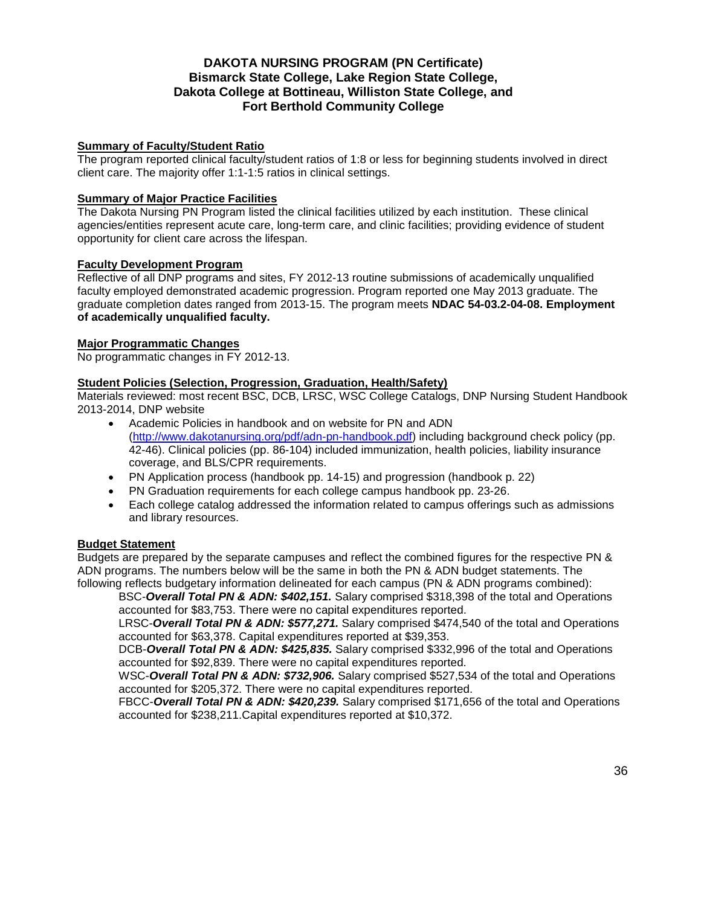# DAKOTA NURSING PROGRAM (PN Certificate)
## Bismarck State College, Lake Region State College, Dakota College at Bottineau, Williston State College, and Fort Berthold Community College

**Summary of Faculty/Student Ratio**

The program reported clinical faculty/student ratios of 1:8 or less for beginning students involved in direct client care. The majority offer 1:1-1:5 ratios in clinical settings.

**Summary of Major Practice Facilities**

The Dakota Nursing PN Program listed the clinical facilities utilized by each institution. These clinical agencies/entities represent acute care, long-term care, and clinic facilities; providing evidence of student opportunity for client care across the lifespan.

**Faculty Development Program**

Reflective of all DNP programs and sites, FY 2012-13 routine submissions of academically unqualified faculty employed demonstrated academic progression. Program reported one May 2013 graduate. The graduate completion dates ranged from 2013-15. The program meets **NDAC 54-03.2-04-08. Employment of academically unqualified faculty.**

**Major Programmatic Changes**

No programmatic changes in FY 2012-13.

**Student Policies (Selection, Progression, Graduation, Health/Safety)**

Materials reviewed: most recent BSC, DCB, LRSC, WSC College Catalogs, DNP Nursing Student Handbook 2013-2014, DNP website

- Academic Policies in handbook and on website for PN and ADN (http://www.dakotanursing.org/pdf/adn-pn-handbook.pdf) including background check policy (pp. 42-46). Clinical policies (pp. 86-104) included immunization, health policies, liability insurance coverage, and BLS/CPR requirements.
- PN Application process (handbook pp. 14-15) and progression (handbook p. 22)
- PN Graduation requirements for each college campus handbook pp. 23-26.
- Each college catalog addressed the information related to campus offerings such as admissions and library resources.

**Budget Statement**

Budgets are prepared by the separate campuses and reflect the combined figures for the respective PN & ADN programs. The numbers below will be the same in both the PN & ADN budget statements. The following reflects budgetary information delineated for each campus (PN & ADN programs combined):

BSC-***Overall Total PN & ADN: $402,151.*** Salary comprised $318,398 of the total and Operations accounted for $83,753. There were no capital expenditures reported.

LRSC-***Overall Total PN & ADN: $577,271.*** Salary comprised $474,540 of the total and Operations accounted for $63,378. Capital expenditures reported at $39,353.

DCB-***Overall Total PN & ADN: $425,835.*** Salary comprised $332,996 of the total and Operations accounted for $92,839. There were no capital expenditures reported.

WSC-***Overall Total PN & ADN: $732,906.*** Salary comprised $527,534 of the total and Operations accounted for $205,372. There were no capital expenditures reported.

FBCC-***Overall Total PN & ADN: $420,239.*** Salary comprised $171,656 of the total and Operations accounted for $238,211.Capital expenditures reported at $10,372.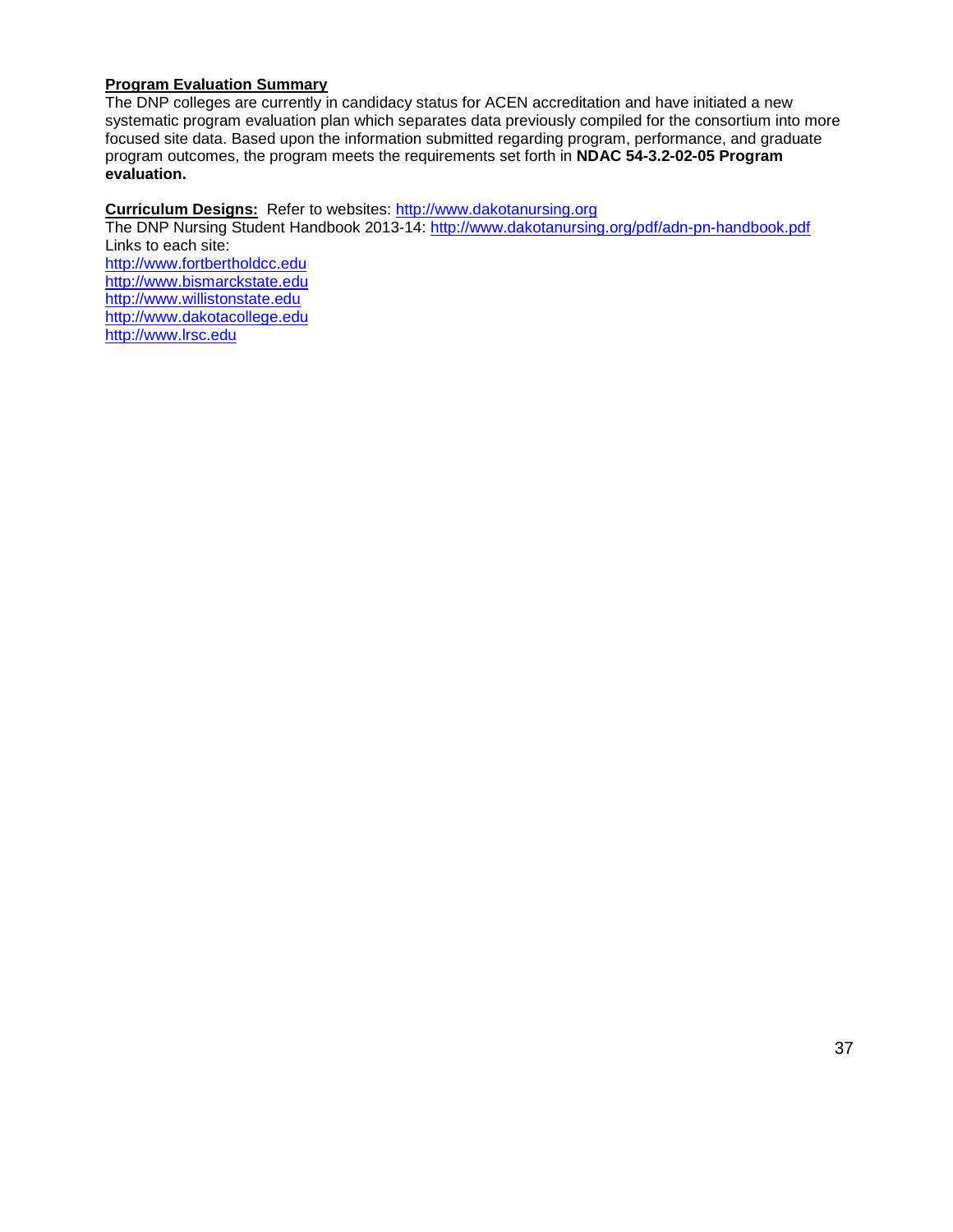**Program Evaluation Summary**

The DNP colleges are currently in candidacy status for ACEN accreditation and have initiated a new systematic program evaluation plan which separates data previously compiled for the consortium into more focused site data. Based upon the information submitted regarding program, performance, and graduate program outcomes, the program meets the requirements set forth in **NDAC 54-3.2-02-05 Program evaluation.**

**Curriculum Designs:** Refer to websites: http://www.dakotanursing.org

The DNP Nursing Student Handbook 2013-14: http://www.dakotanursing.org/pdf/adn-pn-handbook.pdf

Links to each site:

http://www.fortbertholdcc.edu
http://www.bismarckstate.edu
http://www.willistonstate.edu
http://www.dakotacollege.edu
http://www.lrsc.edu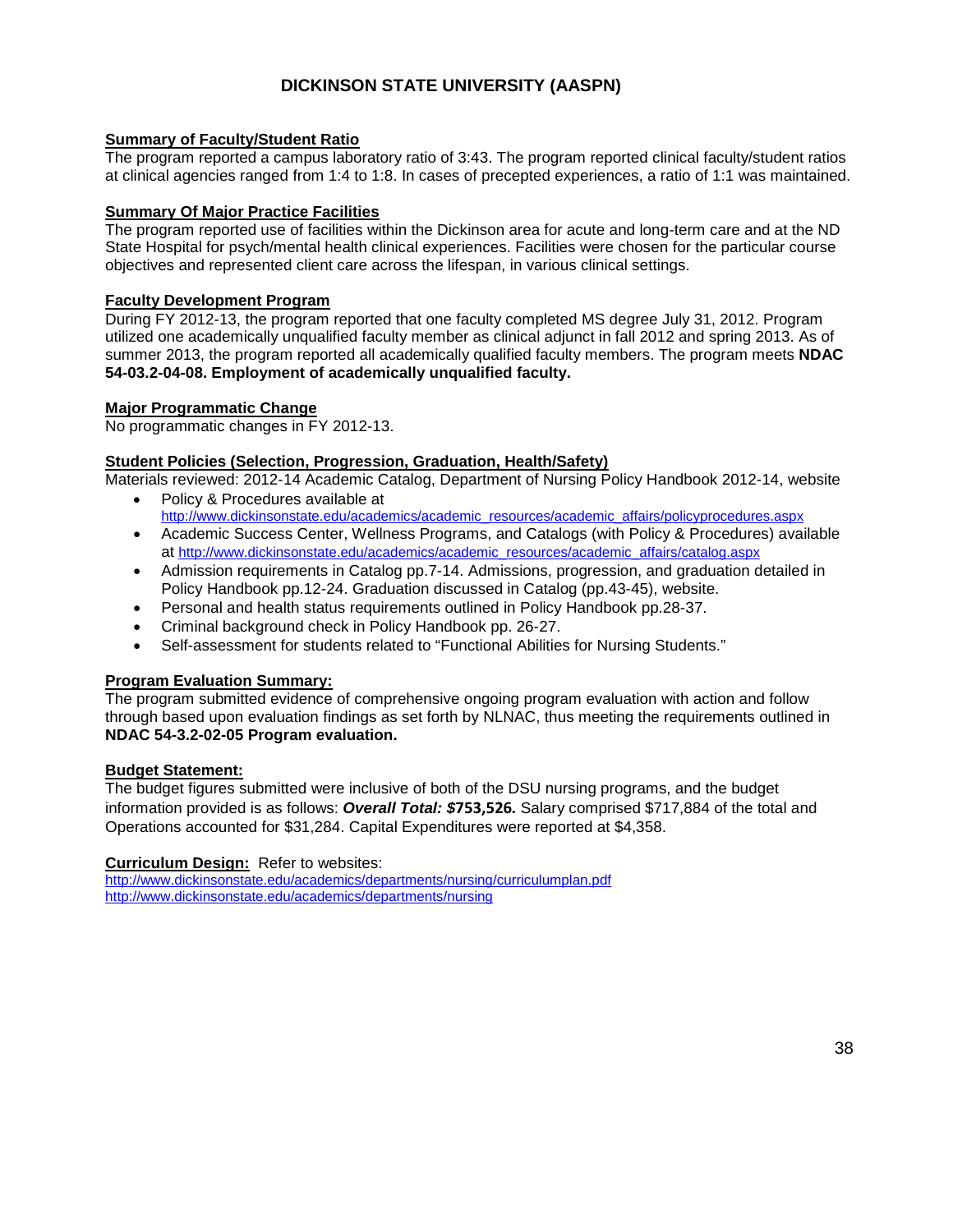# DICKINSON STATE UNIVERSITY (AASPN)

**Summary of Faculty/Student Ratio**

The program reported a campus laboratory ratio of 3:43. The program reported clinical faculty/student ratios at clinical agencies ranged from 1:4 to 1:8. In cases of precepted experiences, a ratio of 1:1 was maintained.

**Summary Of Major Practice Facilities**

The program reported use of facilities within the Dickinson area for acute and long-term care and at the ND State Hospital for psych/mental health clinical experiences. Facilities were chosen for the particular course objectives and represented client care across the lifespan, in various clinical settings.

**Faculty Development Program**

During FY 2012-13, the program reported that one faculty completed MS degree July 31, 2012. Program utilized one academically unqualified faculty member as clinical adjunct in fall 2012 and spring 2013. As of summer 2013, the program reported all academically qualified faculty members. The program meets **NDAC 54-03.2-04-08. Employment of academically unqualified faculty.**

**Major Programmatic Change**

No programmatic changes in FY 2012-13.

**Student Policies (Selection, Progression, Graduation, Health/Safety)**

Materials reviewed: 2012-14 Academic Catalog, Department of Nursing Policy Handbook 2012-14, website

- Policy & Procedures available at http://www.dickinsonstate.edu/academics/academic_resources/academic_affairs/policyprocedures.aspx
- Academic Success Center, Wellness Programs, and Catalogs (with Policy & Procedures) available at http://www.dickinsonstate.edu/academics/academic_resources/academic_affairs/catalog.aspx
- Admission requirements in Catalog pp.7-14. Admissions, progression, and graduation detailed in Policy Handbook pp.12-24. Graduation discussed in Catalog (pp.43-45), website.
- Personal and health status requirements outlined in Policy Handbook pp.28-37.
- Criminal background check in Policy Handbook pp. 26-27.
- Self-assessment for students related to "Functional Abilities for Nursing Students."

**Program Evaluation Summary:**

The program submitted evidence of comprehensive ongoing program evaluation with action and follow through based upon evaluation findings as set forth by NLNAC, thus meeting the requirements outlined in **NDAC 54-3.2-02-05 Program evaluation.**

**Budget Statement:**

The budget figures submitted were inclusive of both of the DSU nursing programs, and the budget information provided is as follows: ***Overall Total: $753,526.*** Salary comprised $717,884 of the total and Operations accounted for $31,284. Capital Expenditures were reported at $4,358.

**Curriculum Design:** Refer to websites:

http://www.dickinsonstate.edu/academics/departments/nursing/curriculumplan.pdf
http://www.dickinsonstate.edu/academics/departments/nursing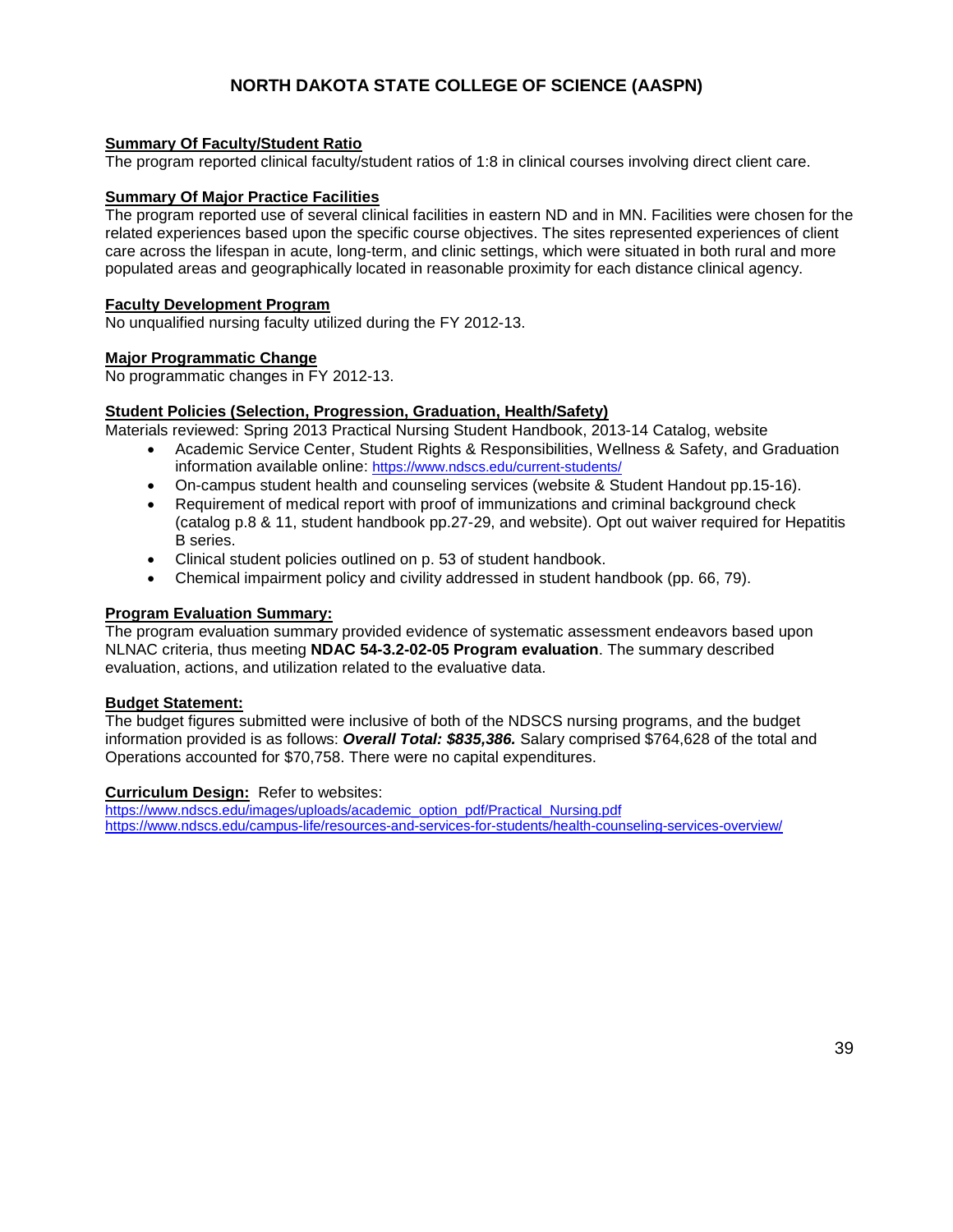## NORTH DAKOTA STATE COLLEGE OF SCIENCE (AASPN)

**Summary Of Faculty/Student Ratio**
The program reported clinical faculty/student ratios of 1:8 in clinical courses involving direct client care.

**Summary Of Major Practice Facilities**
The program reported use of several clinical facilities in eastern ND and in MN. Facilities were chosen for the related experiences based upon the specific course objectives. The sites represented experiences of client care across the lifespan in acute, long-term, and clinic settings, which were situated in both rural and more populated areas and geographically located in reasonable proximity for each distance clinical agency.

**Faculty Development Program**
No unqualified nursing faculty utilized during the FY 2012-13.

**Major Programmatic Change**
No programmatic changes in FY 2012-13.

**Student Policies (Selection, Progression, Graduation, Health/Safety)**
Materials reviewed: Spring 2013 Practical Nursing Student Handbook, 2013-14 Catalog, website

- Academic Service Center, Student Rights & Responsibilities, Wellness & Safety, and Graduation information available online: https://www.ndscs.edu/current-students/
- On-campus student health and counseling services (website & Student Handout pp.15-16).
- Requirement of medical report with proof of immunizations and criminal background check (catalog p.8 & 11, student handbook pp.27-29, and website). Opt out waiver required for Hepatitis B series.
- Clinical student policies outlined on p. 53 of student handbook.
- Chemical impairment policy and civility addressed in student handbook (pp. 66, 79).

**Program Evaluation Summary:**
The program evaluation summary provided evidence of systematic assessment endeavors based upon NLNAC criteria, thus meeting **NDAC 54-3.2-02-05 Program evaluation**. The summary described evaluation, actions, and utilization related to the evaluative data.

**Budget Statement:**
The budget figures submitted were inclusive of both of the NDSCS nursing programs, and the budget information provided is as follows: ***Overall Total: $835,386.*** Salary comprised $764,628 of the total and Operations accounted for $70,758. There were no capital expenditures.

**Curriculum Design:** Refer to websites:
https://www.ndscs.edu/images/uploads/academic_option_pdf/Practical_Nursing.pdf
https://www.ndscs.edu/campus-life/resources-and-services-for-students/health-counseling-services-overview/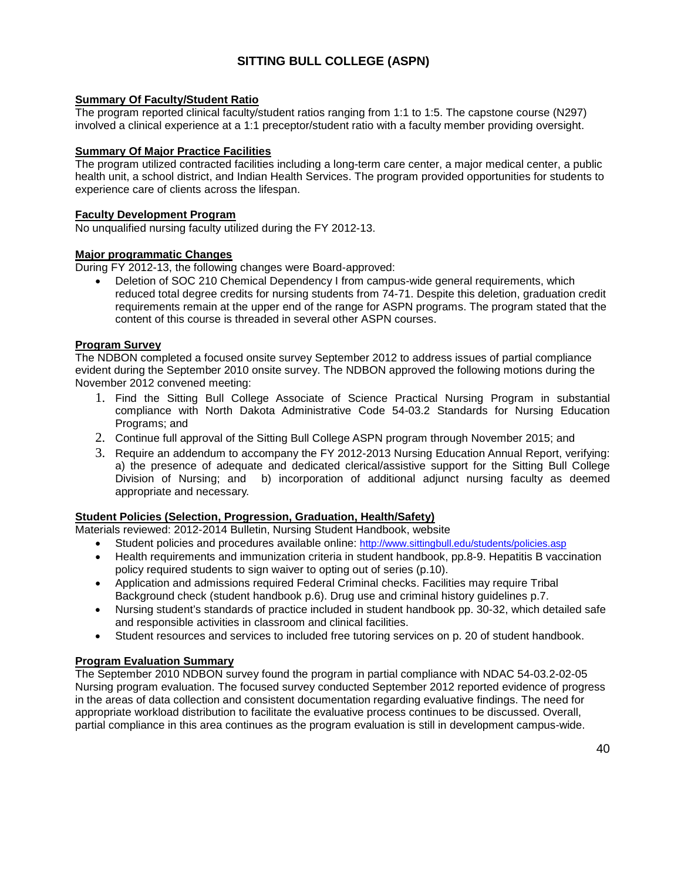# SITTING BULL COLLEGE (ASPN)

**Summary Of Faculty/Student Ratio**

The program reported clinical faculty/student ratios ranging from 1:1 to 1:5. The capstone course (N297) involved a clinical experience at a 1:1 preceptor/student ratio with a faculty member providing oversight.

**Summary Of Major Practice Facilities**

The program utilized contracted facilities including a long-term care center, a major medical center, a public health unit, a school district, and Indian Health Services. The program provided opportunities for students to experience care of clients across the lifespan.

**Faculty Development Program**

No unqualified nursing faculty utilized during the FY 2012-13.

**Major programmatic Changes**

During FY 2012-13, the following changes were Board-approved:

- Deletion of SOC 210 Chemical Dependency I from campus-wide general requirements, which reduced total degree credits for nursing students from 74-71. Despite this deletion, graduation credit requirements remain at the upper end of the range for ASPN programs. The program stated that the content of this course is threaded in several other ASPN courses.

**Program Survey**

The NDBON completed a focused onsite survey September 2012 to address issues of partial compliance evident during the September 2010 onsite survey. The NDBON approved the following motions during the November 2012 convened meeting:

1. Find the Sitting Bull College Associate of Science Practical Nursing Program in substantial compliance with North Dakota Administrative Code 54-03.2 Standards for Nursing Education Programs; and
2. Continue full approval of the Sitting Bull College ASPN program through November 2015; and
3. Require an addendum to accompany the FY 2012-2013 Nursing Education Annual Report, verifying: a) the presence of adequate and dedicated clerical/assistive support for the Sitting Bull College Division of Nursing; and b) incorporation of additional adjunct nursing faculty as deemed appropriate and necessary.

**Student Policies (Selection, Progression, Graduation, Health/Safety)**

Materials reviewed: 2012-2014 Bulletin, Nursing Student Handbook, website

- Student policies and procedures available online: http://www.sittingbull.edu/students/policies.asp
- Health requirements and immunization criteria in student handbook, pp.8-9. Hepatitis B vaccination policy required students to sign waiver to opting out of series (p.10).
- Application and admissions required Federal Criminal checks. Facilities may require Tribal Background check (student handbook p.6). Drug use and criminal history guidelines p.7.
- Nursing student's standards of practice included in student handbook pp. 30-32, which detailed safe and responsible activities in classroom and clinical facilities.
- Student resources and services to included free tutoring services on p. 20 of student handbook.

**Program Evaluation Summary**

The September 2010 NDBON survey found the program in partial compliance with NDAC 54-03.2-02-05 Nursing program evaluation. The focused survey conducted September 2012 reported evidence of progress in the areas of data collection and consistent documentation regarding evaluative findings. The need for appropriate workload distribution to facilitate the evaluative process continues to be discussed. Overall, partial compliance in this area continues as the program evaluation is still in development campus-wide.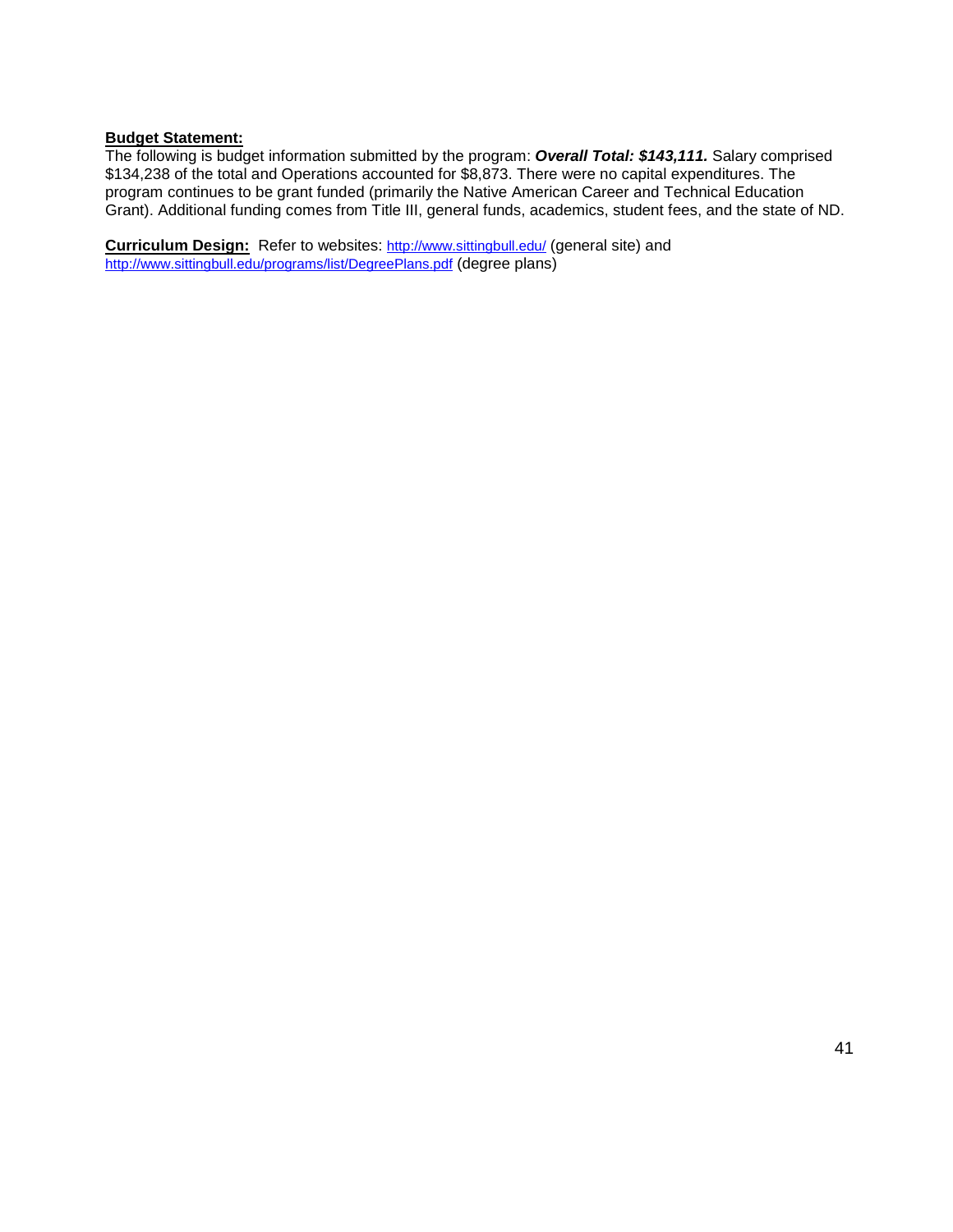**Budget Statement:**

The following is budget information submitted by the program: ***Overall Total: $143,111.*** Salary comprised $134,238 of the total and Operations accounted for $8,873. There were no capital expenditures. The program continues to be grant funded (primarily the Native American Career and Technical Education Grant). Additional funding comes from Title III, general funds, academics, student fees, and the state of ND.

**Curriculum Design:** Refer to websites: http://www.sittingbull.edu/ (general site) and http://www.sittingbull.edu/programs/list/DegreePlans.pdf (degree plans)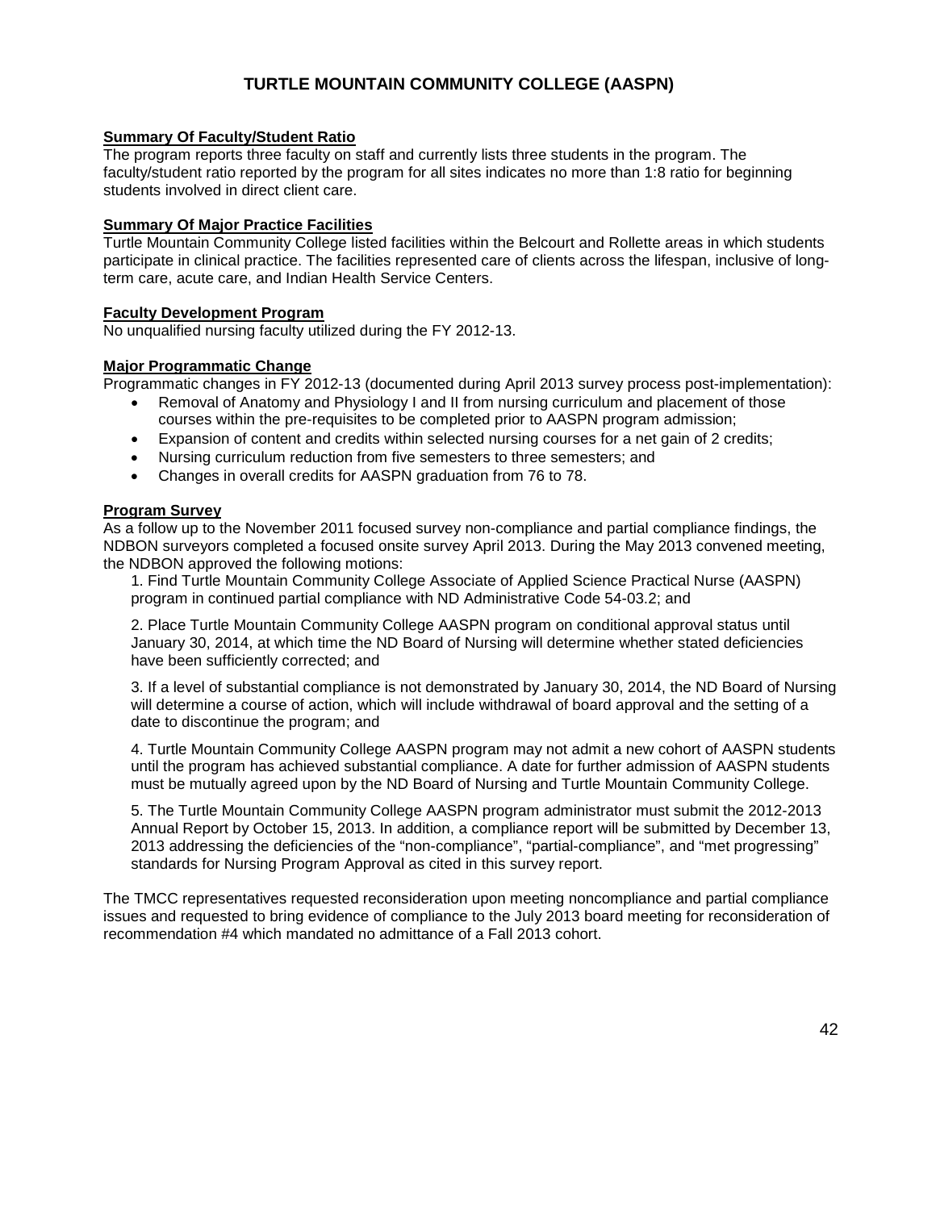# TURTLE MOUNTAIN COMMUNITY COLLEGE (AASPN)

**Summary Of Faculty/Student Ratio**

The program reports three faculty on staff and currently lists three students in the program. The faculty/student ratio reported by the program for all sites indicates no more than 1:8 ratio for beginning students involved in direct client care.

**Summary Of Major Practice Facilities**

Turtle Mountain Community College listed facilities within the Belcourt and Rollette areas in which students participate in clinical practice. The facilities represented care of clients across the lifespan, inclusive of long-term care, acute care, and Indian Health Service Centers.

**Faculty Development Program**

No unqualified nursing faculty utilized during the FY 2012-13.

**Major Programmatic Change**

Programmatic changes in FY 2012-13 (documented during April 2013 survey process post-implementation):

- Removal of Anatomy and Physiology I and II from nursing curriculum and placement of those courses within the pre-requisites to be completed prior to AASPN program admission;
- Expansion of content and credits within selected nursing courses for a net gain of 2 credits;
- Nursing curriculum reduction from five semesters to three semesters; and
- Changes in overall credits for AASPN graduation from 76 to 78.

**Program Survey**

As a follow up to the November 2011 focused survey non-compliance and partial compliance findings, the NDBON surveyors completed a focused onsite survey April 2013. During the May 2013 convened meeting, the NDBON approved the following motions:

1. Find Turtle Mountain Community College Associate of Applied Science Practical Nurse (AASPN) program in continued partial compliance with ND Administrative Code 54-03.2; and

2. Place Turtle Mountain Community College AASPN program on conditional approval status until January 30, 2014, at which time the ND Board of Nursing will determine whether stated deficiencies have been sufficiently corrected; and

3. If a level of substantial compliance is not demonstrated by January 30, 2014, the ND Board of Nursing will determine a course of action, which will include withdrawal of board approval and the setting of a date to discontinue the program; and

4. Turtle Mountain Community College AASPN program may not admit a new cohort of AASPN students until the program has achieved substantial compliance. A date for further admission of AASPN students must be mutually agreed upon by the ND Board of Nursing and Turtle Mountain Community College.

5. The Turtle Mountain Community College AASPN program administrator must submit the 2012-2013 Annual Report by October 15, 2013. In addition, a compliance report will be submitted by December 13, 2013 addressing the deficiencies of the "non-compliance", "partial-compliance", and "met progressing" standards for Nursing Program Approval as cited in this survey report.

The TMCC representatives requested reconsideration upon meeting noncompliance and partial compliance issues and requested to bring evidence of compliance to the July 2013 board meeting for reconsideration of recommendation #4 which mandated no admittance of a Fall 2013 cohort.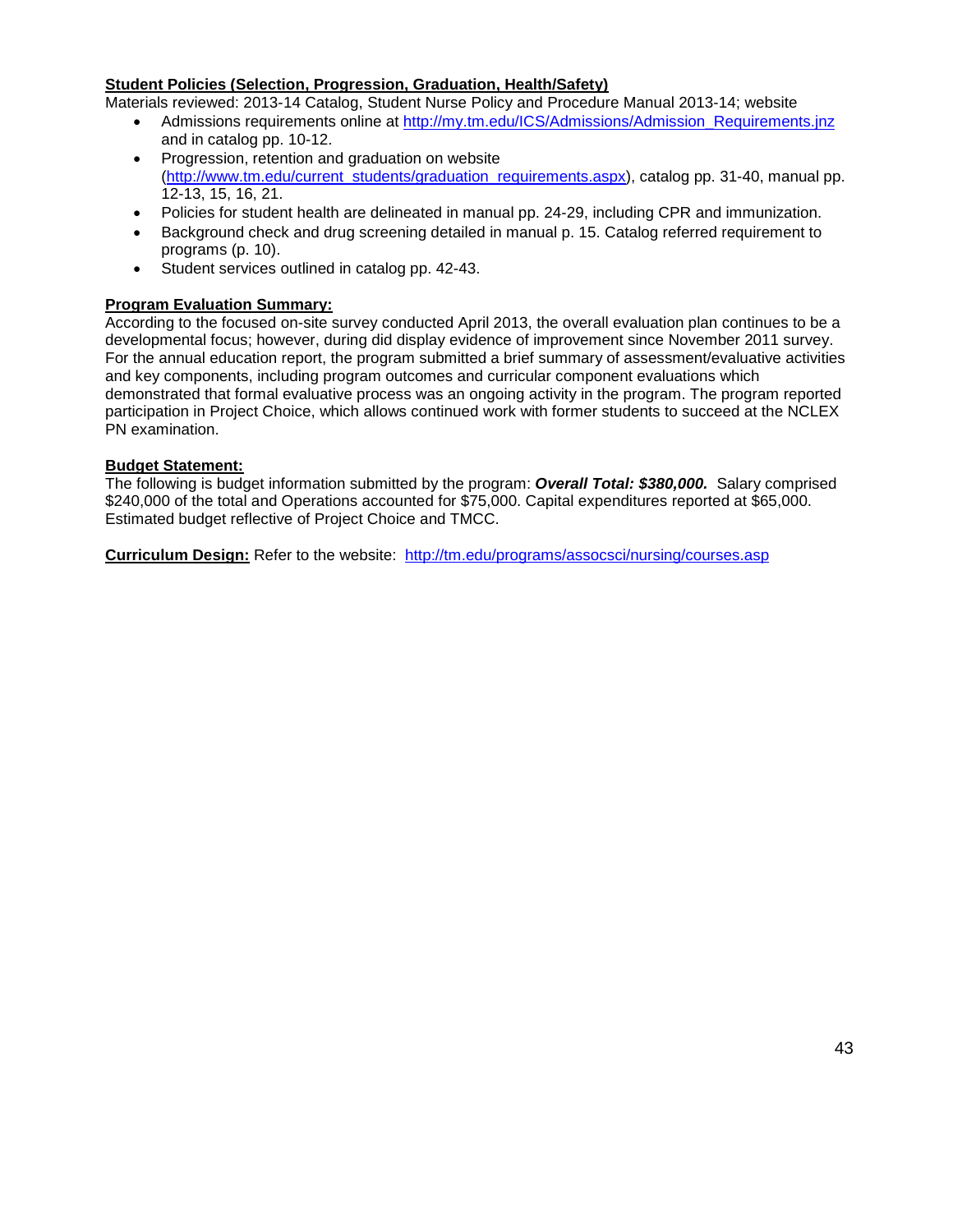**Student Policies (Selection, Progression, Graduation, Health/Safety)**

Materials reviewed: 2013-14 Catalog, Student Nurse Policy and Procedure Manual 2013-14; website

- Admissions requirements online at http://my.tm.edu/ICS/Admissions/Admission_Requirements.jnz and in catalog pp. 10-12.
- Progression, retention and graduation on website (http://www.tm.edu/current_students/graduation_requirements.aspx), catalog pp. 31-40, manual pp. 12-13, 15, 16, 21.
- Policies for student health are delineated in manual pp. 24-29, including CPR and immunization.
- Background check and drug screening detailed in manual p. 15. Catalog referred requirement to programs (p. 10).
- Student services outlined in catalog pp. 42-43.

**Program Evaluation Summary:**

According to the focused on-site survey conducted April 2013, the overall evaluation plan continues to be a developmental focus; however, during did display evidence of improvement since November 2011 survey. For the annual education report, the program submitted a brief summary of assessment/evaluative activities and key components, including program outcomes and curricular component evaluations which demonstrated that formal evaluative process was an ongoing activity in the program. The program reported participation in Project Choice, which allows continued work with former students to succeed at the NCLEX PN examination.

**Budget Statement:**

The following is budget information submitted by the program: ***Overall Total: $380,000.*** Salary comprised $240,000 of the total and Operations accounted for $75,000. Capital expenditures reported at $65,000. Estimated budget reflective of Project Choice and TMCC.

**Curriculum Design:** Refer to the website: http://tm.edu/programs/assocsci/nursing/courses.asp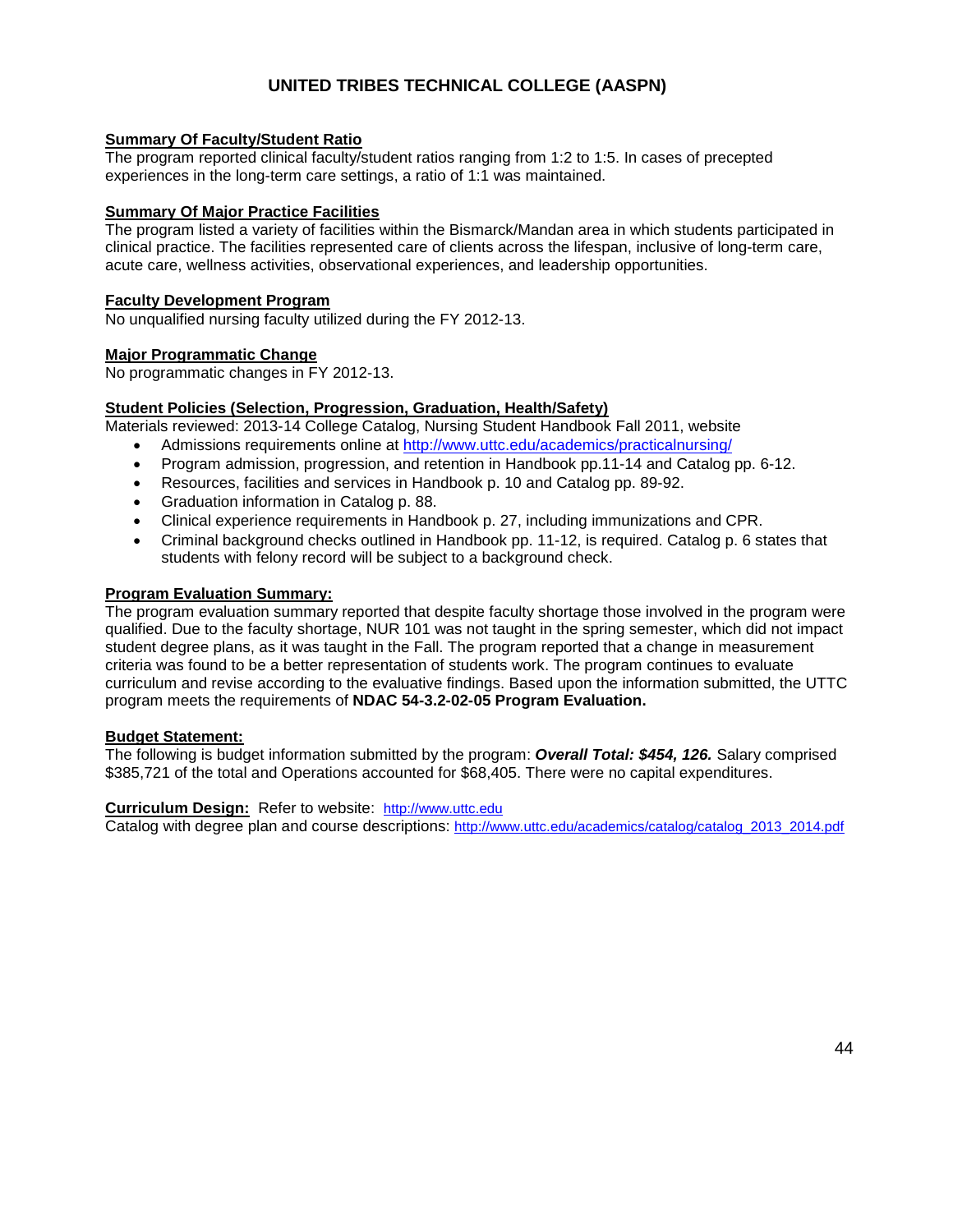# UNITED TRIBES TECHNICAL COLLEGE (AASPN)

**Summary Of Faculty/Student Ratio**

The program reported clinical faculty/student ratios ranging from 1:2 to 1:5. In cases of precepted experiences in the long-term care settings, a ratio of 1:1 was maintained.

**Summary Of Major Practice Facilities**

The program listed a variety of facilities within the Bismarck/Mandan area in which students participated in clinical practice. The facilities represented care of clients across the lifespan, inclusive of long-term care, acute care, wellness activities, observational experiences, and leadership opportunities.

**Faculty Development Program**

No unqualified nursing faculty utilized during the FY 2012-13.

**Major Programmatic Change**

No programmatic changes in FY 2012-13.

**Student Policies (Selection, Progression, Graduation, Health/Safety)**

Materials reviewed: 2013-14 College Catalog, Nursing Student Handbook Fall 2011, website

- Admissions requirements online at http://www.uttc.edu/academics/practicalnursing/
- Program admission, progression, and retention in Handbook pp.11-14 and Catalog pp. 6-12.
- Resources, facilities and services in Handbook p. 10 and Catalog pp. 89-92.
- Graduation information in Catalog p. 88.
- Clinical experience requirements in Handbook p. 27, including immunizations and CPR.
- Criminal background checks outlined in Handbook pp. 11-12, is required. Catalog p. 6 states that students with felony record will be subject to a background check.

**Program Evaluation Summary:**

The program evaluation summary reported that despite faculty shortage those involved in the program were qualified. Due to the faculty shortage, NUR 101 was not taught in the spring semester, which did not impact student degree plans, as it was taught in the Fall. The program reported that a change in measurement criteria was found to be a better representation of students work. The program continues to evaluate curriculum and revise according to the evaluative findings. Based upon the information submitted, the UTTC program meets the requirements of **NDAC 54-3.2-02-05 Program Evaluation.**

**Budget Statement:**

The following is budget information submitted by the program: ***Overall Total: $454, 126.*** Salary comprised $385,721 of the total and Operations accounted for $68,405. There were no capital expenditures.

**Curriculum Design:** Refer to website: http://www.uttc.edu

Catalog with degree plan and course descriptions: http://www.uttc.edu/academics/catalog/catalog_2013_2014.pdf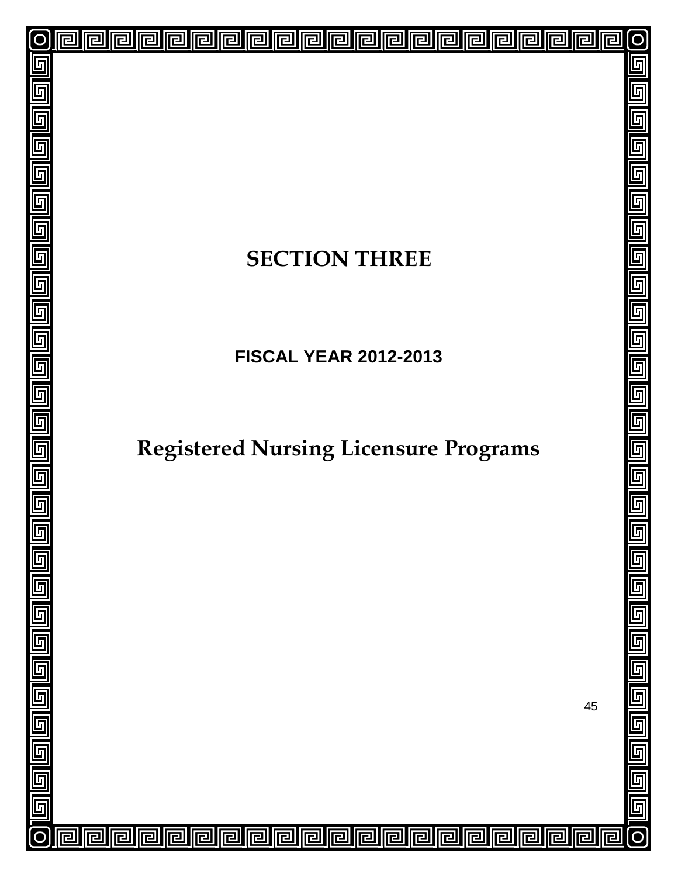# SECTION THREE

**FISCAL YEAR 2012-2013**

# Registered Nursing Licensure Programs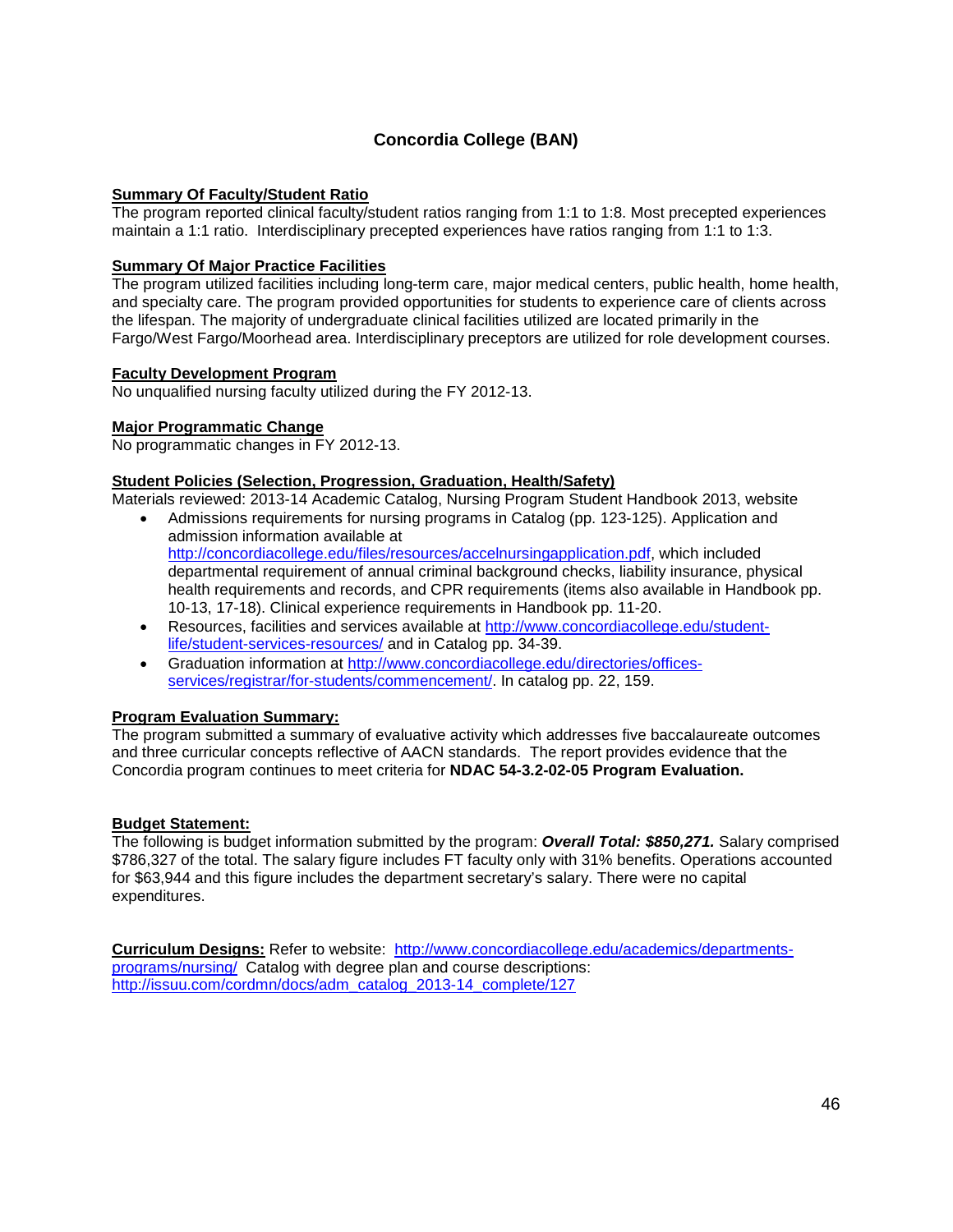# Concordia College (BAN)

**Summary Of Faculty/Student Ratio**

The program reported clinical faculty/student ratios ranging from 1:1 to 1:8. Most precepted experiences maintain a 1:1 ratio. Interdisciplinary precepted experiences have ratios ranging from 1:1 to 1:3.

**Summary Of Major Practice Facilities**

The program utilized facilities including long-term care, major medical centers, public health, home health, and specialty care. The program provided opportunities for students to experience care of clients across the lifespan. The majority of undergraduate clinical facilities utilized are located primarily in the Fargo/West Fargo/Moorhead area. Interdisciplinary preceptors are utilized for role development courses.

**Faculty Development Program**

No unqualified nursing faculty utilized during the FY 2012-13.

**Major Programmatic Change**

No programmatic changes in FY 2012-13.

**Student Policies (Selection, Progression, Graduation, Health/Safety)**

Materials reviewed: 2013-14 Academic Catalog, Nursing Program Student Handbook 2013, website

- Admissions requirements for nursing programs in Catalog (pp. 123-125). Application and admission information available at http://concordiacollege.edu/files/resources/accelnursingapplication.pdf, which included departmental requirement of annual criminal background checks, liability insurance, physical health requirements and records, and CPR requirements (items also available in Handbook pp. 10-13, 17-18). Clinical experience requirements in Handbook pp. 11-20.
- Resources, facilities and services available at http://www.concordiacollege.edu/student-life/student-services-resources/ and in Catalog pp. 34-39.
- Graduation information at http://www.concordiacollege.edu/directories/offices-services/registrar/for-students/commencement/. In catalog pp. 22, 159.

**Program Evaluation Summary:**

The program submitted a summary of evaluative activity which addresses five baccalaureate outcomes and three curricular concepts reflective of AACN standards. The report provides evidence that the Concordia program continues to meet criteria for **NDAC 54-3.2-02-05 Program Evaluation.**

**Budget Statement:**

The following is budget information submitted by the program: ***Overall Total: $850,271.*** Salary comprised $786,327 of the total. The salary figure includes FT faculty only with 31% benefits. Operations accounted for $63,944 and this figure includes the department secretary's salary. There were no capital expenditures.

**Curriculum Designs:** Refer to website: http://www.concordiacollege.edu/academics/departments-programs/nursing/ Catalog with degree plan and course descriptions: http://issuu.com/cordmn/docs/adm_catalog_2013-14_complete/127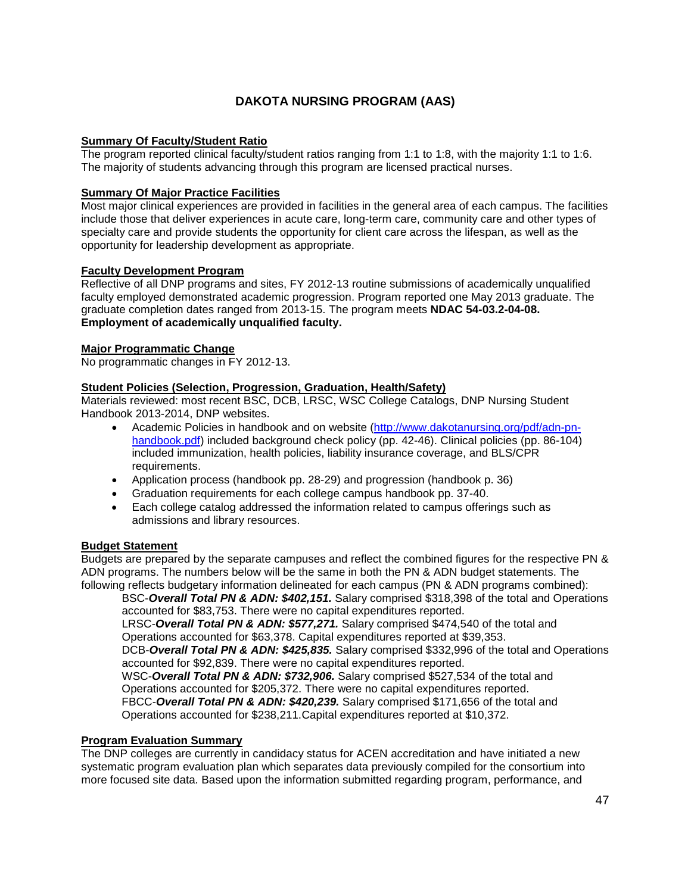# DAKOTA NURSING PROGRAM (AAS)

**Summary Of Faculty/Student Ratio**

The program reported clinical faculty/student ratios ranging from 1:1 to 1:8, with the majority 1:1 to 1:6. The majority of students advancing through this program are licensed practical nurses.

**Summary Of Major Practice Facilities**

Most major clinical experiences are provided in facilities in the general area of each campus. The facilities include those that deliver experiences in acute care, long-term care, community care and other types of specialty care and provide students the opportunity for client care across the lifespan, as well as the opportunity for leadership development as appropriate.

**Faculty Development Program**

Reflective of all DNP programs and sites, FY 2012-13 routine submissions of academically unqualified faculty employed demonstrated academic progression. Program reported one May 2013 graduate. The graduate completion dates ranged from 2013-15. The program meets **NDAC 54-03.2-04-08. Employment of academically unqualified faculty.**

**Major Programmatic Change**

No programmatic changes in FY 2012-13.

**Student Policies (Selection, Progression, Graduation, Health/Safety)**

Materials reviewed: most recent BSC, DCB, LRSC, WSC College Catalogs, DNP Nursing Student Handbook 2013-2014, DNP websites.

- Academic Policies in handbook and on website (http://www.dakotanursing.org/pdf/adn-pn-handbook.pdf) included background check policy (pp. 42-46). Clinical policies (pp. 86-104) included immunization, health policies, liability insurance coverage, and BLS/CPR requirements.
- Application process (handbook pp. 28-29) and progression (handbook p. 36)
- Graduation requirements for each college campus handbook pp. 37-40.
- Each college catalog addressed the information related to campus offerings such as admissions and library resources.

**Budget Statement**

Budgets are prepared by the separate campuses and reflect the combined figures for the respective PN & ADN programs. The numbers below will be the same in both the PN & ADN budget statements. The following reflects budgetary information delineated for each campus (PN & ADN programs combined):

BSC-***Overall Total PN & ADN: $402,151.*** Salary comprised $318,398 of the total and Operations accounted for $83,753. There were no capital expenditures reported.

LRSC-***Overall Total PN & ADN: $577,271.*** Salary comprised $474,540 of the total and Operations accounted for $63,378. Capital expenditures reported at $39,353.

DCB-***Overall Total PN & ADN: $425,835.*** Salary comprised $332,996 of the total and Operations accounted for $92,839. There were no capital expenditures reported.

WSC-***Overall Total PN & ADN: $732,906.*** Salary comprised $527,534 of the total and Operations accounted for $205,372. There were no capital expenditures reported.

FBCC-***Overall Total PN & ADN: $420,239.*** Salary comprised $171,656 of the total and Operations accounted for $238,211.Capital expenditures reported at $10,372.

**Program Evaluation Summary**

The DNP colleges are currently in candidacy status for ACEN accreditation and have initiated a new systematic program evaluation plan which separates data previously compiled for the consortium into more focused site data. Based upon the information submitted regarding program, performance, and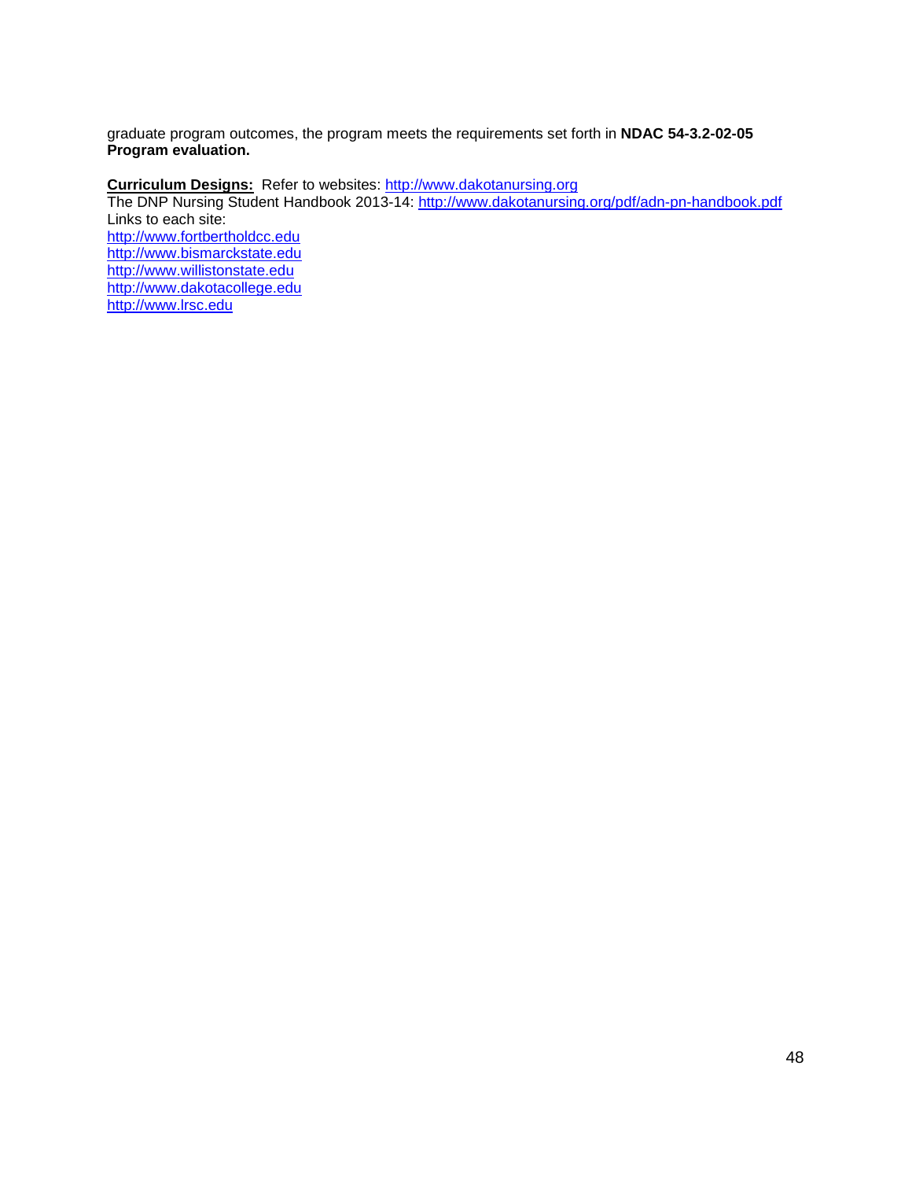graduate program outcomes, the program meets the requirements set forth in **NDAC 54-3.2-02-05 Program evaluation.**

**Curriculum Designs:** Refer to websites: http://www.dakotanursing.org
The DNP Nursing Student Handbook 2013-14: http://www.dakotanursing.org/pdf/adn-pn-handbook.pdf
Links to each site:
http://www.fortbertholdcc.edu
http://www.bismarckstate.edu
http://www.willistonstate.edu
http://www.dakotacollege.edu
http://www.lrsc.edu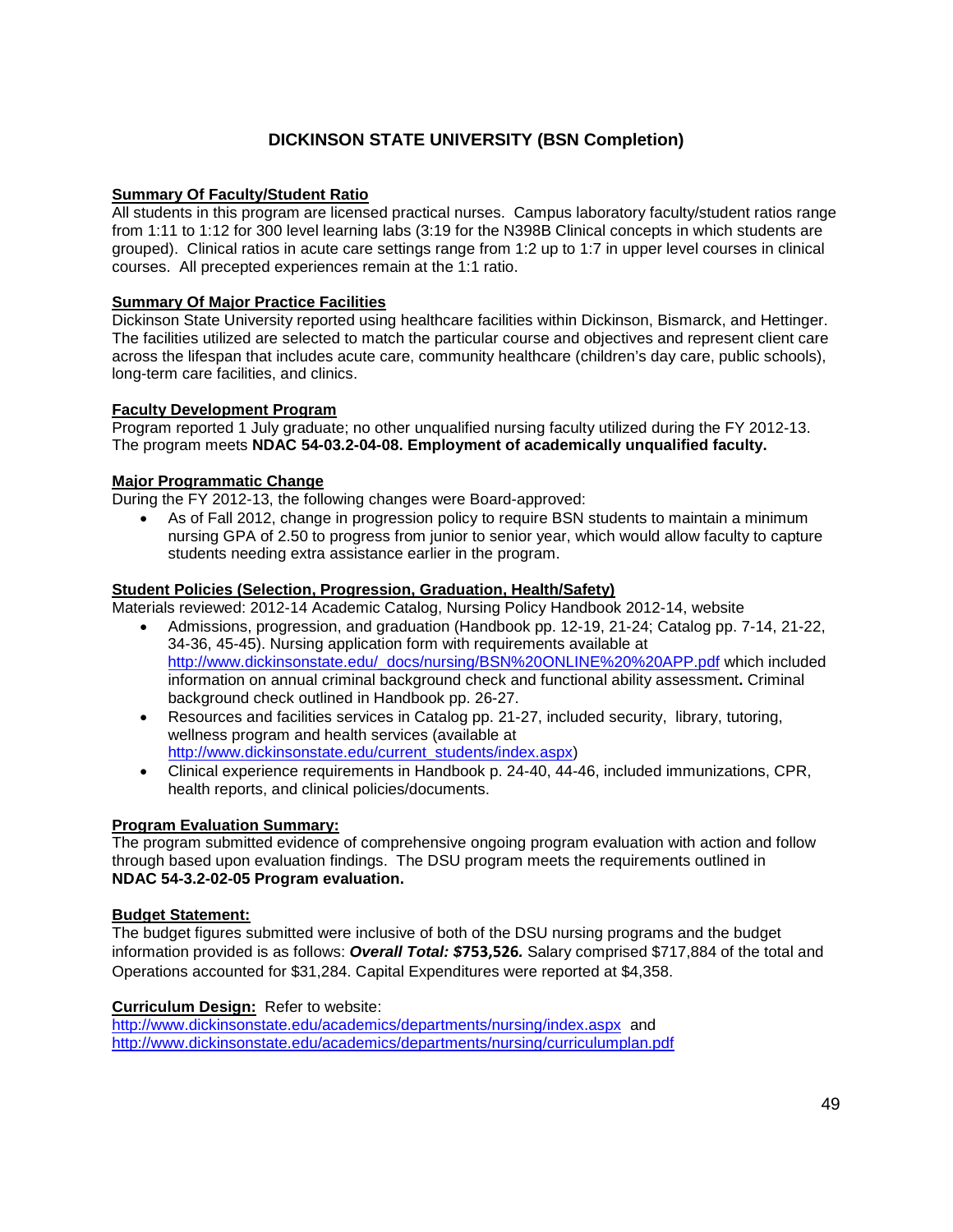## DICKINSON STATE UNIVERSITY (BSN Completion)

**Summary Of Faculty/Student Ratio**

All students in this program are licensed practical nurses. Campus laboratory faculty/student ratios range from 1:11 to 1:12 for 300 level learning labs (3:19 for the N398B Clinical concepts in which students are grouped). Clinical ratios in acute care settings range from 1:2 up to 1:7 in upper level courses in clinical courses. All precepted experiences remain at the 1:1 ratio.

**Summary Of Major Practice Facilities**

Dickinson State University reported using healthcare facilities within Dickinson, Bismarck, and Hettinger. The facilities utilized are selected to match the particular course and objectives and represent client care across the lifespan that includes acute care, community healthcare (children's day care, public schools), long-term care facilities, and clinics.

**Faculty Development Program**

Program reported 1 July graduate; no other unqualified nursing faculty utilized during the FY 2012-13. The program meets **NDAC 54-03.2-04-08. Employment of academically unqualified faculty.**

**Major Programmatic Change**

During the FY 2012-13, the following changes were Board-approved:

- As of Fall 2012, change in progression policy to require BSN students to maintain a minimum nursing GPA of 2.50 to progress from junior to senior year, which would allow faculty to capture students needing extra assistance earlier in the program.

**Student Policies (Selection, Progression, Graduation, Health/Safety)**

Materials reviewed: 2012-14 Academic Catalog, Nursing Policy Handbook 2012-14, website

- Admissions, progression, and graduation (Handbook pp. 12-19, 21-24; Catalog pp. 7-14, 21-22, 34-36, 45-45). Nursing application form with requirements available at http://www.dickinsonstate.edu/_docs/nursing/BSN%20ONLINE%20%20APP.pdf which included information on annual criminal background check and functional ability assessment**.** Criminal background check outlined in Handbook pp. 26-27.
- Resources and facilities services in Catalog pp. 21-27, included security, library, tutoring, wellness program and health services (available at http://www.dickinsonstate.edu/current_students/index.aspx)
- Clinical experience requirements in Handbook p. 24-40, 44-46, included immunizations, CPR, health reports, and clinical policies/documents.

**Program Evaluation Summary:**

The program submitted evidence of comprehensive ongoing program evaluation with action and follow through based upon evaluation findings. The DSU program meets the requirements outlined in **NDAC 54-3.2-02-05 Program evaluation.**

**Budget Statement:**

The budget figures submitted were inclusive of both of the DSU nursing programs and the budget information provided is as follows: ***Overall Total: $*****753,526.** Salary comprised $717,884 of the total and Operations accounted for $31,284. Capital Expenditures were reported at $4,358.

**Curriculum Design:** Refer to website:
http://www.dickinsonstate.edu/academics/departments/nursing/index.aspx and
http://www.dickinsonstate.edu/academics/departments/nursing/curriculumplan.pdf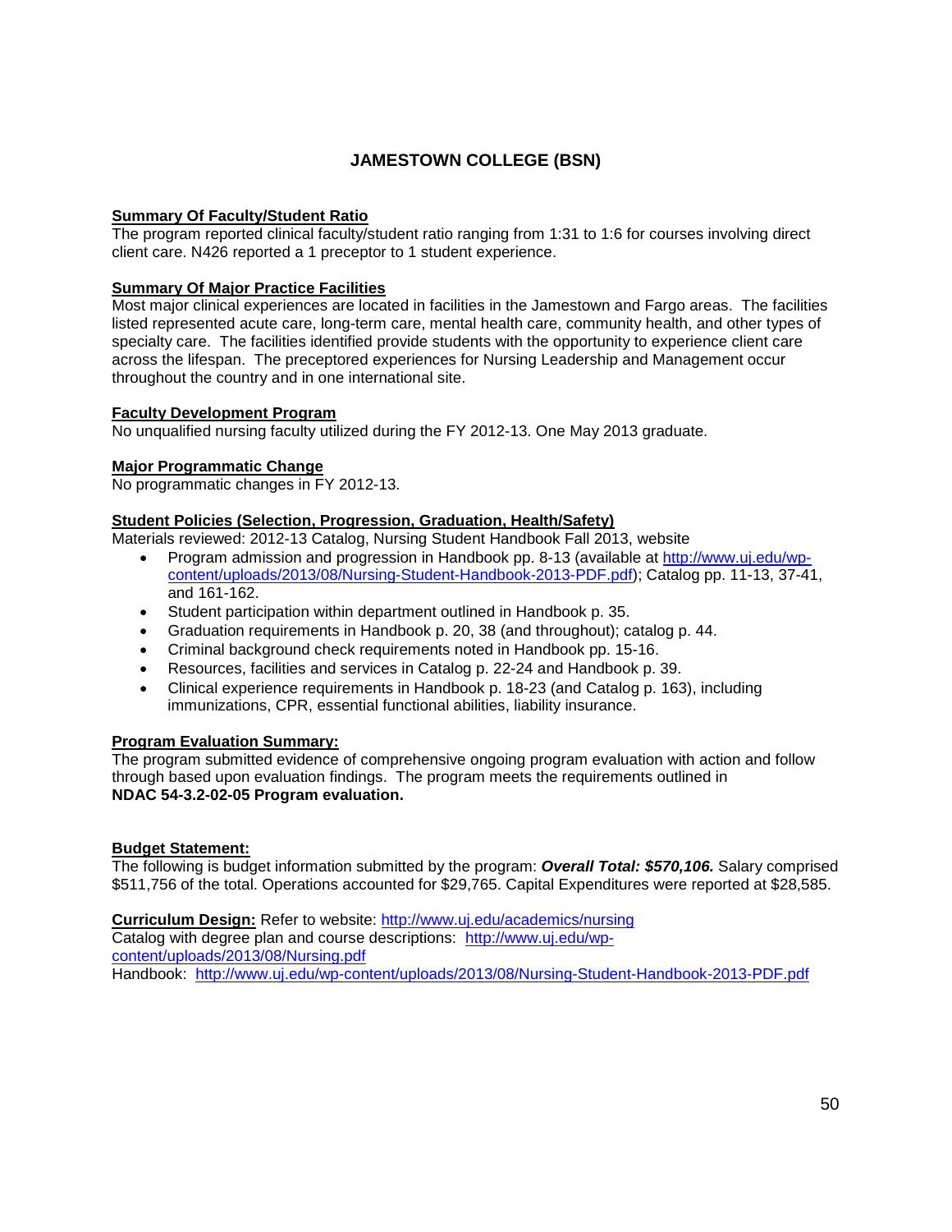## JAMESTOWN COLLEGE (BSN)

**Summary Of Faculty/Student Ratio**

The program reported clinical faculty/student ratio ranging from 1:31 to 1:6 for courses involving direct client care. N426 reported a 1 preceptor to 1 student experience.

**Summary Of Major Practice Facilities**

Most major clinical experiences are located in facilities in the Jamestown and Fargo areas. The facilities listed represented acute care, long-term care, mental health care, community health, and other types of specialty care. The facilities identified provide students with the opportunity to experience client care across the lifespan. The preceptored experiences for Nursing Leadership and Management occur throughout the country and in one international site.

**Faculty Development Program**

No unqualified nursing faculty utilized during the FY 2012-13. One May 2013 graduate.

**Major Programmatic Change**

No programmatic changes in FY 2012-13.

**Student Policies (Selection, Progression, Graduation, Health/Safety)**

Materials reviewed: 2012-13 Catalog, Nursing Student Handbook Fall 2013, website

- Program admission and progression in Handbook pp. 8-13 (available at http://www.uj.edu/wp-content/uploads/2013/08/Nursing-Student-Handbook-2013-PDF.pdf); Catalog pp. 11-13, 37-41, and 161-162.
- Student participation within department outlined in Handbook p. 35.
- Graduation requirements in Handbook p. 20, 38 (and throughout); catalog p. 44.
- Criminal background check requirements noted in Handbook pp. 15-16.
- Resources, facilities and services in Catalog p. 22-24 and Handbook p. 39.
- Clinical experience requirements in Handbook p. 18-23 (and Catalog p. 163), including immunizations, CPR, essential functional abilities, liability insurance.

**Program Evaluation Summary:**

The program submitted evidence of comprehensive ongoing program evaluation with action and follow through based upon evaluation findings. The program meets the requirements outlined in **NDAC 54-3.2-02-05 Program evaluation.**

**Budget Statement:**

The following is budget information submitted by the program: ***Overall Total: $570,106.*** Salary comprised $511,756 of the total. Operations accounted for $29,765. Capital Expenditures were reported at $28,585.

**Curriculum Design:** Refer to website: http://www.uj.edu/academics/nursing

Catalog with degree plan and course descriptions: http://www.uj.edu/wp-content/uploads/2013/08/Nursing.pdf

Handbook: http://www.uj.edu/wp-content/uploads/2013/08/Nursing-Student-Handbook-2013-PDF.pdf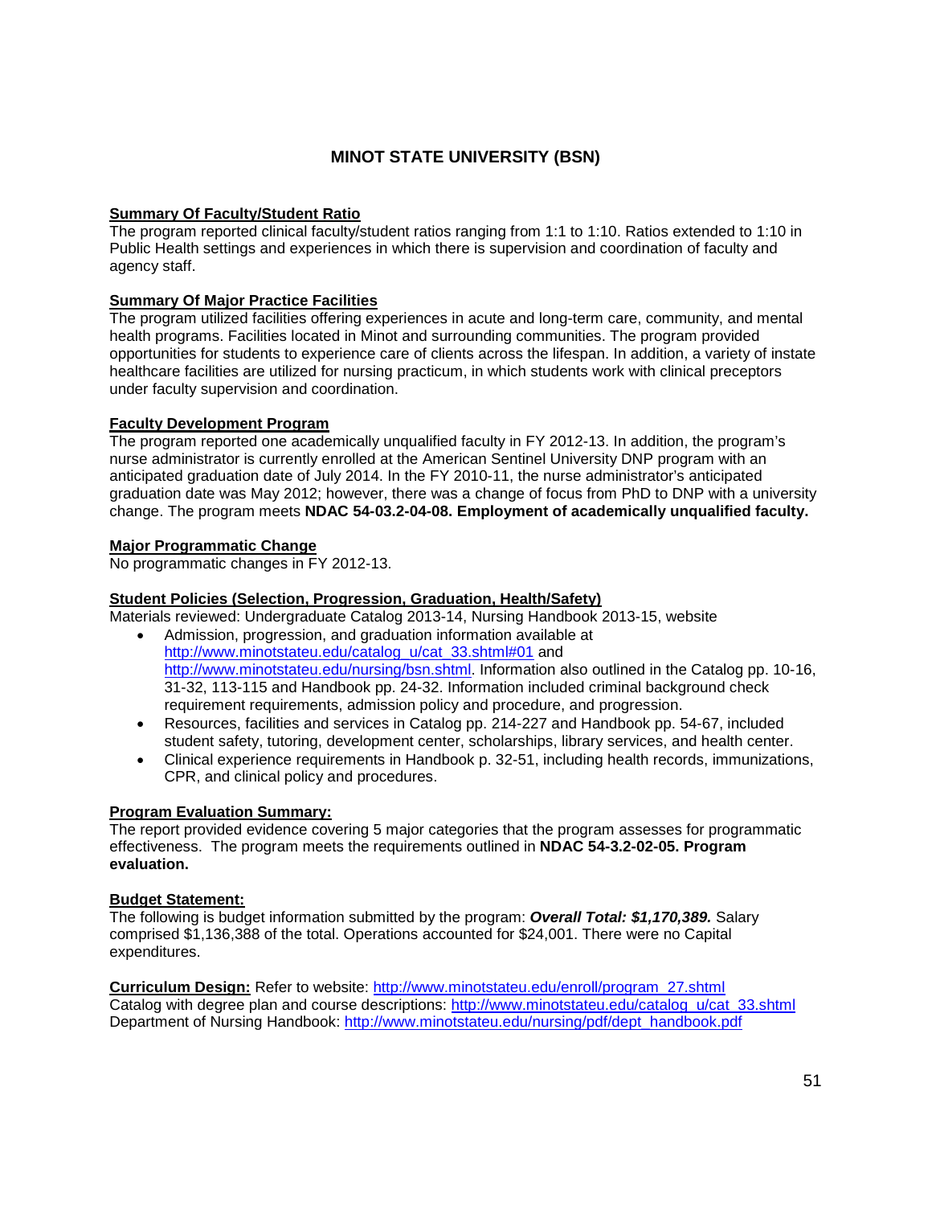## MINOT STATE UNIVERSITY (BSN)

**Summary Of Faculty/Student Ratio**

The program reported clinical faculty/student ratios ranging from 1:1 to 1:10. Ratios extended to 1:10 in Public Health settings and experiences in which there is supervision and coordination of faculty and agency staff.

**Summary Of Major Practice Facilities**

The program utilized facilities offering experiences in acute and long-term care, community, and mental health programs. Facilities located in Minot and surrounding communities. The program provided opportunities for students to experience care of clients across the lifespan. In addition, a variety of instate healthcare facilities are utilized for nursing practicum, in which students work with clinical preceptors under faculty supervision and coordination.

**Faculty Development Program**

The program reported one academically unqualified faculty in FY 2012-13. In addition, the program's nurse administrator is currently enrolled at the American Sentinel University DNP program with an anticipated graduation date of July 2014. In the FY 2010-11, the nurse administrator's anticipated graduation date was May 2012; however, there was a change of focus from PhD to DNP with a university change. The program meets **NDAC 54-03.2-04-08. Employment of academically unqualified faculty.**

**Major Programmatic Change**

No programmatic changes in FY 2012-13.

**Student Policies (Selection, Progression, Graduation, Health/Safety)**

Materials reviewed: Undergraduate Catalog 2013-14, Nursing Handbook 2013-15, website

- Admission, progression, and graduation information available at http://www.minotstateu.edu/catalog_u/cat_33.shtml#01 and http://www.minotstateu.edu/nursing/bsn.shtml. Information also outlined in the Catalog pp. 10-16, 31-32, 113-115 and Handbook pp. 24-32. Information included criminal background check requirement requirements, admission policy and procedure, and progression.
- Resources, facilities and services in Catalog pp. 214-227 and Handbook pp. 54-67, included student safety, tutoring, development center, scholarships, library services, and health center.
- Clinical experience requirements in Handbook p. 32-51, including health records, immunizations, CPR, and clinical policy and procedures.

**Program Evaluation Summary:**

The report provided evidence covering 5 major categories that the program assesses for programmatic effectiveness. The program meets the requirements outlined in **NDAC 54-3.2-02-05. Program evaluation.**

**Budget Statement:**

The following is budget information submitted by the program: ***Overall Total: $1,170,389.*** Salary comprised $1,136,388 of the total. Operations accounted for $24,001. There were no Capital expenditures.

**Curriculum Design:** Refer to website: http://www.minotstateu.edu/enroll/program_27.shtml
Catalog with degree plan and course descriptions: http://www.minotstateu.edu/catalog_u/cat_33.shtml
Department of Nursing Handbook: http://www.minotstateu.edu/nursing/pdf/dept_handbook.pdf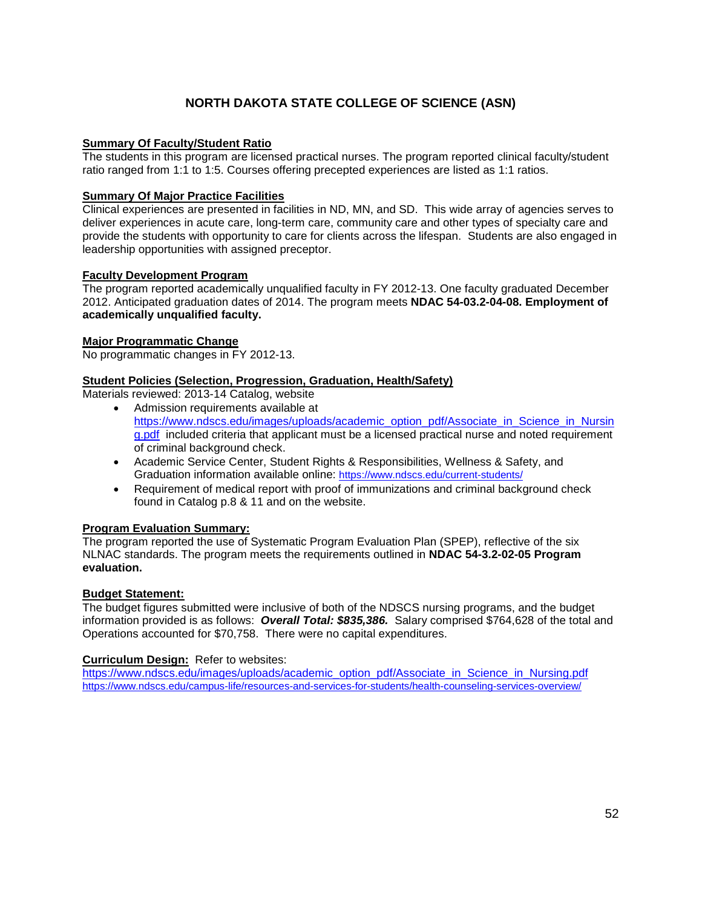# NORTH DAKOTA STATE COLLEGE OF SCIENCE (ASN)

**Summary Of Faculty/Student Ratio**

The students in this program are licensed practical nurses. The program reported clinical faculty/student ratio ranged from 1:1 to 1:5. Courses offering precepted experiences are listed as 1:1 ratios.

**Summary Of Major Practice Facilities**

Clinical experiences are presented in facilities in ND, MN, and SD. This wide array of agencies serves to deliver experiences in acute care, long-term care, community care and other types of specialty care and provide the students with opportunity to care for clients across the lifespan. Students are also engaged in leadership opportunities with assigned preceptor.

**Faculty Development Program**

The program reported academically unqualified faculty in FY 2012-13. One faculty graduated December 2012. Anticipated graduation dates of 2014. The program meets **NDAC 54-03.2-04-08. Employment of academically unqualified faculty.**

**Major Programmatic Change**

No programmatic changes in FY 2012-13.

**Student Policies (Selection, Progression, Graduation, Health/Safety)**

Materials reviewed: 2013-14 Catalog, website

- Admission requirements available at https://www.ndscs.edu/images/uploads/academic_option_pdf/Associate_in_Science_in_Nursing.pdf included criteria that applicant must be a licensed practical nurse and noted requirement of criminal background check.
- Academic Service Center, Student Rights & Responsibilities, Wellness & Safety, and Graduation information available online: https://www.ndscs.edu/current-students/
- Requirement of medical report with proof of immunizations and criminal background check found in Catalog p.8 & 11 and on the website.

**Program Evaluation Summary:**

The program reported the use of Systematic Program Evaluation Plan (SPEP), reflective of the six NLNAC standards. The program meets the requirements outlined in **NDAC 54-3.2-02-05 Program evaluation.**

**Budget Statement:**

The budget figures submitted were inclusive of both of the NDSCS nursing programs, and the budget information provided is as follows: ***Overall Total: $835,386.*** Salary comprised $764,628 of the total and Operations accounted for $70,758. There were no capital expenditures.

**Curriculum Design:** Refer to websites:

https://www.ndscs.edu/images/uploads/academic_option_pdf/Associate_in_Science_in_Nursing.pdf
https://www.ndscs.edu/campus-life/resources-and-services-for-students/health-counseling-services-overview/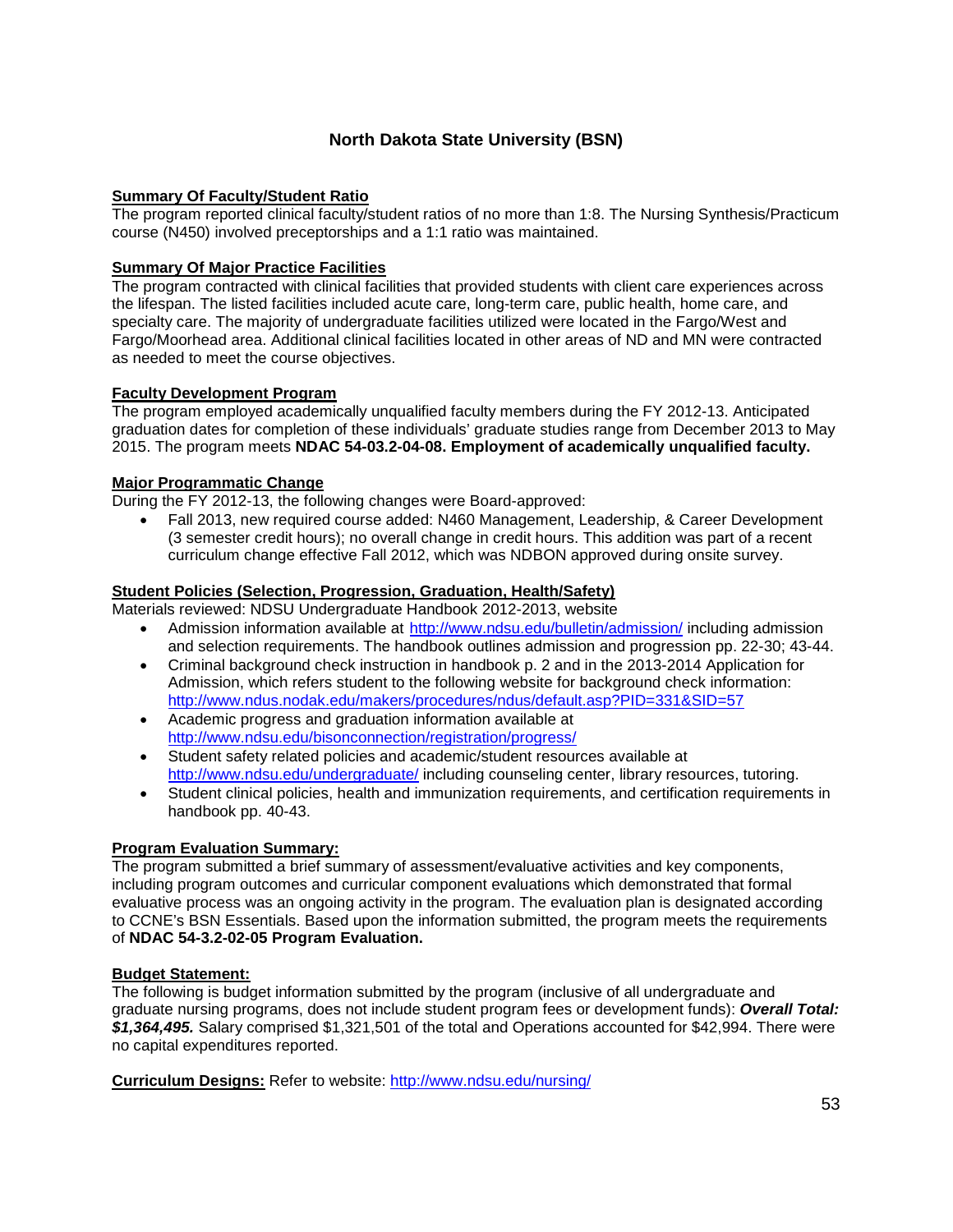## North Dakota State University (BSN)

**Summary Of Faculty/Student Ratio**

The program reported clinical faculty/student ratios of no more than 1:8. The Nursing Synthesis/Practicum course (N450) involved preceptorships and a 1:1 ratio was maintained.

**Summary Of Major Practice Facilities**

The program contracted with clinical facilities that provided students with client care experiences across the lifespan. The listed facilities included acute care, long-term care, public health, home care, and specialty care. The majority of undergraduate facilities utilized were located in the Fargo/West and Fargo/Moorhead area. Additional clinical facilities located in other areas of ND and MN were contracted as needed to meet the course objectives.

**Faculty Development Program**

The program employed academically unqualified faculty members during the FY 2012-13. Anticipated graduation dates for completion of these individuals' graduate studies range from December 2013 to May 2015. The program meets **NDAC 54-03.2-04-08. Employment of academically unqualified faculty.**

**Major Programmatic Change**

During the FY 2012-13, the following changes were Board-approved:

- Fall 2013, new required course added: N460 Management, Leadership, & Career Development (3 semester credit hours); no overall change in credit hours. This addition was part of a recent curriculum change effective Fall 2012, which was NDBON approved during onsite survey.

**Student Policies (Selection, Progression, Graduation, Health/Safety)**

Materials reviewed: NDSU Undergraduate Handbook 2012-2013, website

- Admission information available at http://www.ndsu.edu/bulletin/admission/ including admission and selection requirements. The handbook outlines admission and progression pp. 22-30; 43-44.
- Criminal background check instruction in handbook p. 2 and in the 2013-2014 Application for Admission, which refers student to the following website for background check information: http://www.ndus.nodak.edu/makers/procedures/ndus/default.asp?PID=331&SID=57
- Academic progress and graduation information available at http://www.ndsu.edu/bisonconnection/registration/progress/
- Student safety related policies and academic/student resources available at http://www.ndsu.edu/undergraduate/ including counseling center, library resources, tutoring.
- Student clinical policies, health and immunization requirements, and certification requirements in handbook pp. 40-43.

**Program Evaluation Summary:**

The program submitted a brief summary of assessment/evaluative activities and key components, including program outcomes and curricular component evaluations which demonstrated that formal evaluative process was an ongoing activity in the program. The evaluation plan is designated according to CCNE's BSN Essentials. Based upon the information submitted, the program meets the requirements of **NDAC 54-3.2-02-05 Program Evaluation.**

**Budget Statement:**

The following is budget information submitted by the program (inclusive of all undergraduate and graduate nursing programs, does not include student program fees or development funds): ***Overall Total: $1,364,495.*** Salary comprised $1,321,501 of the total and Operations accounted for $42,994. There were no capital expenditures reported.

**Curriculum Designs:** Refer to website: http://www.ndsu.edu/nursing/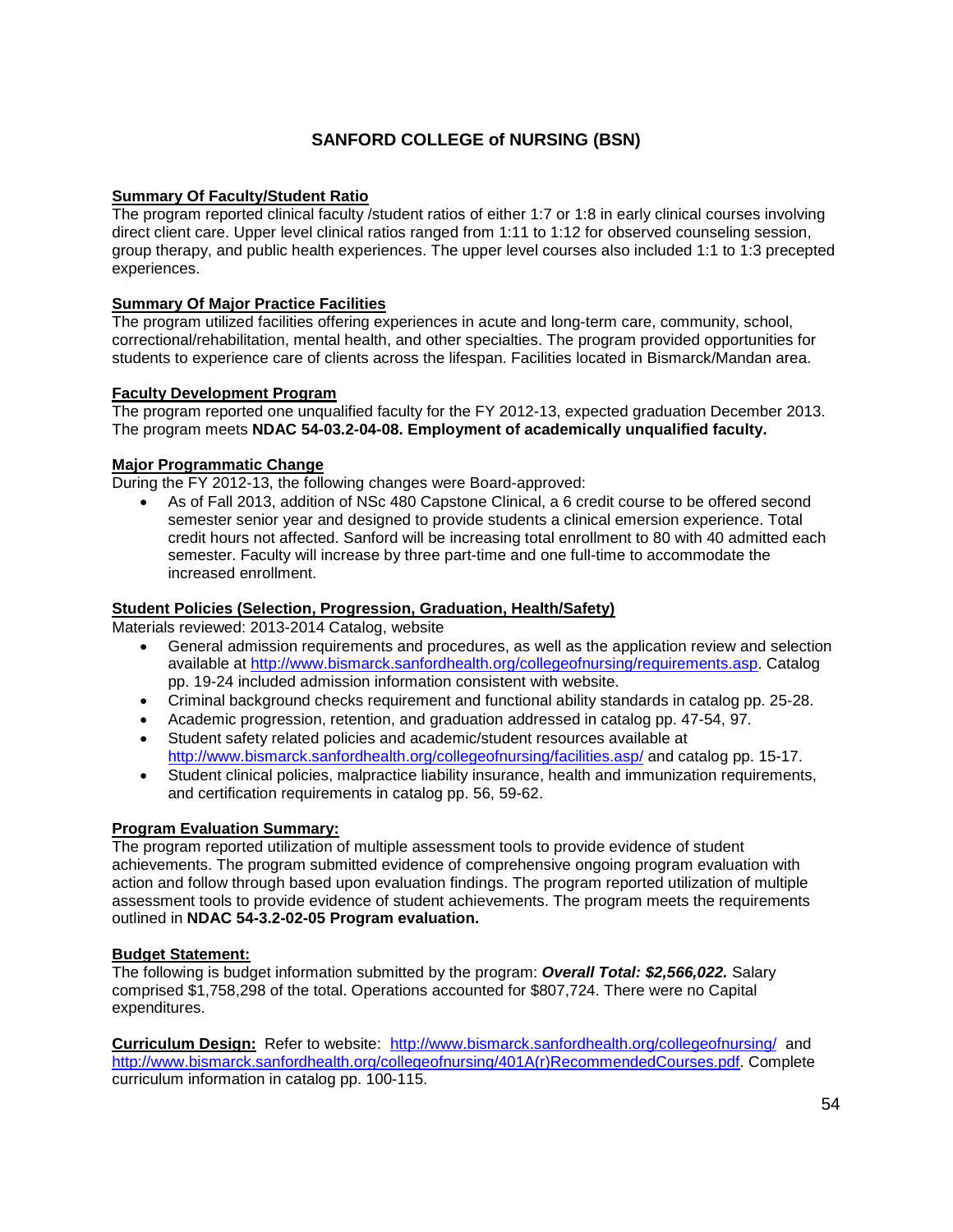# SANFORD COLLEGE of NURSING (BSN)

**Summary Of Faculty/Student Ratio**

The program reported clinical faculty /student ratios of either 1:7 or 1:8 in early clinical courses involving direct client care. Upper level clinical ratios ranged from 1:11 to 1:12 for observed counseling session, group therapy, and public health experiences. The upper level courses also included 1:1 to 1:3 precepted experiences.

**Summary Of Major Practice Facilities**

The program utilized facilities offering experiences in acute and long-term care, community, school, correctional/rehabilitation, mental health, and other specialties. The program provided opportunities for students to experience care of clients across the lifespan. Facilities located in Bismarck/Mandan area.

**Faculty Development Program**

The program reported one unqualified faculty for the FY 2012-13, expected graduation December 2013. The program meets **NDAC 54-03.2-04-08. Employment of academically unqualified faculty.**

**Major Programmatic Change**

During the FY 2012-13, the following changes were Board-approved:

- As of Fall 2013, addition of NSc 480 Capstone Clinical, a 6 credit course to be offered second semester senior year and designed to provide students a clinical emersion experience. Total credit hours not affected. Sanford will be increasing total enrollment to 80 with 40 admitted each semester. Faculty will increase by three part-time and one full-time to accommodate the increased enrollment.

**Student Policies (Selection, Progression, Graduation, Health/Safety)**

Materials reviewed: 2013-2014 Catalog, website

- General admission requirements and procedures, as well as the application review and selection available at http://www.bismarck.sanfordhealth.org/collegeofnursing/requirements.asp. Catalog pp. 19-24 included admission information consistent with website.
- Criminal background checks requirement and functional ability standards in catalog pp. 25-28.
- Academic progression, retention, and graduation addressed in catalog pp. 47-54, 97.
- Student safety related policies and academic/student resources available at http://www.bismarck.sanfordhealth.org/collegeofnursing/facilities.asp/ and catalog pp. 15-17.
- Student clinical policies, malpractice liability insurance, health and immunization requirements, and certification requirements in catalog pp. 56, 59-62.

**Program Evaluation Summary:**

The program reported utilization of multiple assessment tools to provide evidence of student achievements. The program submitted evidence of comprehensive ongoing program evaluation with action and follow through based upon evaluation findings. The program reported utilization of multiple assessment tools to provide evidence of student achievements. The program meets the requirements outlined in **NDAC 54-3.2-02-05 Program evaluation.**

**Budget Statement:**

The following is budget information submitted by the program: ***Overall Total: $2,566,022.*** Salary comprised $1,758,298 of the total. Operations accounted for $807,724. There were no Capital expenditures.

**Curriculum Design:** Refer to website: http://www.bismarck.sanfordhealth.org/collegeofnursing/ and http://www.bismarck.sanfordhealth.org/collegeofnursing/401A(r)RecommendedCourses.pdf. Complete curriculum information in catalog pp. 100-115.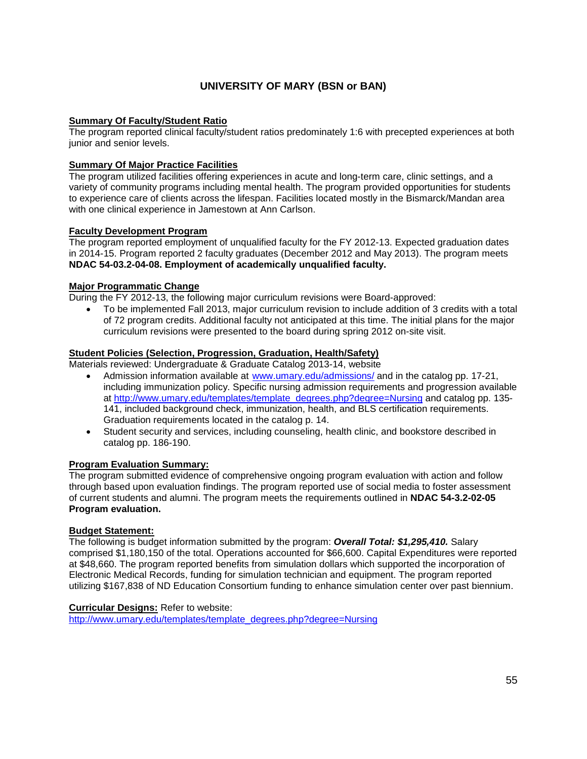## UNIVERSITY OF MARY (BSN or BAN)

**Summary Of Faculty/Student Ratio**

The program reported clinical faculty/student ratios predominately 1:6 with precepted experiences at both junior and senior levels.

**Summary Of Major Practice Facilities**

The program utilized facilities offering experiences in acute and long-term care, clinic settings, and a variety of community programs including mental health. The program provided opportunities for students to experience care of clients across the lifespan. Facilities located mostly in the Bismarck/Mandan area with one clinical experience in Jamestown at Ann Carlson.

**Faculty Development Program**

The program reported employment of unqualified faculty for the FY 2012-13. Expected graduation dates in 2014-15. Program reported 2 faculty graduates (December 2012 and May 2013). The program meets **NDAC 54-03.2-04-08. Employment of academically unqualified faculty.**

**Major Programmatic Change**

During the FY 2012-13, the following major curriculum revisions were Board-approved:

- To be implemented Fall 2013, major curriculum revision to include addition of 3 credits with a total of 72 program credits. Additional faculty not anticipated at this time. The initial plans for the major curriculum revisions were presented to the board during spring 2012 on-site visit.

**Student Policies (Selection, Progression, Graduation, Health/Safety)**

Materials reviewed: Undergraduate & Graduate Catalog 2013-14, website

- Admission information available at www.umary.edu/admissions/ and in the catalog pp. 17-21, including immunization policy. Specific nursing admission requirements and progression available at http://www.umary.edu/templates/template_degrees.php?degree=Nursing and catalog pp. 135-141, included background check, immunization, health, and BLS certification requirements. Graduation requirements located in the catalog p. 14.
- Student security and services, including counseling, health clinic, and bookstore described in catalog pp. 186-190.

**Program Evaluation Summary:**

The program submitted evidence of comprehensive ongoing program evaluation with action and follow through based upon evaluation findings. The program reported use of social media to foster assessment of current students and alumni. The program meets the requirements outlined in **NDAC 54-3.2-02-05 Program evaluation.**

**Budget Statement:**

The following is budget information submitted by the program: ***Overall Total: $1,295,410.*** Salary comprised $1,180,150 of the total. Operations accounted for $66,600. Capital Expenditures were reported at $48,660. The program reported benefits from simulation dollars which supported the incorporation of Electronic Medical Records, funding for simulation technician and equipment. The program reported utilizing $167,838 of ND Education Consortium funding to enhance simulation center over past biennium.

**Curricular Designs:** Refer to website: http://www.umary.edu/templates/template_degrees.php?degree=Nursing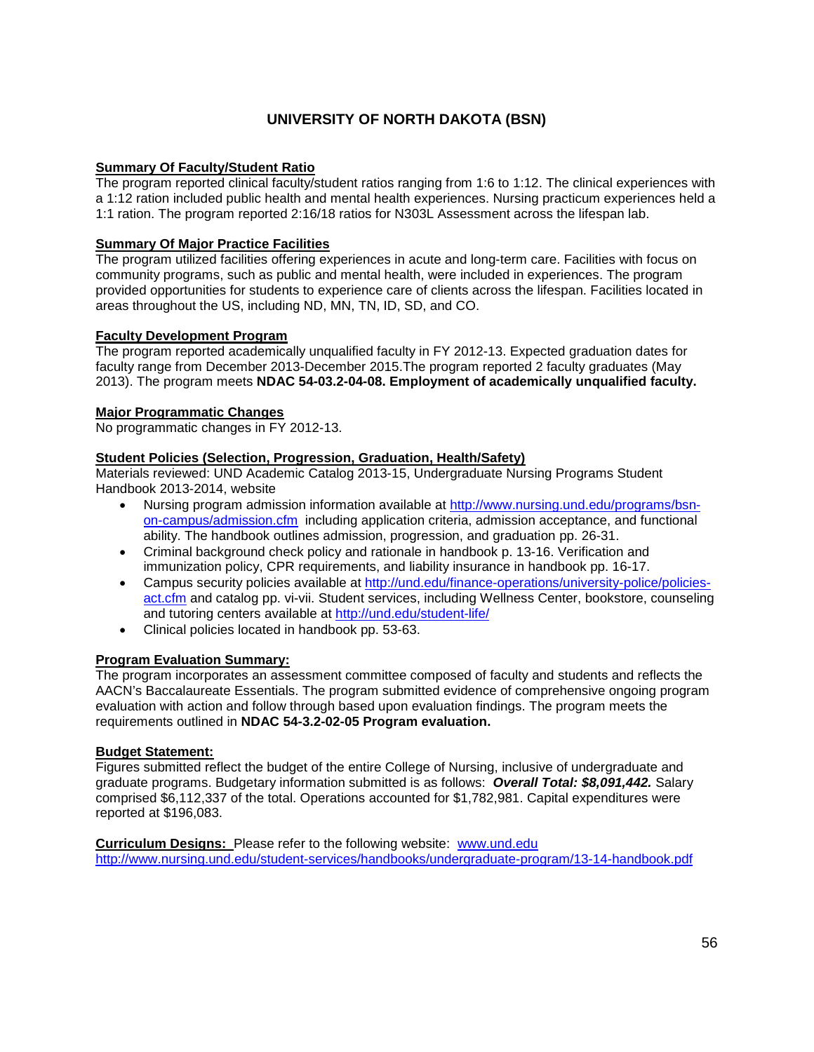# UNIVERSITY OF NORTH DAKOTA (BSN)

**Summary Of Faculty/Student Ratio**

The program reported clinical faculty/student ratios ranging from 1:6 to 1:12. The clinical experiences with a 1:12 ration included public health and mental health experiences. Nursing practicum experiences held a 1:1 ration. The program reported 2:16/18 ratios for N303L Assessment across the lifespan lab.

**Summary Of Major Practice Facilities**

The program utilized facilities offering experiences in acute and long-term care. Facilities with focus on community programs, such as public and mental health, were included in experiences. The program provided opportunities for students to experience care of clients across the lifespan. Facilities located in areas throughout the US, including ND, MN, TN, ID, SD, and CO.

**Faculty Development Program**

The program reported academically unqualified faculty in FY 2012-13. Expected graduation dates for faculty range from December 2013-December 2015.The program reported 2 faculty graduates (May 2013). The program meets **NDAC 54-03.2-04-08. Employment of academically unqualified faculty.**

**Major Programmatic Changes**

No programmatic changes in FY 2012-13.

**Student Policies (Selection, Progression, Graduation, Health/Safety)**

Materials reviewed: UND Academic Catalog 2013-15, Undergraduate Nursing Programs Student Handbook 2013-2014, website

- Nursing program admission information available at http://www.nursing.und.edu/programs/bsn-on-campus/admission.cfm including application criteria, admission acceptance, and functional ability. The handbook outlines admission, progression, and graduation pp. 26-31.
- Criminal background check policy and rationale in handbook p. 13-16. Verification and immunization policy, CPR requirements, and liability insurance in handbook pp. 16-17.
- Campus security policies available at http://und.edu/finance-operations/university-police/policies-act.cfm and catalog pp. vi-vii. Student services, including Wellness Center, bookstore, counseling and tutoring centers available at http://und.edu/student-life/
- Clinical policies located in handbook pp. 53-63.

**Program Evaluation Summary:**

The program incorporates an assessment committee composed of faculty and students and reflects the AACN's Baccalaureate Essentials. The program submitted evidence of comprehensive ongoing program evaluation with action and follow through based upon evaluation findings. The program meets the requirements outlined in **NDAC 54-3.2-02-05 Program evaluation.**

**Budget Statement:**

Figures submitted reflect the budget of the entire College of Nursing, inclusive of undergraduate and graduate programs. Budgetary information submitted is as follows: ***Overall Total: $8,091,442.*** Salary comprised $6,112,337 of the total. Operations accounted for $1,782,981. Capital expenditures were reported at $196,083.

**Curriculum Designs:** Please refer to the following website: www.und.edu
http://www.nursing.und.edu/student-services/handbooks/undergraduate-program/13-14-handbook.pdf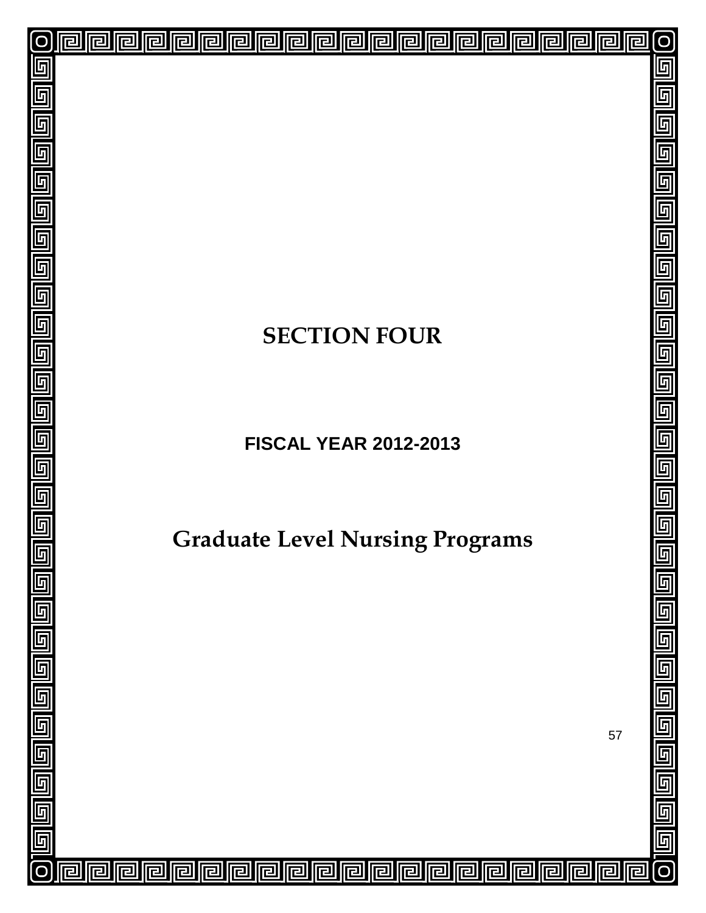# SECTION FOUR

## FISCAL YEAR 2012-2013

# Graduate Level Nursing Programs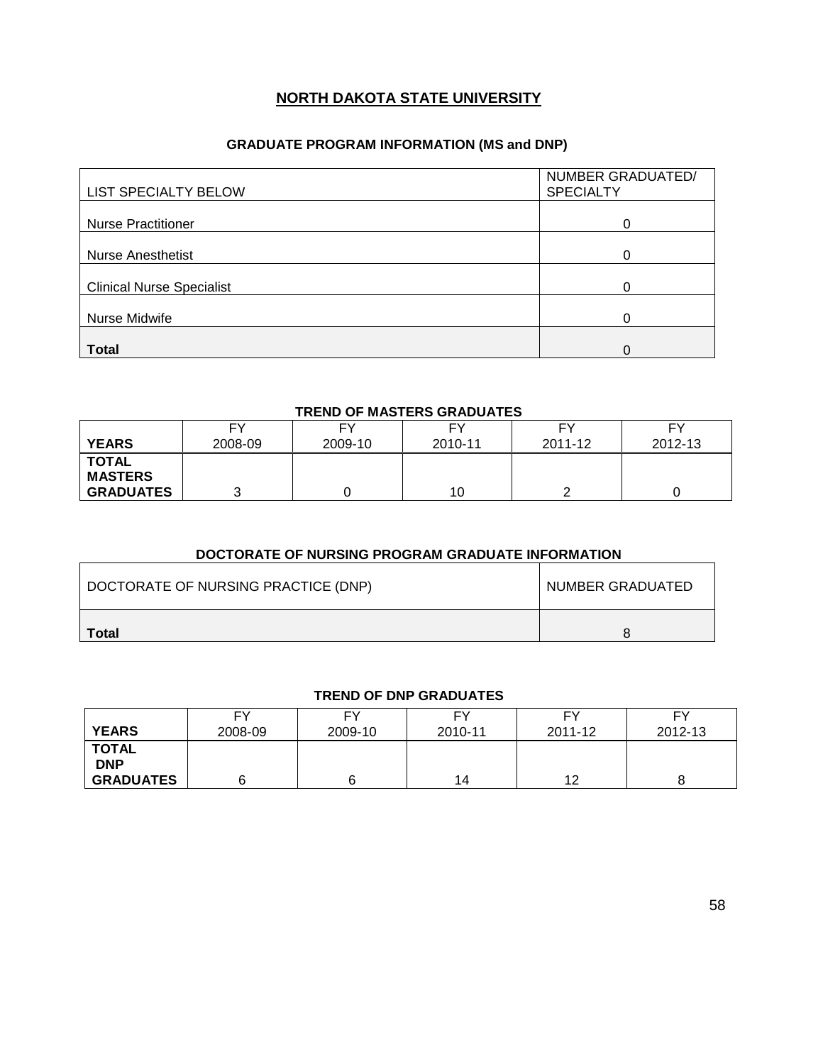# NORTH DAKOTA STATE UNIVERSITY

## GRADUATE PROGRAM INFORMATION (MS and DNP)

| LIST SPECIALTY BELOW | NUMBER GRADUATED/ SPECIALTY |
|---|---|
| Nurse Practitioner | 0 |
| Nurse Anesthetist | 0 |
| Clinical Nurse Specialist | 0 |
| Nurse Midwife | 0 |
| **Total** | 0 |

### TREND OF MASTERS GRADUATES

| YEARS | FY 2008-09 | FY 2009-10 | FY 2010-11 | FY 2011-12 | FY 2012-13 |
|---|---|---|---|---|---|
| **TOTAL MASTERS GRADUATES** | 3 | 0 | 10 | 2 | 0 |

### DOCTORATE OF NURSING PROGRAM GRADUATE INFORMATION

| DOCTORATE OF NURSING PRACTICE (DNP) | NUMBER GRADUATED |
|---|---|
| **Total** | 8 |

### TREND OF DNP GRADUATES

| YEARS | FY 2008-09 | FY 2009-10 | FY 2010-11 | FY 2011-12 | FY 2012-13 |
|---|---|---|---|---|---|
| **TOTAL DNP GRADUATES** | 6 | 6 | 14 | 12 | 8 |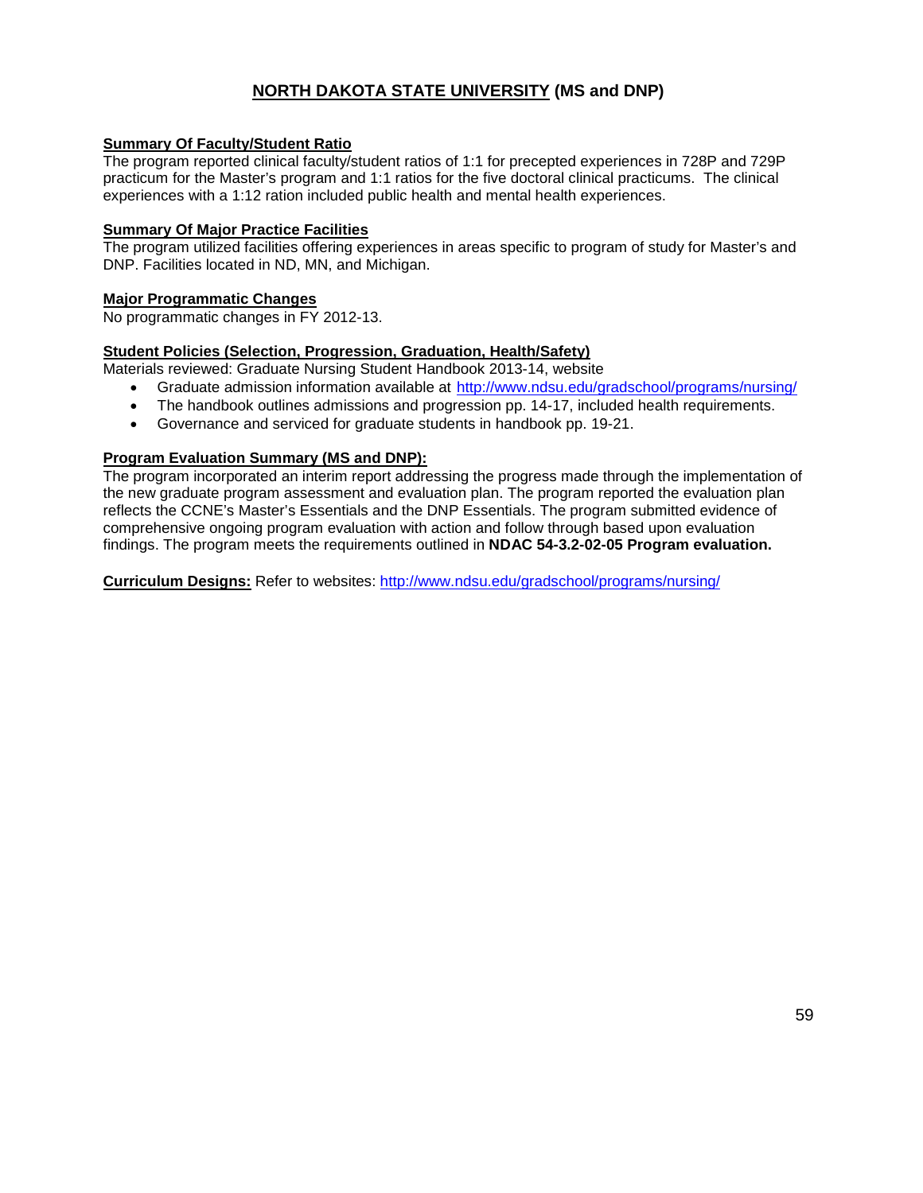## <u>NORTH DAKOTA STATE UNIVERSITY</u> (MS and DNP)

**<u>Summary Of Faculty/Student Ratio</u>**

The program reported clinical faculty/student ratios of 1:1 for precepted experiences in 728P and 729P practicum for the Master's program and 1:1 ratios for the five doctoral clinical practicums. The clinical experiences with a 1:12 ration included public health and mental health experiences.

**<u>Summary Of Major Practice Facilities</u>**

The program utilized facilities offering experiences in areas specific to program of study for Master's and DNP. Facilities located in ND, MN, and Michigan.

**<u>Major Programmatic Changes</u>**

No programmatic changes in FY 2012-13.

**<u>Student Policies (Selection, Progression, Graduation, Health/Safety)</u>**

Materials reviewed: Graduate Nursing Student Handbook 2013-14, website

- Graduate admission information available at http://www.ndsu.edu/gradschool/programs/nursing/
- The handbook outlines admissions and progression pp. 14-17, included health requirements.
- Governance and serviced for graduate students in handbook pp. 19-21.

**<u>Program Evaluation Summary (MS and DNP):</u>**

The program incorporated an interim report addressing the progress made through the implementation of the new graduate program assessment and evaluation plan. The program reported the evaluation plan reflects the CCNE's Master's Essentials and the DNP Essentials. The program submitted evidence of comprehensive ongoing program evaluation with action and follow through based upon evaluation findings. The program meets the requirements outlined in **NDAC 54-3.2-02-05 Program evaluation.**

**<u>Curriculum Designs:</u>** Refer to websites: http://www.ndsu.edu/gradschool/programs/nursing/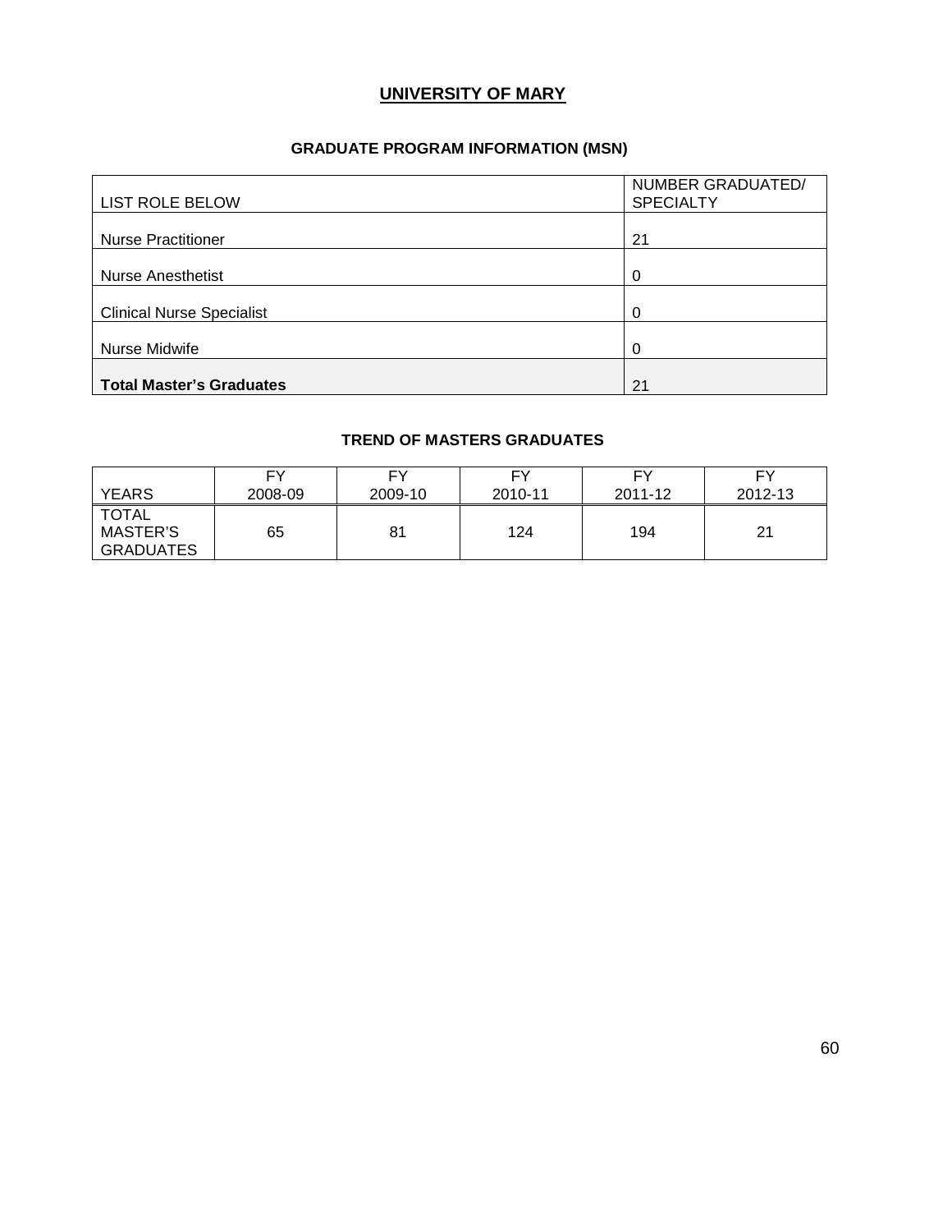# UNIVERSITY OF MARY

## GRADUATE PROGRAM INFORMATION (MSN)

| LIST ROLE BELOW | NUMBER GRADUATED/ SPECIALTY |
|---|---|
| Nurse Practitioner | 21 |
| Nurse Anesthetist | 0 |
| Clinical Nurse Specialist | 0 |
| Nurse Midwife | 0 |
| **Total Master's Graduates** | 21 |

## TREND OF MASTERS GRADUATES

| YEARS | FY 2008-09 | FY 2009-10 | FY 2010-11 | FY 2011-12 | FY 2012-13 |
|---|---|---|---|---|---|
| TOTAL MASTER'S GRADUATES | 65 | 81 | 124 | 194 | 21 |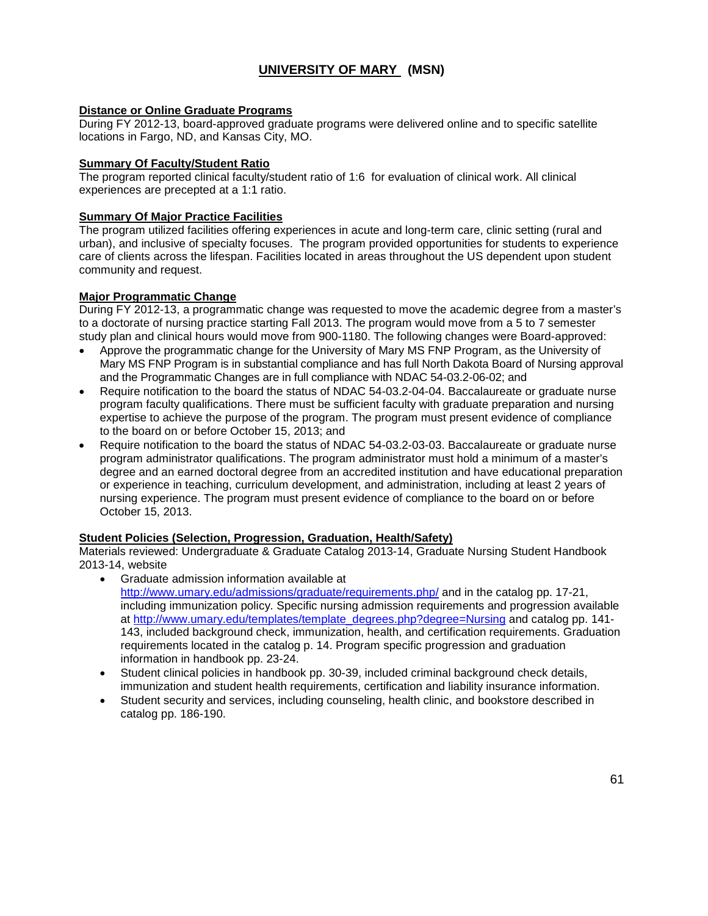# UNIVERSITY OF MARY (MSN)

**Distance or Online Graduate Programs**

During FY 2012-13, board-approved graduate programs were delivered online and to specific satellite locations in Fargo, ND, and Kansas City, MO.

**Summary Of Faculty/Student Ratio**

The program reported clinical faculty/student ratio of 1:6 for evaluation of clinical work. All clinical experiences are precepted at a 1:1 ratio.

**Summary Of Major Practice Facilities**

The program utilized facilities offering experiences in acute and long-term care, clinic setting (rural and urban), and inclusive of specialty focuses. The program provided opportunities for students to experience care of clients across the lifespan. Facilities located in areas throughout the US dependent upon student community and request.

**Major Programmatic Change**

During FY 2012-13, a programmatic change was requested to move the academic degree from a master's to a doctorate of nursing practice starting Fall 2013. The program would move from a 5 to 7 semester study plan and clinical hours would move from 900-1180. The following changes were Board-approved:

- Approve the programmatic change for the University of Mary MS FNP Program, as the University of Mary MS FNP Program is in substantial compliance and has full North Dakota Board of Nursing approval and the Programmatic Changes are in full compliance with NDAC 54-03.2-06-02; and
- Require notification to the board the status of NDAC 54-03.2-04-04. Baccalaureate or graduate nurse program faculty qualifications. There must be sufficient faculty with graduate preparation and nursing expertise to achieve the purpose of the program. The program must present evidence of compliance to the board on or before October 15, 2013; and
- Require notification to the board the status of NDAC 54-03.2-03-03. Baccalaureate or graduate nurse program administrator qualifications. The program administrator must hold a minimum of a master's degree and an earned doctoral degree from an accredited institution and have educational preparation or experience in teaching, curriculum development, and administration, including at least 2 years of nursing experience. The program must present evidence of compliance to the board on or before October 15, 2013.

**Student Policies (Selection, Progression, Graduation, Health/Safety)**

Materials reviewed: Undergraduate & Graduate Catalog 2013-14, Graduate Nursing Student Handbook 2013-14, website

- Graduate admission information available at http://www.umary.edu/admissions/graduate/requirements.php/ and in the catalog pp. 17-21, including immunization policy. Specific nursing admission requirements and progression available at http://www.umary.edu/templates/template_degrees.php?degree=Nursing and catalog pp. 141-143, included background check, immunization, health, and certification requirements. Graduation requirements located in the catalog p. 14. Program specific progression and graduation information in handbook pp. 23-24.
- Student clinical policies in handbook pp. 30-39, included criminal background check details, immunization and student health requirements, certification and liability insurance information.
- Student security and services, including counseling, health clinic, and bookstore described in catalog pp. 186-190.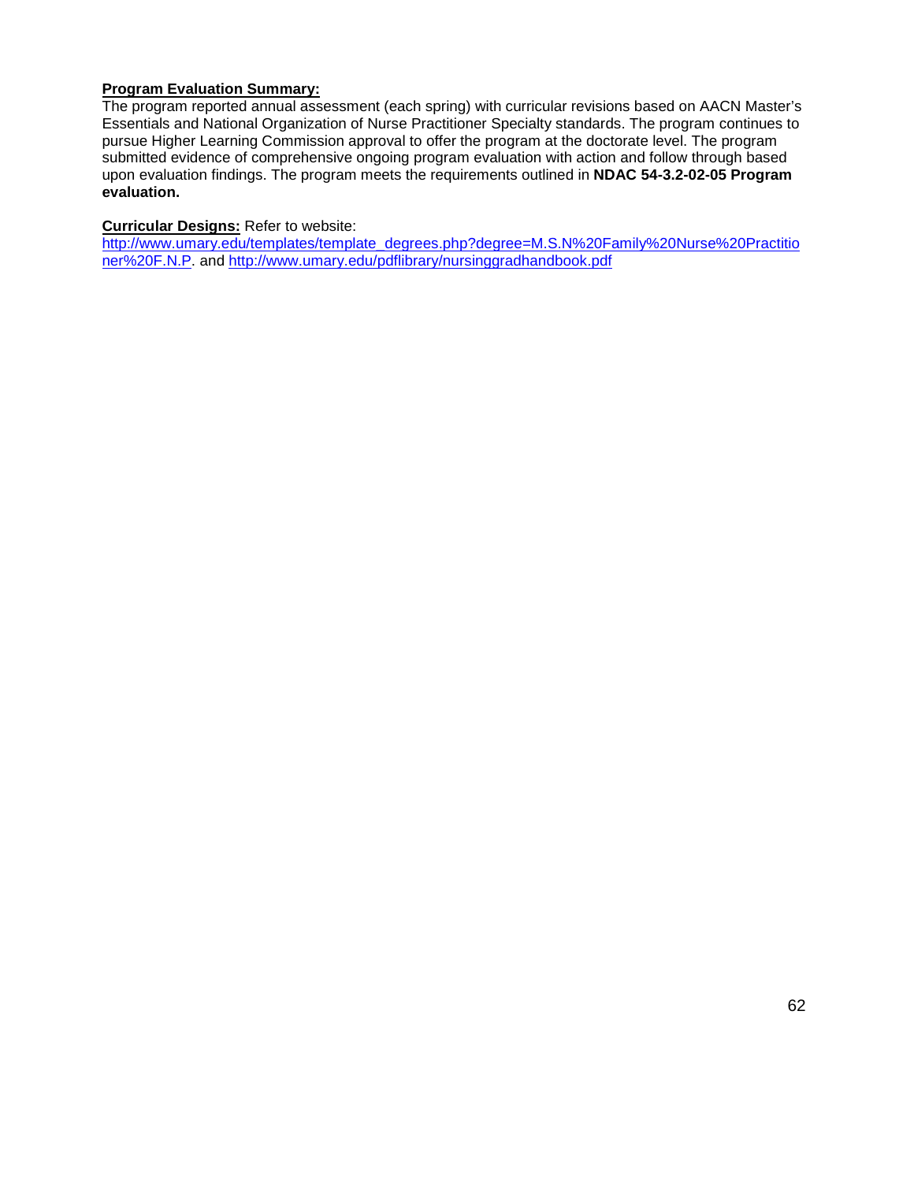**Program Evaluation Summary:**

The program reported annual assessment (each spring) with curricular revisions based on AACN Master's Essentials and National Organization of Nurse Practitioner Specialty standards. The program continues to pursue Higher Learning Commission approval to offer the program at the doctorate level. The program submitted evidence of comprehensive ongoing program evaluation with action and follow through based upon evaluation findings. The program meets the requirements outlined in **NDAC 54-3.2-02-05 Program evaluation.**

**Curricular Designs:** Refer to website: http://www.umary.edu/templates/template_degrees.php?degree=M.S.N%20Family%20Nurse%20Practitioner%20F.N.P. and http://www.umary.edu/pdflibrary/nursinggradhandbook.pdf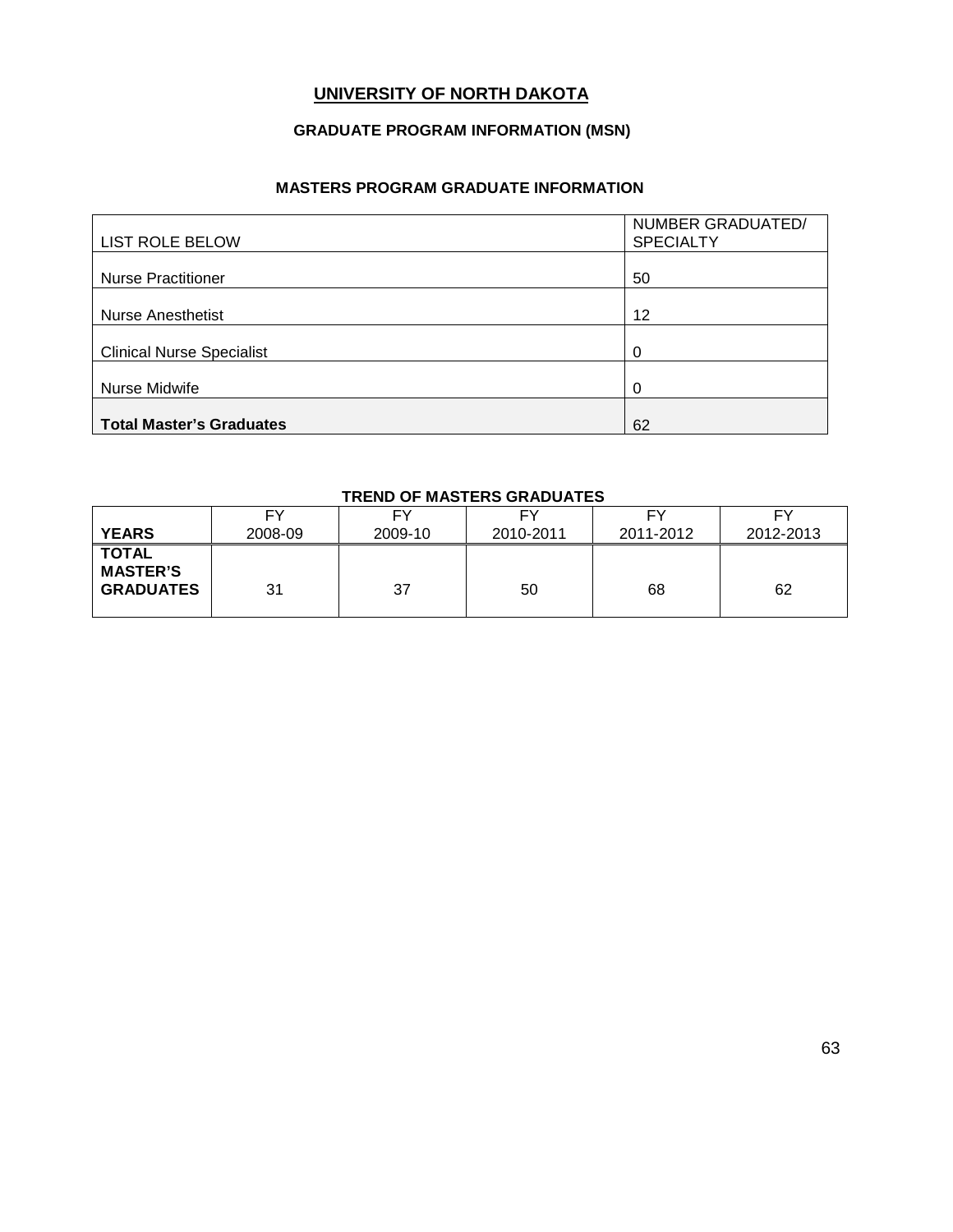# UNIVERSITY OF NORTH DAKOTA

## GRADUATE PROGRAM INFORMATION (MSN)

### MASTERS PROGRAM GRADUATE INFORMATION

| LIST ROLE BELOW | NUMBER GRADUATED/ SPECIALTY |
|---|---|
| Nurse Practitioner | 50 |
| Nurse Anesthetist | 12 |
| Clinical Nurse Specialist | 0 |
| Nurse Midwife | 0 |
| **Total Master's Graduates** | 62 |

### TREND OF MASTERS GRADUATES

| **YEARS** | FY 2008-09 | FY 2009-10 | FY 2010-2011 | FY 2011-2012 | FY 2012-2013 |
|---|---|---|---|---|---|
| **TOTAL MASTER'S GRADUATES** | 31 | 37 | 50 | 68 | 62 |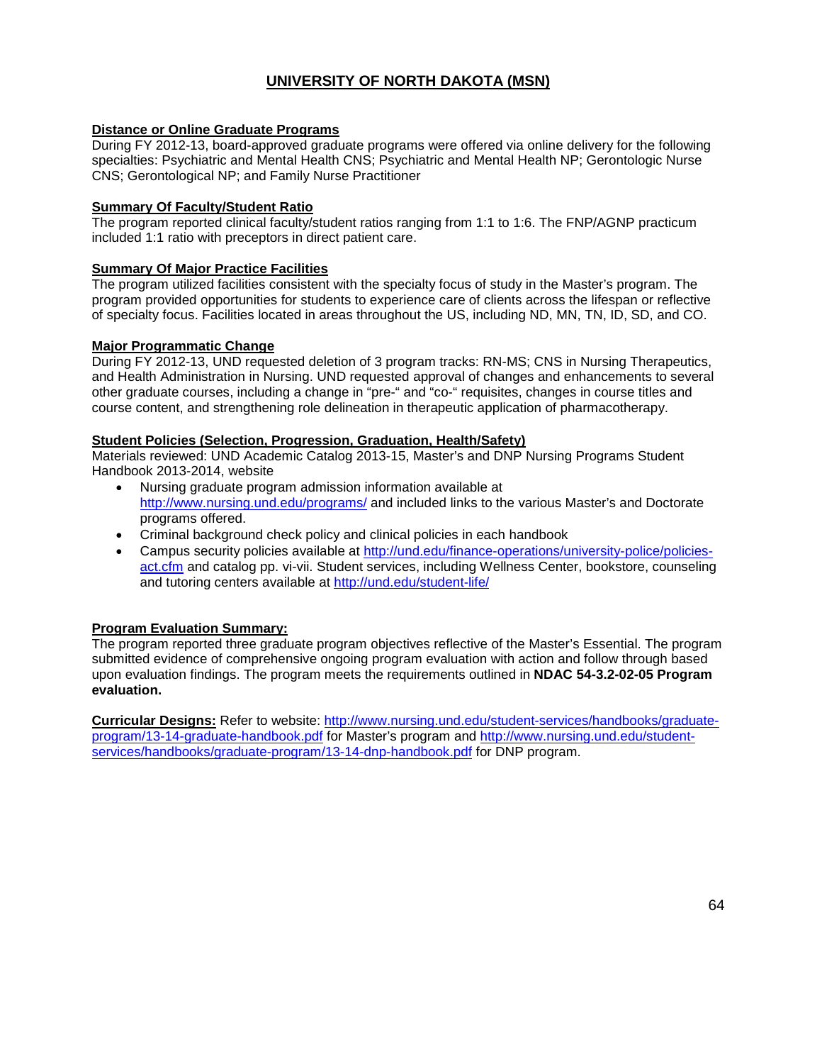## UNIVERSITY OF NORTH DAKOTA (MSN)

**Distance or Online Graduate Programs**

During FY 2012-13, board-approved graduate programs were offered via online delivery for the following specialties: Psychiatric and Mental Health CNS; Psychiatric and Mental Health NP; Gerontologic Nurse CNS; Gerontological NP; and Family Nurse Practitioner

**Summary Of Faculty/Student Ratio**

The program reported clinical faculty/student ratios ranging from 1:1 to 1:6. The FNP/AGNP practicum included 1:1 ratio with preceptors in direct patient care.

**Summary Of Major Practice Facilities**

The program utilized facilities consistent with the specialty focus of study in the Master's program. The program provided opportunities for students to experience care of clients across the lifespan or reflective of specialty focus. Facilities located in areas throughout the US, including ND, MN, TN, ID, SD, and CO.

**Major Programmatic Change**

During FY 2012-13, UND requested deletion of 3 program tracks: RN-MS; CNS in Nursing Therapeutics, and Health Administration in Nursing. UND requested approval of changes and enhancements to several other graduate courses, including a change in "pre-" and "co-" requisites, changes in course titles and course content, and strengthening role delineation in therapeutic application of pharmacotherapy.

**Student Policies (Selection, Progression, Graduation, Health/Safety)**

Materials reviewed: UND Academic Catalog 2013-15, Master's and DNP Nursing Programs Student Handbook 2013-2014, website

- Nursing graduate program admission information available at http://www.nursing.und.edu/programs/ and included links to the various Master's and Doctorate programs offered.
- Criminal background check policy and clinical policies in each handbook
- Campus security policies available at http://und.edu/finance-operations/university-police/policies-act.cfm and catalog pp. vi-vii. Student services, including Wellness Center, bookstore, counseling and tutoring centers available at http://und.edu/student-life/

**Program Evaluation Summary:**

The program reported three graduate program objectives reflective of the Master's Essential. The program submitted evidence of comprehensive ongoing program evaluation with action and follow through based upon evaluation findings. The program meets the requirements outlined in **NDAC 54-3.2-02-05 Program evaluation.**

**Curricular Designs:** Refer to website: http://www.nursing.und.edu/student-services/handbooks/graduate-program/13-14-graduate-handbook.pdf for Master's program and http://www.nursing.und.edu/student-services/handbooks/graduate-program/13-14-dnp-handbook.pdf for DNP program.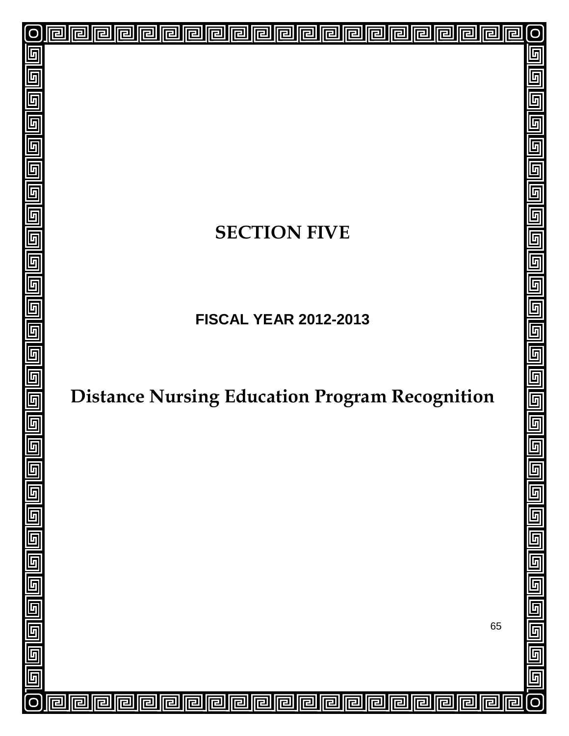# SECTION FIVE

## FISCAL YEAR 2012-2013

# Distance Nursing Education Program Recognition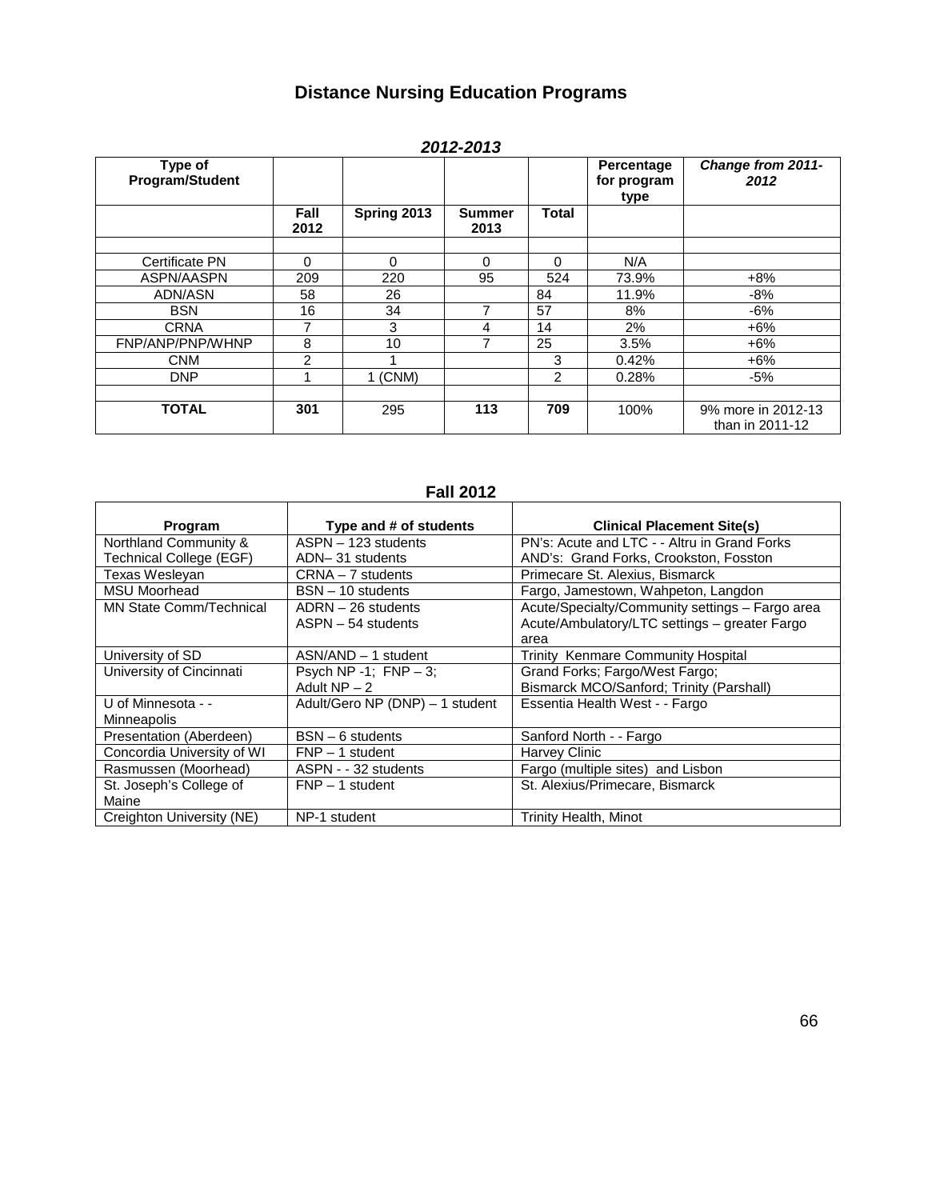# Distance Nursing Education Programs

## *2012-2013*

| Type of Program/Student | | | | | Percentage for program type | *Change from 2011-2012* |
|---|---|---|---|---|---|---|
| | **Fall 2012** | **Spring 2013** | **Summer 2013** | **Total** | | |
| | | | | | | |
| Certificate PN | 0 | 0 | 0 | 0 | N/A | |
| ASPN/AASPN | 209 | 220 | 95 | 524 | 73.9% | +8% |
| ADN/ASN | 58 | 26 | | 84 | 11.9% | -8% |
| BSN | 16 | 34 | 7 | 57 | 8% | -6% |
| CRNA | 7 | 3 | 4 | 14 | 2% | +6% |
| FNP/ANP/PNP/WHNP | 8 | 10 | 7 | 25 | 3.5% | +6% |
| CNM | 2 | 1 | | 3 | 0.42% | +6% |
| DNP | 1 | 1 (CNM) | | 2 | 0.28% | -5% |
| | | | | | | |
| **TOTAL** | **301** | 295 | **113** | **709** | 100% | 9% more in 2012-13 than in 2011-12 |

## Fall 2012

| Program | Type and # of students | Clinical Placement Site(s) |
|---|---|---|
| Northland Community & Technical College (EGF) | ASPN – 123 students<br>ADN– 31 students | PN's: Acute and LTC - - Altru in Grand Forks<br>AND's: Grand Forks, Crookston, Fosston |
| Texas Wesleyan | CRNA – 7 students | Primecare St. Alexius, Bismarck |
| MSU Moorhead | BSN – 10 students | Fargo, Jamestown, Wahpeton, Langdon |
| MN State Comm/Technical | ADRN – 26 students<br>ASPN – 54 students | Acute/Specialty/Community settings – Fargo area<br>Acute/Ambulatory/LTC settings – greater Fargo area |
| University of SD | ASN/AND – 1 student | Trinity Kenmare Community Hospital |
| University of Cincinnati | Psych NP -1; FNP – 3;<br>Adult NP – 2 | Grand Forks; Fargo/West Fargo;<br>Bismarck MCO/Sanford; Trinity (Parshall) |
| U of Minnesota - - Minneapolis | Adult/Gero NP (DNP) – 1 student | Essentia Health West - - Fargo |
| Presentation (Aberdeen) | BSN – 6 students | Sanford North - - Fargo |
| Concordia University of WI | FNP – 1 student | Harvey Clinic |
| Rasmussen (Moorhead) | ASPN - - 32 students | Fargo (multiple sites) and Lisbon |
| St. Joseph's College of Maine | FNP – 1 student | St. Alexius/Primecare, Bismarck |
| Creighton University (NE) | NP-1 student | Trinity Health, Minot |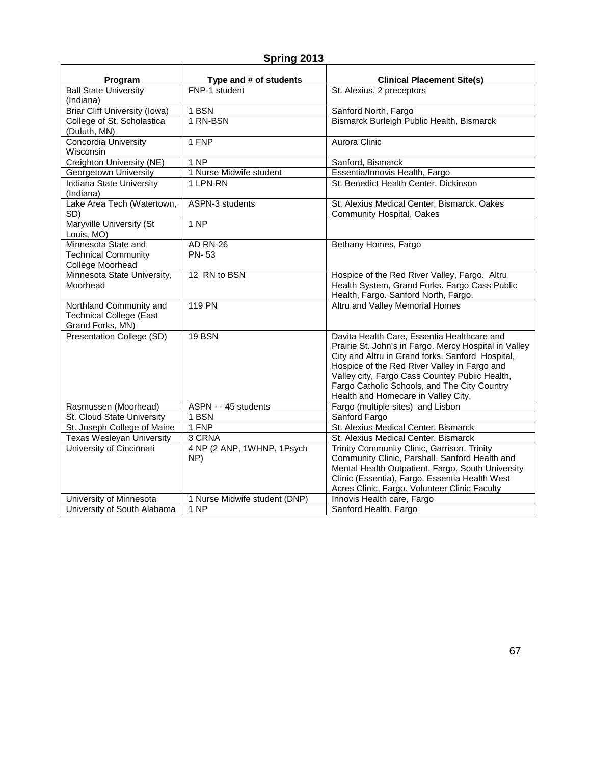## Spring 2013

| Program | Type and # of students | Clinical Placement Site(s) |
|---|---|---|
| Ball State University (Indiana) | FNP-1 student | St. Alexius, 2 preceptors |
| Briar Cliff University (Iowa) | 1 BSN | Sanford North, Fargo |
| College of St. Scholastica (Duluth, MN) | 1 RN-BSN | Bismarck Burleigh Public Health, Bismarck |
| Concordia University Wisconsin | 1 FNP | Aurora Clinic |
| Creighton University (NE) | 1 NP | Sanford, Bismarck |
| Georgetown University | 1 Nurse Midwife student | Essentia/Innovis Health, Fargo |
| Indiana State University (Indiana) | 1 LPN-RN | St. Benedict Health Center, Dickinson |
| Lake Area Tech (Watertown, SD) | ASPN-3 students | St. Alexius Medical Center, Bismarck. Oakes Community Hospital, Oakes |
| Maryville University (St Louis, MO) | 1 NP | |
| Minnesota State and Technical Community College Moorhead | AD RN-26<br>PN- 53 | Bethany Homes, Fargo |
| Minnesota State University, Moorhead | 12 RN to BSN | Hospice of the Red River Valley, Fargo. Altru Health System, Grand Forks. Fargo Cass Public Health, Fargo. Sanford North, Fargo. |
| Northland Community and Technical College (East Grand Forks, MN) | 119 PN | Altru and Valley Memorial Homes |
| Presentation College (SD) | 19 BSN | Davita Health Care, Essentia Healthcare and Prairie St. John's in Fargo. Mercy Hospital in Valley City and Altru in Grand forks. Sanford Hospital, Hospice of the Red River Valley in Fargo and Valley city, Fargo Cass Countey Public Health, Fargo Catholic Schools, and The City Country Health and Homecare in Valley City. |
| Rasmussen (Moorhead) | ASPN - - 45 students | Fargo (multiple sites) and Lisbon |
| St. Cloud State University | 1 BSN | Sanford Fargo |
| St. Joseph College of Maine | 1 FNP | St. Alexius Medical Center, Bismarck |
| Texas Wesleyan University | 3 CRNA | St. Alexius Medical Center, Bismarck |
| University of Cincinnati | 4 NP (2 ANP, 1WHNP, 1Psych NP) | Trinity Community Clinic, Garrison. Trinity Community Clinic, Parshall. Sanford Health and Mental Health Outpatient, Fargo. South University Clinic (Essentia), Fargo. Essentia Health West Acres Clinic, Fargo. Volunteer Clinic Faculty |
| University of Minnesota | 1 Nurse Midwife student (DNP) | Innovis Health care, Fargo |
| University of South Alabama | 1 NP | Sanford Health, Fargo |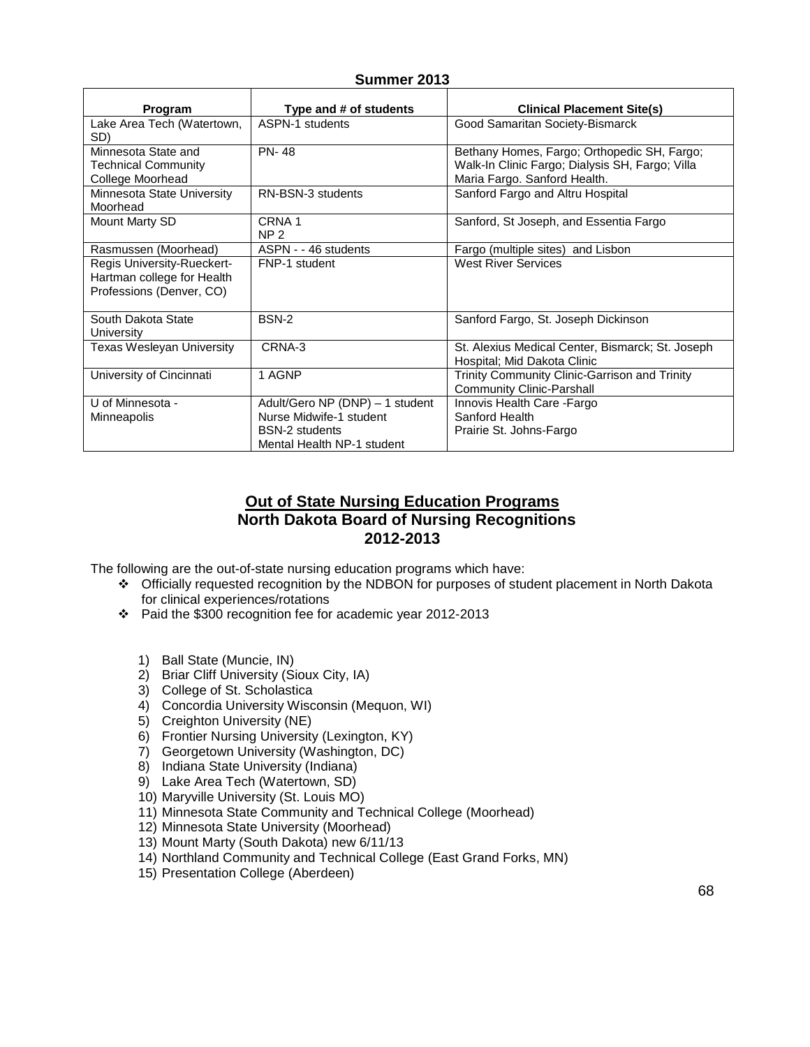**Summer 2013**

| Program | Type and # of students | Clinical Placement Site(s) |
| --- | --- | --- |
| Lake Area Tech (Watertown, SD) | ASPN-1 students | Good Samaritan Society-Bismarck |
| Minnesota State and Technical Community College Moorhead | PN- 48 | Bethany Homes, Fargo; Orthopedic SH, Fargo; Walk-In Clinic Fargo; Dialysis SH, Fargo; Villa Maria Fargo. Sanford Health. |
| Minnesota State University Moorhead | RN-BSN-3 students | Sanford Fargo and Altru Hospital |
| Mount Marty SD | CRNA 1<br>NP 2 | Sanford, St Joseph, and Essentia Fargo |
| Rasmussen (Moorhead) | ASPN - - 46 students | Fargo (multiple sites) and Lisbon |
| Regis University-Rueckert-Hartman college for Health Professions (Denver, CO) | FNP-1 student | West River Services |
| South Dakota State University | BSN-2 | Sanford Fargo, St. Joseph Dickinson |
| Texas Wesleyan University | CRNA-3 | St. Alexius Medical Center, Bismarck; St. Joseph Hospital; Mid Dakota Clinic |
| University of Cincinnati | 1 AGNP | Trinity Community Clinic-Garrison and Trinity Community Clinic-Parshall |
| U of Minnesota - Minneapolis | Adult/Gero NP (DNP) – 1 student<br>Nurse Midwife-1 student<br>BSN-2 students<br>Mental Health NP-1 student | Innovis Health Care -Fargo<br>Sanford Health<br>Prairie St. Johns-Fargo |

## Out of State Nursing Education Programs
## North Dakota Board of Nursing Recognitions
## 2012-2013

The following are the out-of-state nursing education programs which have:

- Officially requested recognition by the NDBON for purposes of student placement in North Dakota for clinical experiences/rotations
- Paid the $300 recognition fee for academic year 2012-2013

1) Ball State (Muncie, IN)
2) Briar Cliff University (Sioux City, IA)
3) College of St. Scholastica
4) Concordia University Wisconsin (Mequon, WI)
5) Creighton University (NE)
6) Frontier Nursing University (Lexington, KY)
7) Georgetown University (Washington, DC)
8) Indiana State University (Indiana)
9) Lake Area Tech (Watertown, SD)
10) Maryville University (St. Louis MO)
11) Minnesota State Community and Technical College (Moorhead)
12) Minnesota State University (Moorhead)
13) Mount Marty (South Dakota) new 6/11/13
14) Northland Community and Technical College (East Grand Forks, MN)
15) Presentation College (Aberdeen)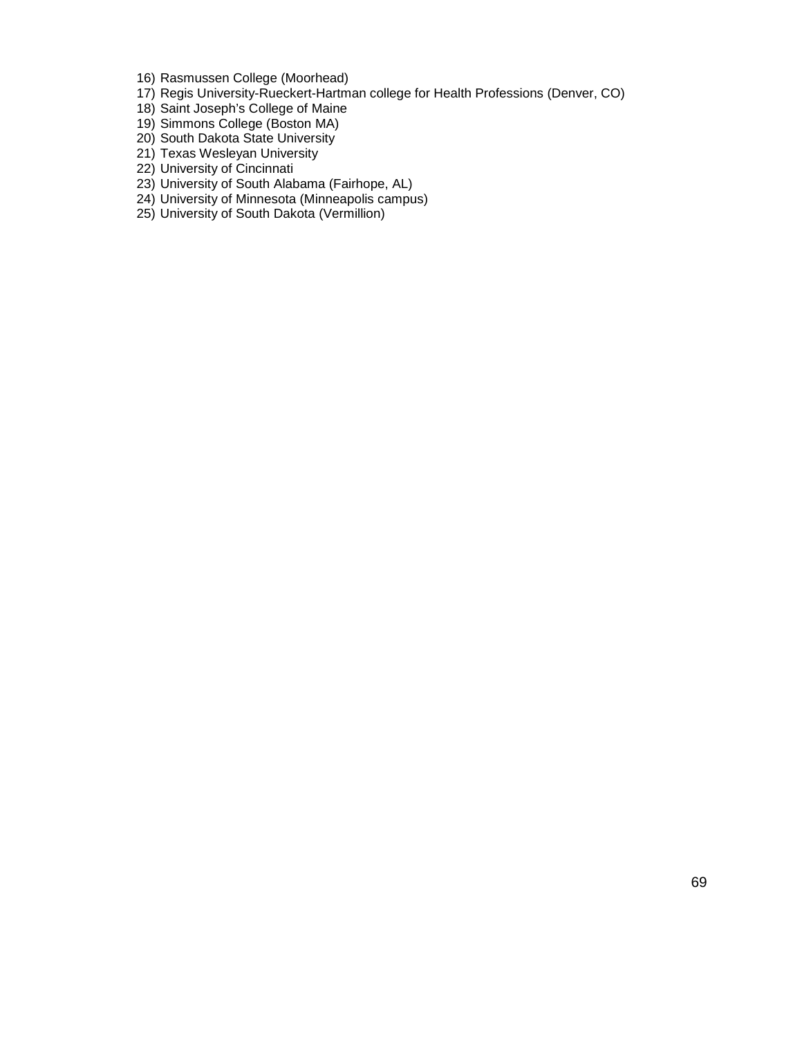16) Rasmussen College (Moorhead)
17) Regis University-Rueckert-Hartman college for Health Professions (Denver, CO)
18) Saint Joseph's College of Maine
19) Simmons College (Boston MA)
20) South Dakota State University
21) Texas Wesleyan University
22) University of Cincinnati
23) University of South Alabama (Fairhope, AL)
24) University of Minnesota (Minneapolis campus)
25) University of South Dakota (Vermillion)